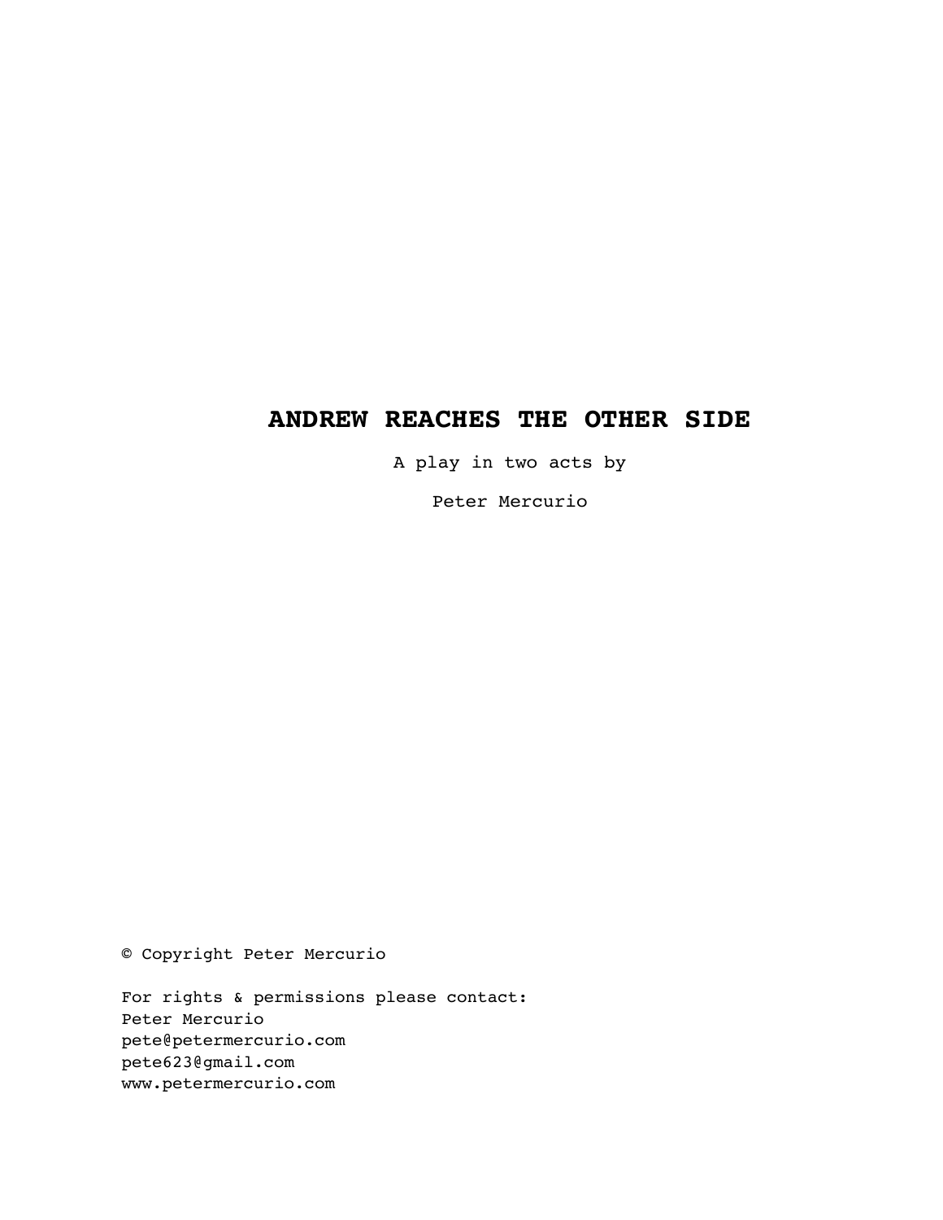# ANDREW REACHES THE OTHER SIDE

A play in two acts by

Peter Mercurio

© Copyright Peter Mercurio

For rights & permissions please contact:
Peter Mercurio
pete@petermercurio.com
pete623@gmail.com
www.petermercurio.com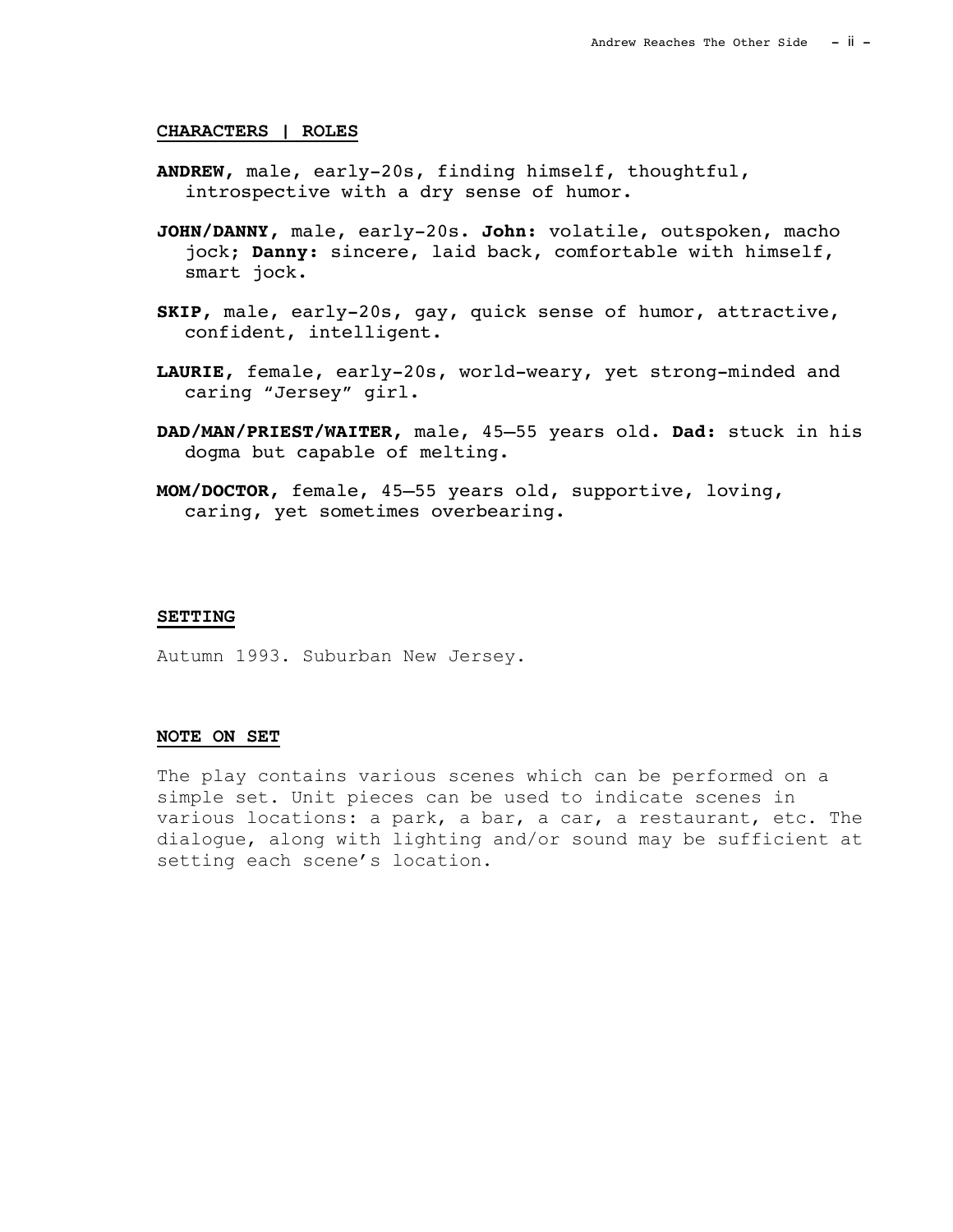## CHARACTERS | ROLES

**ANDREW**, male, early-20s, finding himself, thoughtful, introspective with a dry sense of humor.

**JOHN/DANNY**, male, early-20s. **John:** volatile, outspoken, macho jock; **Danny:** sincere, laid back, comfortable with himself, smart jock.

**SKIP**, male, early-20s, gay, quick sense of humor, attractive, confident, intelligent.

**LAURIE**, female, early-20s, world-weary, yet strong-minded and caring "Jersey" girl.

**DAD/MAN/PRIEST/WAITER**, male, 45–55 years old. **Dad:** stuck in his dogma but capable of melting.

**MOM/DOCTOR**, female, 45–55 years old, supportive, loving, caring, yet sometimes overbearing.

## SETTING

Autumn 1993. Suburban New Jersey.

## NOTE ON SET

The play contains various scenes which can be performed on a simple set. Unit pieces can be used to indicate scenes in various locations: a park, a bar, a car, a restaurant, etc. The dialogue, along with lighting and/or sound may be sufficient at setting each scene's location.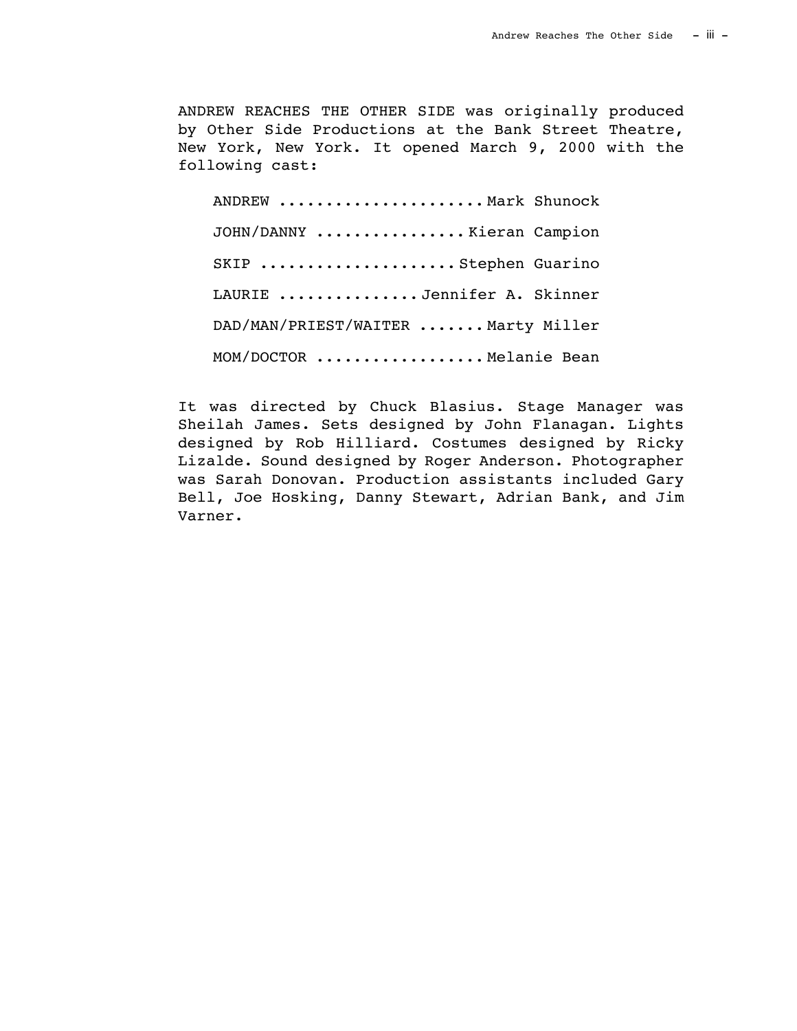ANDREW REACHES THE OTHER SIDE was originally produced by Other Side Productions at the Bank Street Theatre, New York, New York. It opened March 9, 2000 with the following cast:

ANDREW ..................... Mark Shunock

JOHN/DANNY ................ Kieran Campion

SKIP ..................... Stephen Guarino

LAURIE ............... Jennifer A. Skinner

DAD/MAN/PRIEST/WAITER ....... Marty Miller

MOM/DOCTOR .................. Melanie Bean

It was directed by Chuck Blasius. Stage Manager was Sheilah James. Sets designed by John Flanagan. Lights designed by Rob Hilliard. Costumes designed by Ricky Lizalde. Sound designed by Roger Anderson. Photographer was Sarah Donovan. Production assistants included Gary Bell, Joe Hosking, Danny Stewart, Adrian Bank, and Jim Varner.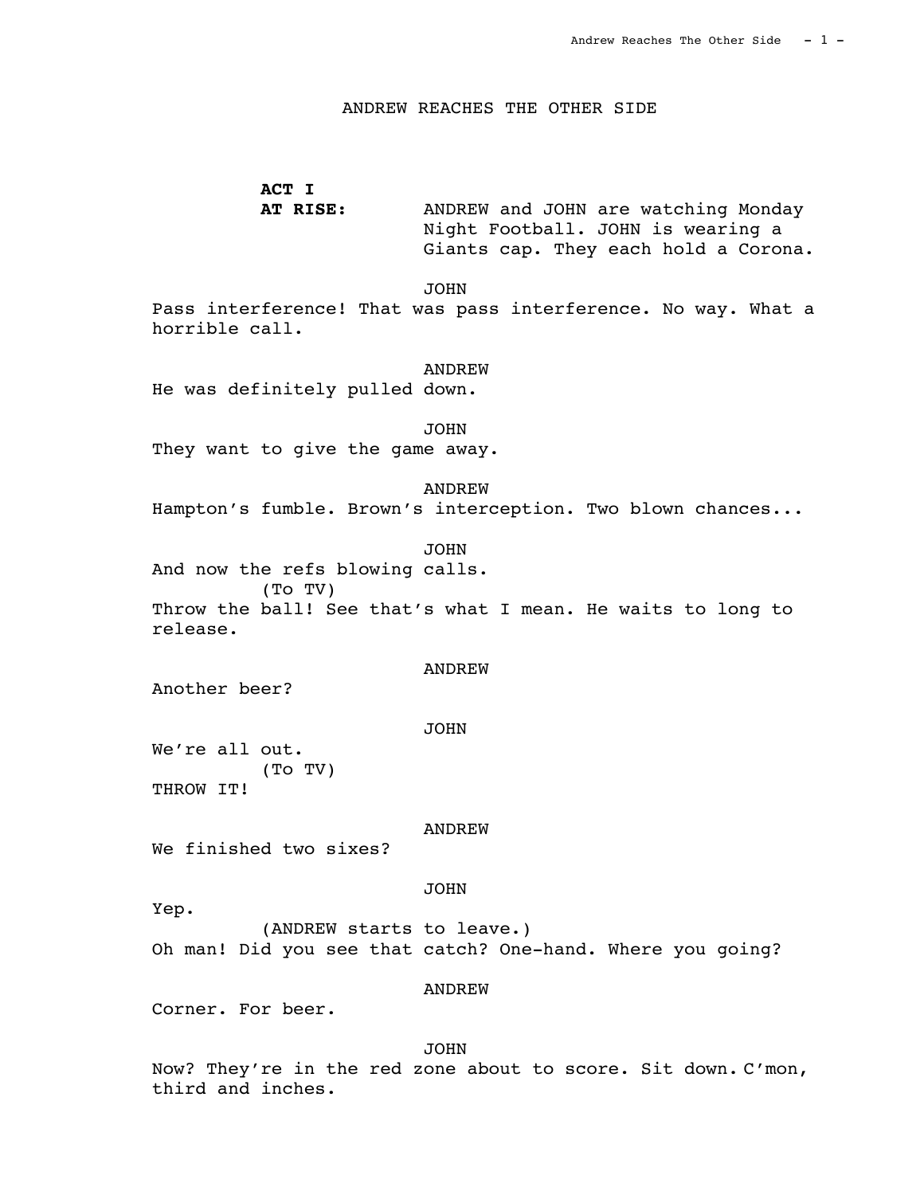# ANDREW REACHES THE OTHER SIDE

**ACT I**

**AT RISE:** ANDREW and JOHN are watching Monday Night Football. JOHN is wearing a Giants cap. They each hold a Corona.

JOHN

Pass interference! That was pass interference. No way. What a horrible call.

ANDREW

He was definitely pulled down.

JOHN

They want to give the game away.

ANDREW

Hampton's fumble. Brown's interception. Two blown chances...

JOHN

And now the refs blowing calls.

(To TV)

Throw the ball! See that's what I mean. He waits to long to release.

ANDREW

Another beer?

JOHN

We're all out.

(To TV)

THROW IT!

ANDREW

We finished two sixes?

JOHN

Yep.

(ANDREW starts to leave.)

Oh man! Did you see that catch? One-hand. Where you going?

ANDREW

Corner. For beer.

JOHN

Now? They're in the red zone about to score. Sit down. C'mon, third and inches.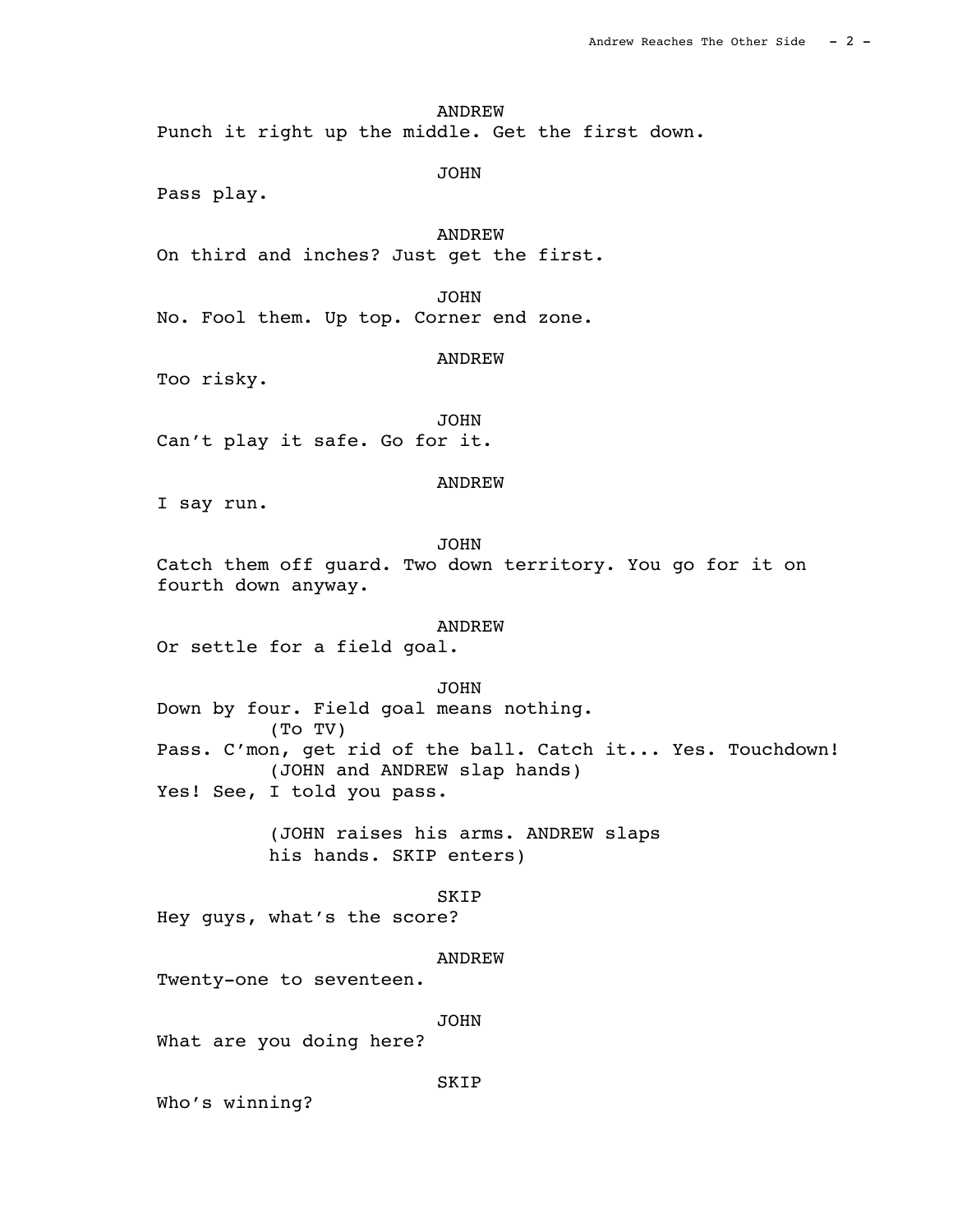ANDREW

Punch it right up the middle. Get the first down.

JOHN

Pass play.

ANDREW

On third and inches? Just get the first.

JOHN

No. Fool them. Up top. Corner end zone.

ANDREW

Too risky.

JOHN

Can't play it safe. Go for it.

ANDREW

I say run.

JOHN

Catch them off guard. Two down territory. You go for it on fourth down anyway.

ANDREW

Or settle for a field goal.

JOHN

Down by four. Field goal means nothing.
(To TV)
Pass. C'mon, get rid of the ball. Catch it... Yes. Touchdown!
(JOHN and ANDREW slap hands)
Yes! See, I told you pass.

(JOHN raises his arms. ANDREW slaps his hands. SKIP enters)

SKIP

Hey guys, what's the score?

ANDREW

Twenty-one to seventeen.

JOHN

What are you doing here?

SKIP

Who's winning?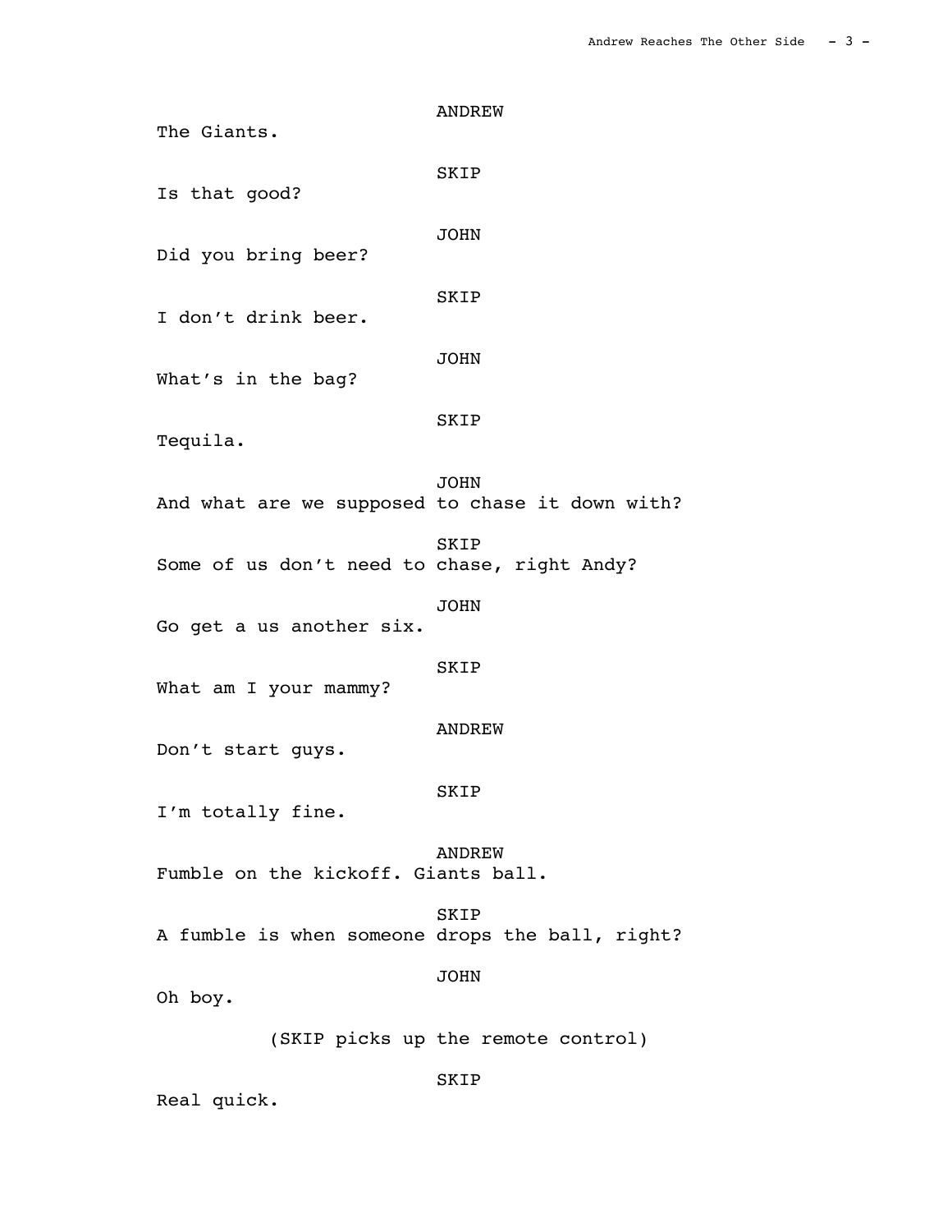ANDREW

The Giants.

SKIP

Is that good?

JOHN

Did you bring beer?

SKIP

I don't drink beer.

JOHN

What's in the bag?

SKIP

Tequila.

JOHN

And what are we supposed to chase it down with?

SKIP

Some of us don't need to chase, right Andy?

JOHN

Go get a us another six.

SKIP

What am I your mammy?

ANDREW

Don't start guys.

SKIP

I'm totally fine.

ANDREW

Fumble on the kickoff. Giants ball.

SKIP

A fumble is when someone drops the ball, right?

JOHN

Oh boy.

(SKIP picks up the remote control)

SKIP

Real quick.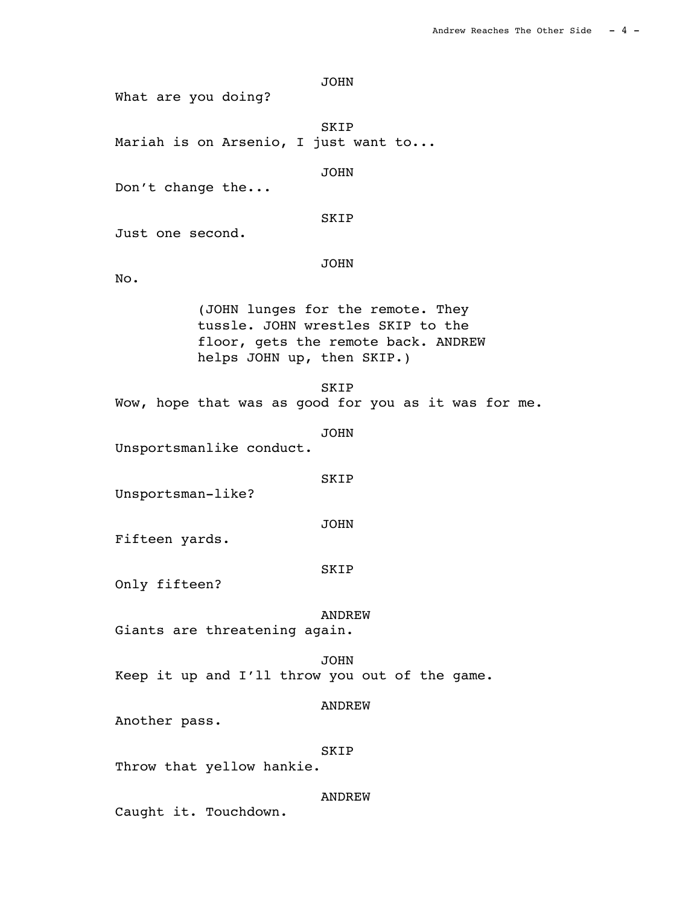JOHN

What are you doing?

SKIP

Mariah is on Arsenio, I just want to...

JOHN

Don't change the...

SKIP

Just one second.

JOHN

No.

(JOHN lunges for the remote. They tussle. JOHN wrestles SKIP to the floor, gets the remote back. ANDREW helps JOHN up, then SKIP.)

SKIP

Wow, hope that was as good for you as it was for me.

JOHN

Unsportsmanlike conduct.

SKIP

Unsportsman-like?

JOHN

Fifteen yards.

SKIP

Only fifteen?

ANDREW

Giants are threatening again.

JOHN

Keep it up and I'll throw you out of the game.

ANDREW

Another pass.

SKIP

Throw that yellow hankie.

ANDREW

Caught it. Touchdown.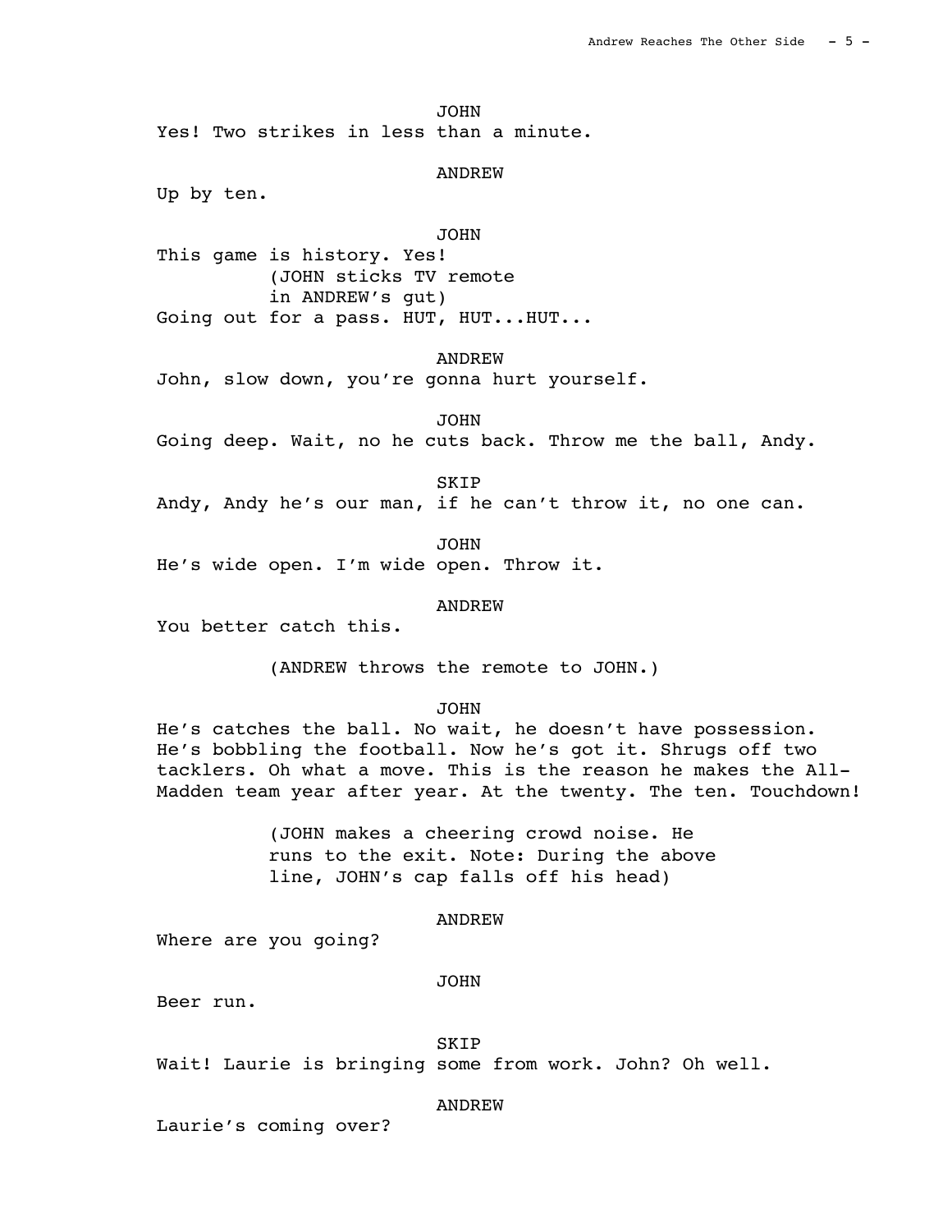JOHN

Yes! Two strikes in less than a minute.

ANDREW

Up by ten.

JOHN

This game is history. Yes!

(JOHN sticks TV remote in ANDREW's gut)

Going out for a pass. HUT, HUT...HUT...

ANDREW

John, slow down, you're gonna hurt yourself.

JOHN

Going deep. Wait, no he cuts back. Throw me the ball, Andy.

SKIP

Andy, Andy he's our man, if he can't throw it, no one can.

JOHN

He's wide open. I'm wide open. Throw it.

ANDREW

You better catch this.

(ANDREW throws the remote to JOHN.)

JOHN

He's catches the ball. No wait, he doesn't have possession. He's bobbling the football. Now he's got it. Shrugs off two tacklers. Oh what a move. This is the reason he makes the All-Madden team year after year. At the twenty. The ten. Touchdown!

(JOHN makes a cheering crowd noise. He runs to the exit. Note: During the above line, JOHN's cap falls off his head)

ANDREW

Where are you going?

JOHN

Beer run.

SKIP

Wait! Laurie is bringing some from work. John? Oh well.

ANDREW

Laurie's coming over?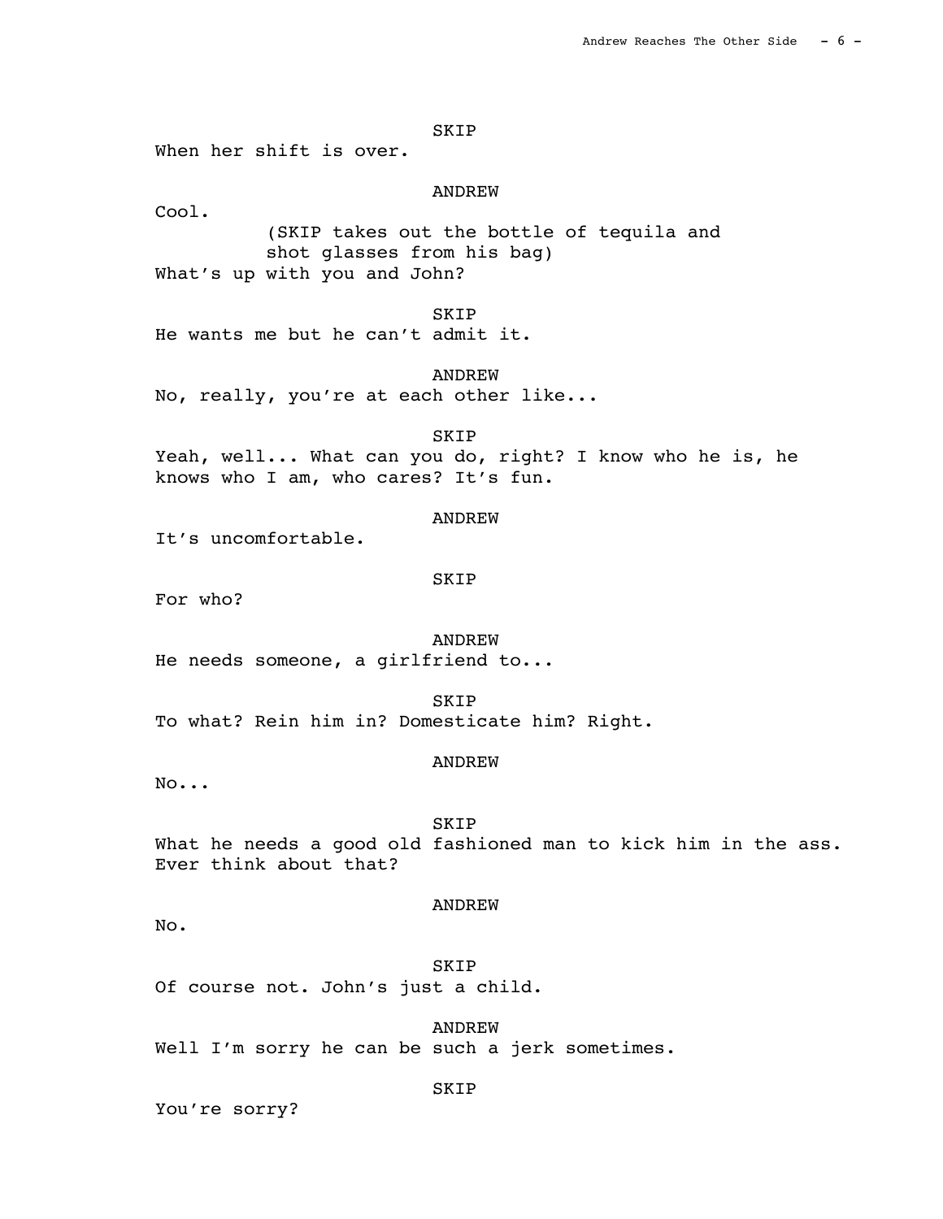SKIP
When her shift is over.

ANDREW
Cool.
(SKIP takes out the bottle of tequila and shot glasses from his bag)
What's up with you and John?

SKIP
He wants me but he can't admit it.

ANDREW
No, really, you're at each other like...

SKIP
Yeah, well... What can you do, right? I know who he is, he knows who I am, who cares? It's fun.

ANDREW
It's uncomfortable.

SKIP
For who?

ANDREW
He needs someone, a girlfriend to...

SKIP
To what? Rein him in? Domesticate him? Right.

ANDREW
No...

SKIP
What he needs a good old fashioned man to kick him in the ass. Ever think about that?

ANDREW
No.

SKIP
Of course not. John's just a child.

ANDREW
Well I'm sorry he can be such a jerk sometimes.

SKIP
You're sorry?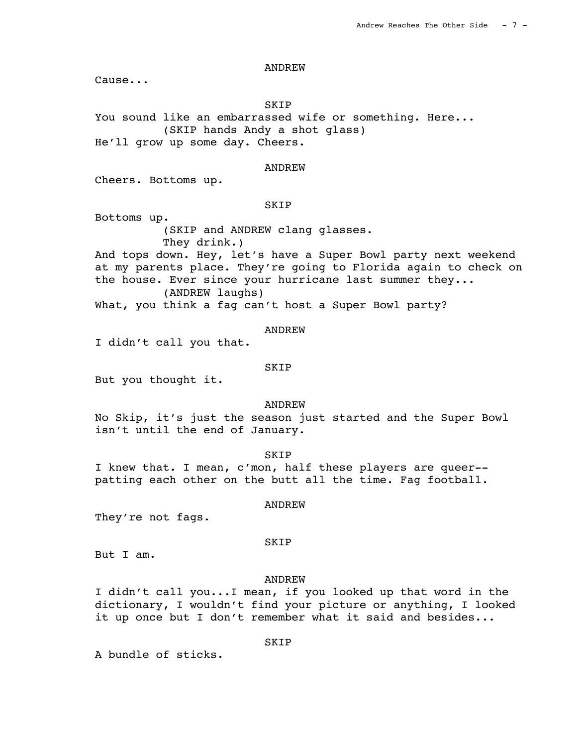ANDREW

Cause...

SKIP

You sound like an embarrassed wife or something. Here...

(SKIP hands Andy a shot glass)

He'll grow up some day. Cheers.

ANDREW

Cheers. Bottoms up.

SKIP

Bottoms up.

(SKIP and ANDREW clang glasses. They drink.)

And tops down. Hey, let's have a Super Bowl party next weekend at my parents place. They're going to Florida again to check on the house. Ever since your hurricane last summer they...

(ANDREW laughs)

What, you think a fag can't host a Super Bowl party?

ANDREW

I didn't call you that.

SKIP

But you thought it.

ANDREW

No Skip, it's just the season just started and the Super Bowl isn't until the end of January.

SKIP

I knew that. I mean, c'mon, half these players are queer--patting each other on the butt all the time. Fag football.

ANDREW

They're not fags.

SKIP

But I am.

ANDREW

I didn't call you...I mean, if you looked up that word in the dictionary, I wouldn't find your picture or anything, I looked it up once but I don't remember what it said and besides...

SKIP

A bundle of sticks.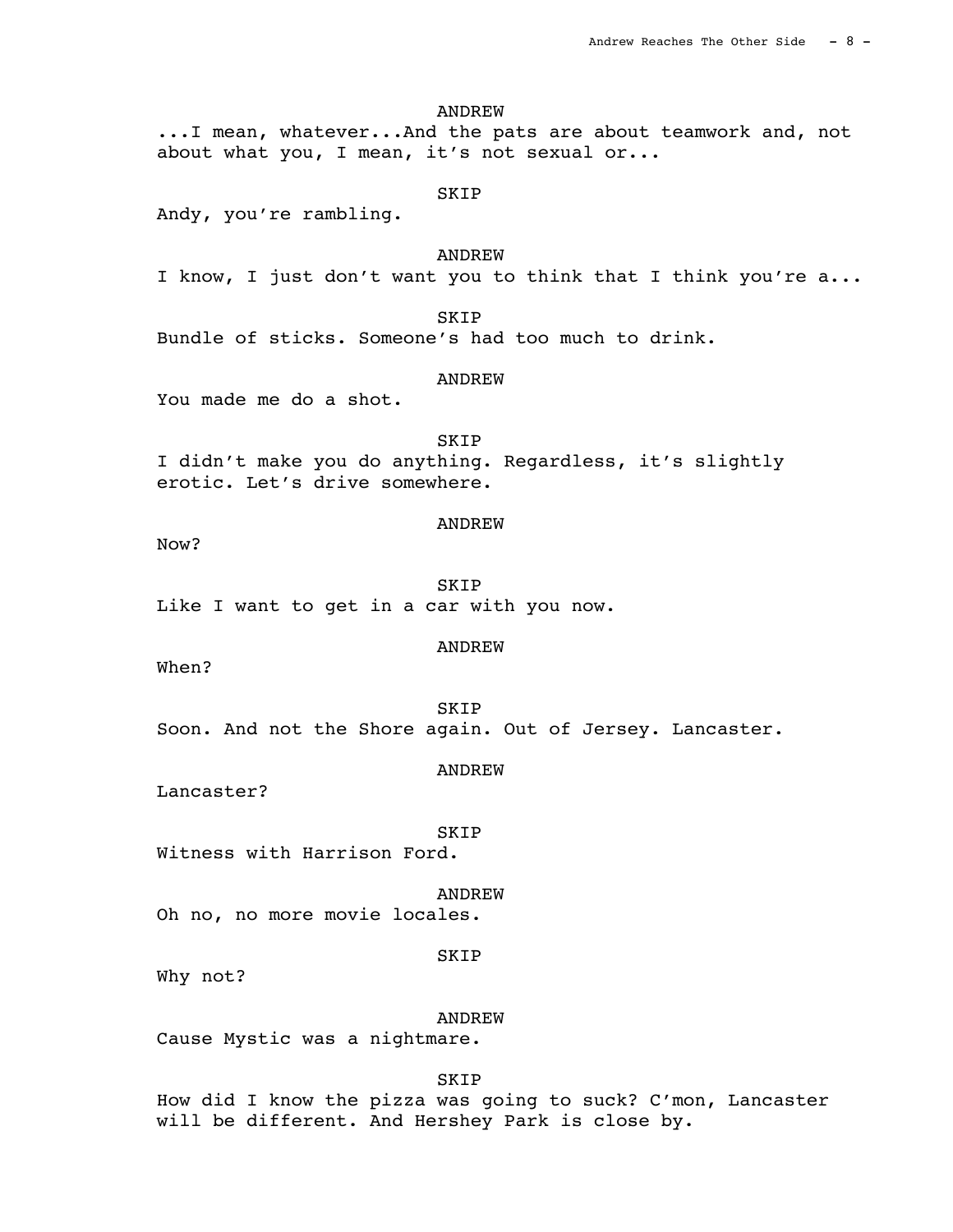ANDREW

...I mean, whatever...And the pats are about teamwork and, not about what you, I mean, it's not sexual or...

SKIP

Andy, you're rambling.

ANDREW

I know, I just don't want you to think that I think you're a...

SKIP

Bundle of sticks. Someone's had too much to drink.

ANDREW

You made me do a shot.

SKIP

I didn't make you do anything. Regardless, it's slightly erotic. Let's drive somewhere.

ANDREW

Now?

SKIP

Like I want to get in a car with you now.

ANDREW

When?

SKIP

Soon. And not the Shore again. Out of Jersey. Lancaster.

ANDREW

Lancaster?

SKIP

Witness with Harrison Ford.

ANDREW

Oh no, no more movie locales.

SKIP

Why not?

ANDREW

Cause Mystic was a nightmare.

SKIP

How did I know the pizza was going to suck? C'mon, Lancaster will be different. And Hershey Park is close by.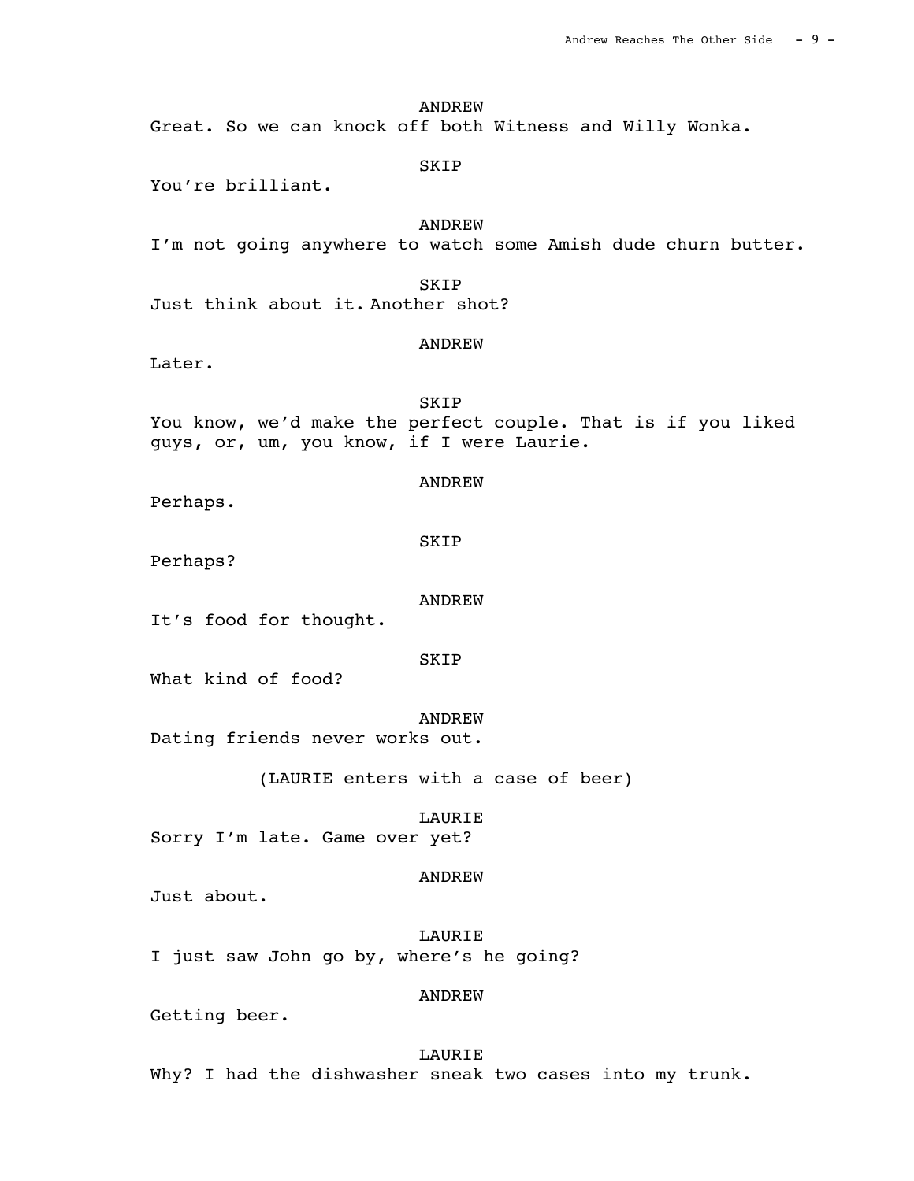ANDREW

Great. So we can knock off both Witness and Willy Wonka.

SKIP

You're brilliant.

ANDREW

I'm not going anywhere to watch some Amish dude churn butter.

SKIP

Just think about it. Another shot?

ANDREW

Later.

SKIP

You know, we'd make the perfect couple. That is if you liked guys, or, um, you know, if I were Laurie.

ANDREW

Perhaps.

SKIP

Perhaps?

ANDREW

It's food for thought.

SKIP

What kind of food?

ANDREW

Dating friends never works out.

(LAURIE enters with a case of beer)

LAURIE

Sorry I'm late. Game over yet?

ANDREW

Just about.

LAURIE

I just saw John go by, where's he going?

ANDREW

Getting beer.

LAURIE

Why? I had the dishwasher sneak two cases into my trunk.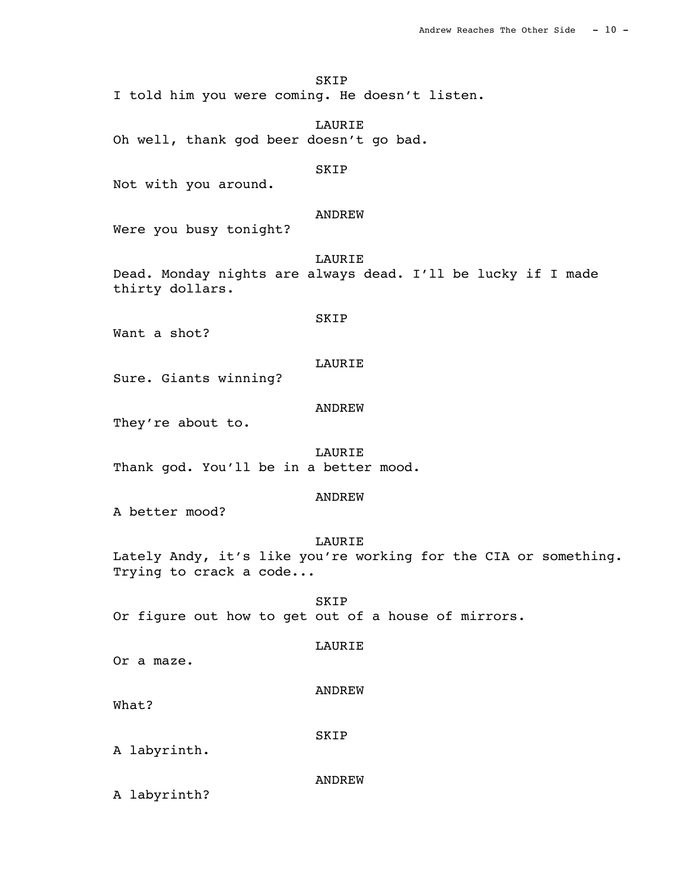SKIP

I told him you were coming. He doesn't listen.

LAURIE

Oh well, thank god beer doesn't go bad.

SKIP

Not with you around.

ANDREW

Were you busy tonight?

LAURIE

Dead. Monday nights are always dead. I'll be lucky if I made thirty dollars.

SKIP

Want a shot?

LAURIE

Sure. Giants winning?

ANDREW

They're about to.

LAURIE

Thank god. You'll be in a better mood.

ANDREW

A better mood?

LAURIE

Lately Andy, it's like you're working for the CIA or something. Trying to crack a code...

SKIP

Or figure out how to get out of a house of mirrors.

LAURIE

Or a maze.

ANDREW

What?

SKIP

A labyrinth.

ANDREW

A labyrinth?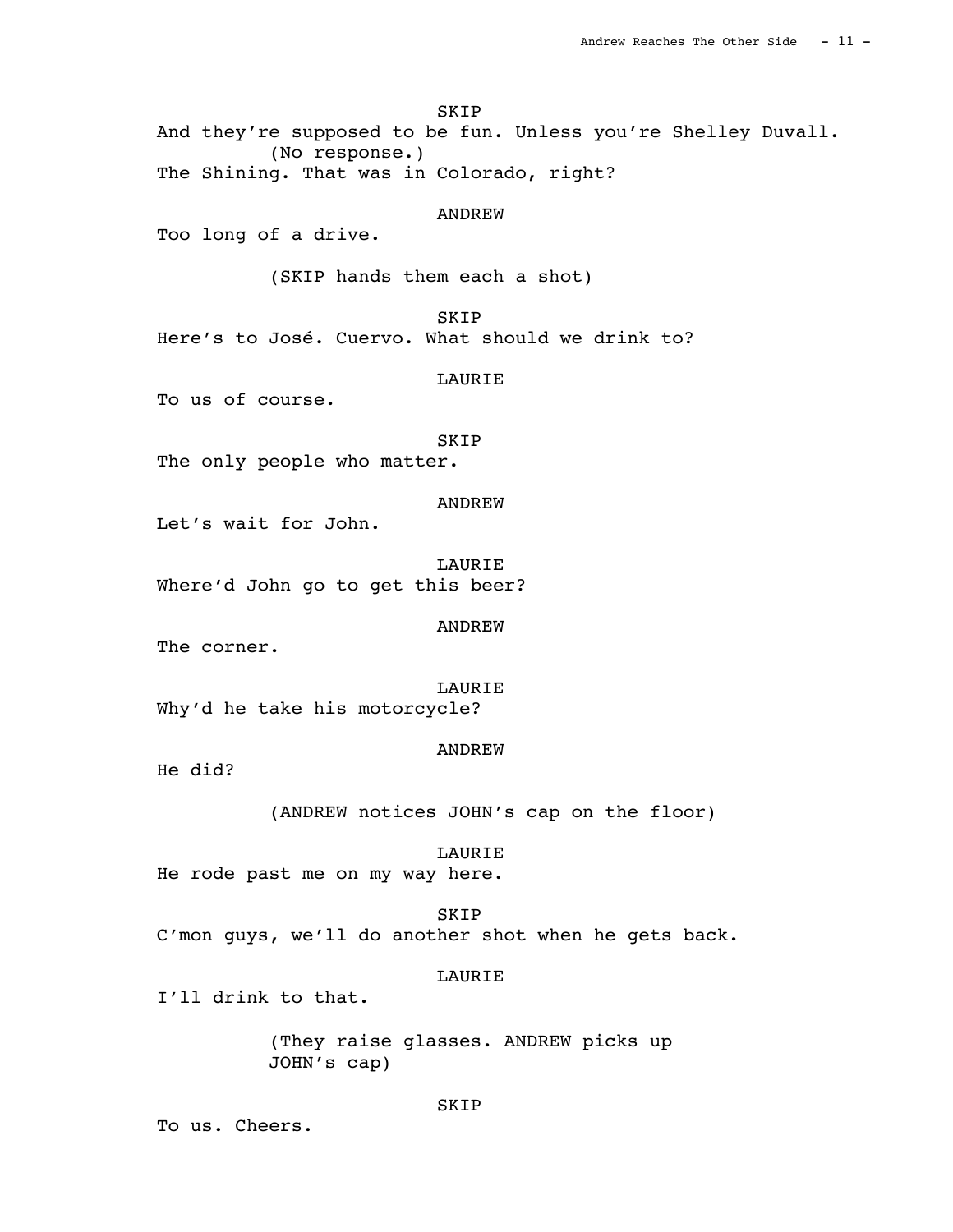SKIP
And they're supposed to be fun. Unless you're Shelley Duvall.
(No response.)
The Shining. That was in Colorado, right?

ANDREW
Too long of a drive.

(SKIP hands them each a shot)

SKIP
Here's to José. Cuervo. What should we drink to?

LAURIE
To us of course.

SKIP
The only people who matter.

ANDREW
Let's wait for John.

LAURIE
Where'd John go to get this beer?

ANDREW
The corner.

LAURIE
Why'd he take his motorcycle?

ANDREW
He did?

(ANDREW notices JOHN's cap on the floor)

LAURIE
He rode past me on my way here.

SKIP
C'mon guys, we'll do another shot when he gets back.

LAURIE
I'll drink to that.

(They raise glasses. ANDREW picks up JOHN's cap)

SKIP
To us. Cheers.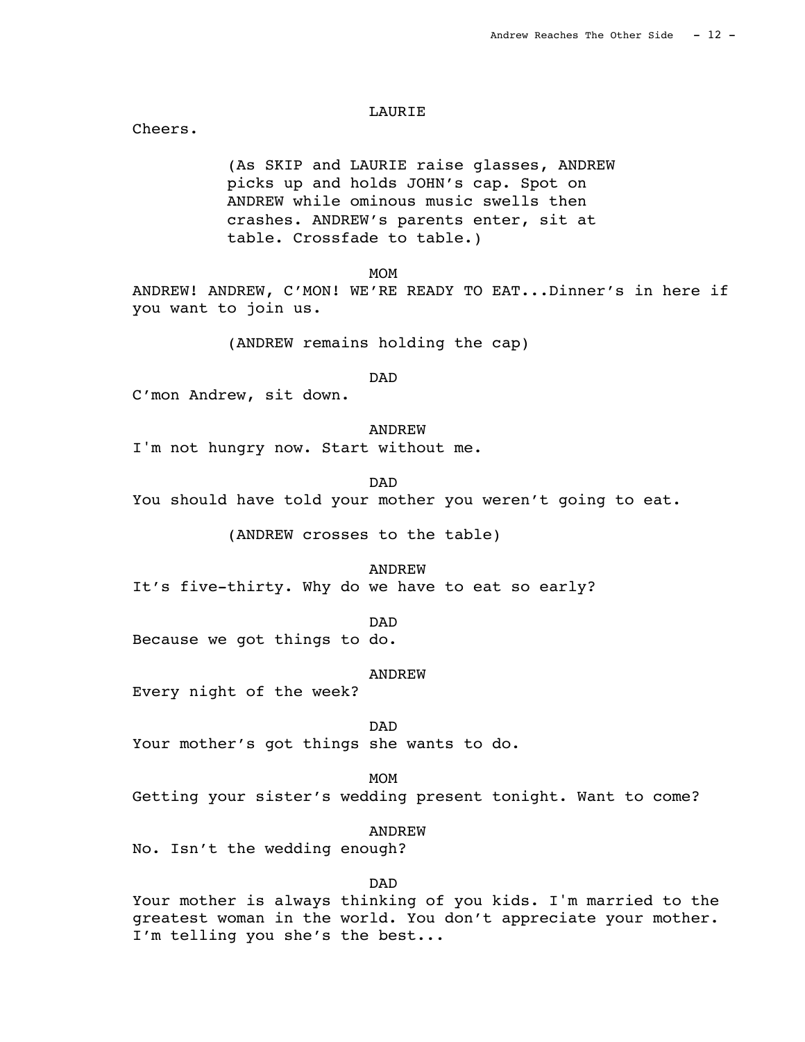LAURIE

Cheers.

(As SKIP and LAURIE raise glasses, ANDREW picks up and holds JOHN's cap. Spot on ANDREW while ominous music swells then crashes. ANDREW's parents enter, sit at table. Crossfade to table.)

MOM

ANDREW! ANDREW, C'MON! WE'RE READY TO EAT...Dinner's in here if you want to join us.

(ANDREW remains holding the cap)

DAD

C'mon Andrew, sit down.

ANDREW

I'm not hungry now. Start without me.

DAD

You should have told your mother you weren't going to eat.

(ANDREW crosses to the table)

ANDREW

It's five-thirty. Why do we have to eat so early?

DAD

Because we got things to do.

ANDREW

Every night of the week?

DAD

Your mother's got things she wants to do.

MOM

Getting your sister's wedding present tonight. Want to come?

ANDREW

No. Isn't the wedding enough?

DAD

Your mother is always thinking of you kids. I'm married to the greatest woman in the world. You don't appreciate your mother. I'm telling you she's the best...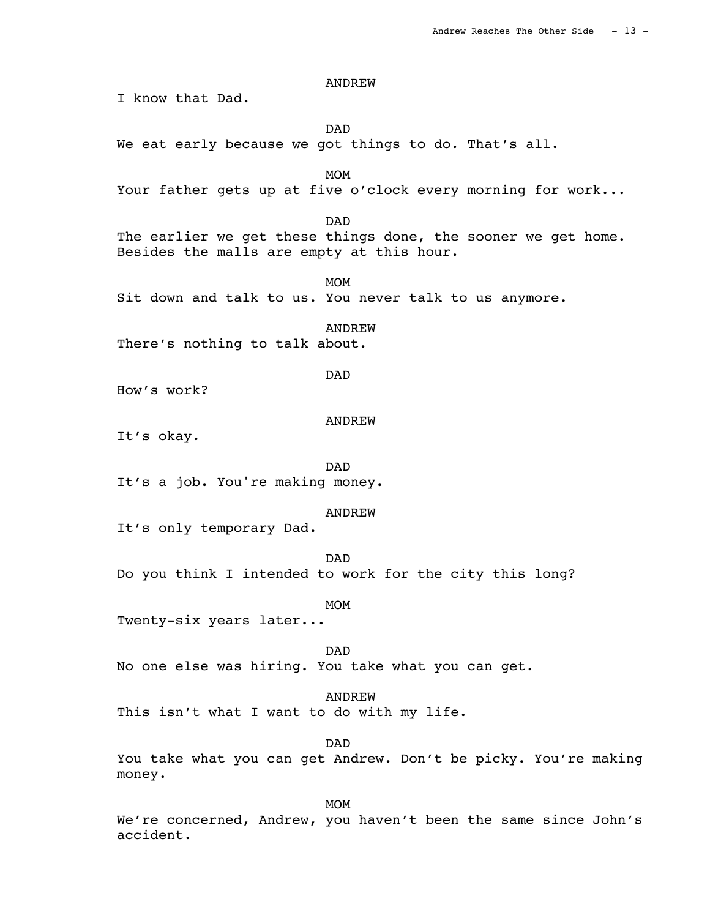ANDREW
I know that Dad.

DAD
We eat early because we got things to do. That's all.

MOM
Your father gets up at five o'clock every morning for work...

DAD
The earlier we get these things done, the sooner we get home. Besides the malls are empty at this hour.

MOM
Sit down and talk to us. You never talk to us anymore.

ANDREW
There's nothing to talk about.

DAD
How's work?

ANDREW
It's okay.

DAD
It's a job. You're making money.

ANDREW
It's only temporary Dad.

DAD
Do you think I intended to work for the city this long?

MOM
Twenty-six years later...

DAD
No one else was hiring. You take what you can get.

ANDREW
This isn't what I want to do with my life.

DAD
You take what you can get Andrew. Don't be picky. You're making money.

MOM
We're concerned, Andrew, you haven't been the same since John's accident.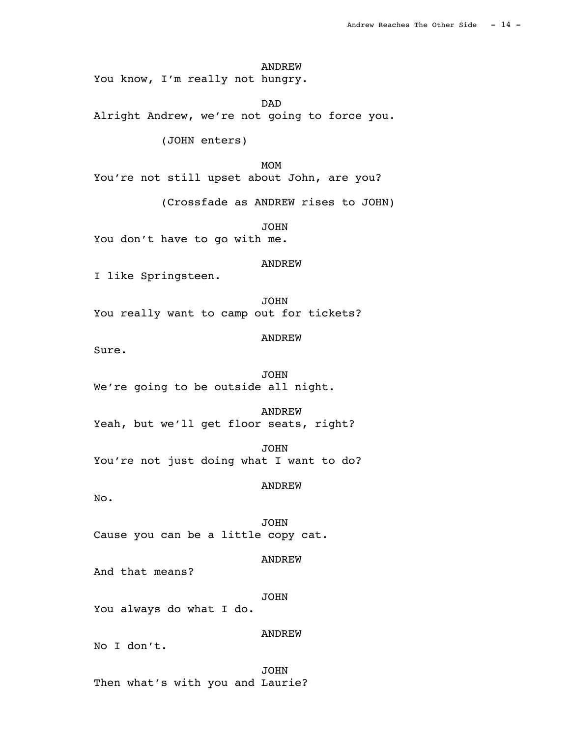ANDREW
You know, I'm really not hungry.

DAD
Alright Andrew, we're not going to force you.

(JOHN enters)

MOM
You're not still upset about John, are you?

(Crossfade as ANDREW rises to JOHN)

JOHN
You don't have to go with me.

ANDREW
I like Springsteen.

JOHN
You really want to camp out for tickets?

ANDREW
Sure.

JOHN
We're going to be outside all night.

ANDREW
Yeah, but we'll get floor seats, right?

JOHN
You're not just doing what I want to do?

ANDREW
No.

JOHN
Cause you can be a little copy cat.

ANDREW
And that means?

JOHN
You always do what I do.

ANDREW
No I don't.

JOHN
Then what's with you and Laurie?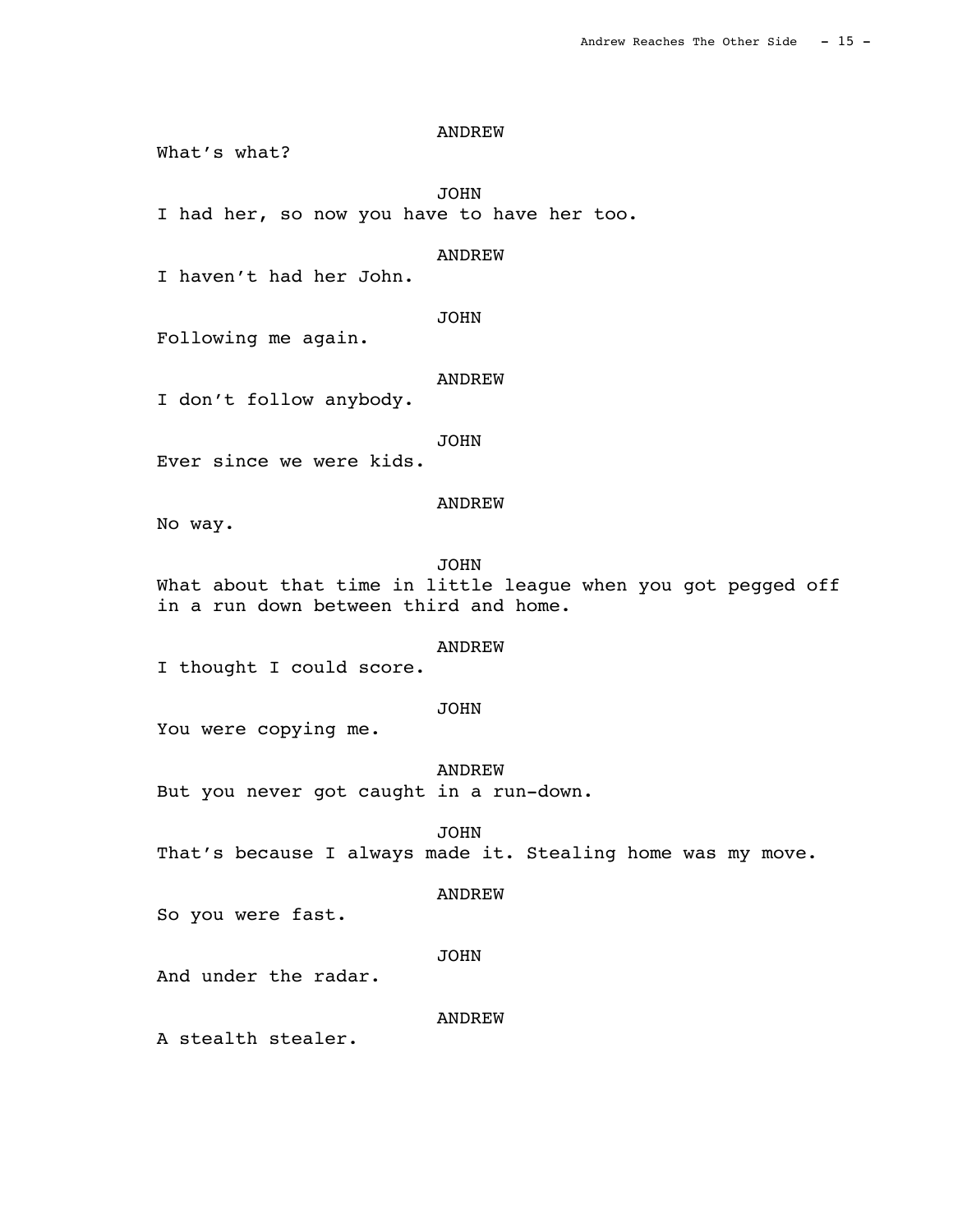ANDREW

What's what?

JOHN

I had her, so now you have to have her too.

ANDREW

I haven't had her John.

JOHN

Following me again.

ANDREW

I don't follow anybody.

JOHN

Ever since we were kids.

ANDREW

No way.

JOHN

What about that time in little league when you got pegged off in a run down between third and home.

ANDREW

I thought I could score.

JOHN

You were copying me.

ANDREW

But you never got caught in a run-down.

JOHN

That's because I always made it. Stealing home was my move.

ANDREW

So you were fast.

JOHN

And under the radar.

ANDREW

A stealth stealer.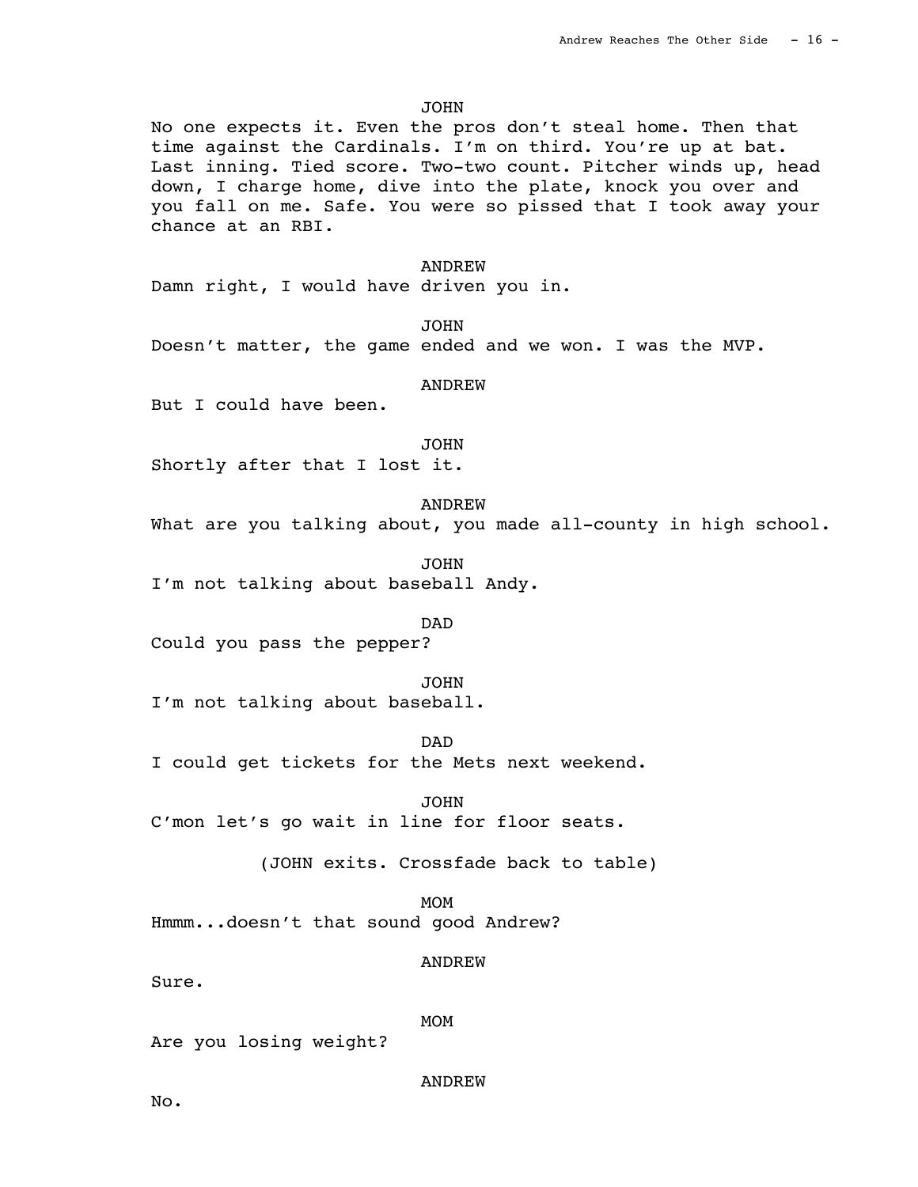JOHN

No one expects it. Even the pros don't steal home. Then that time against the Cardinals. I'm on third. You're up at bat. Last inning. Tied score. Two-two count. Pitcher winds up, head down, I charge home, dive into the plate, knock you over and you fall on me. Safe. You were so pissed that I took away your chance at an RBI.

ANDREW

Damn right, I would have driven you in.

JOHN

Doesn't matter, the game ended and we won. I was the MVP.

ANDREW

But I could have been.

JOHN

Shortly after that I lost it.

ANDREW

What are you talking about, you made all-county in high school.

JOHN

I'm not talking about baseball Andy.

DAD

Could you pass the pepper?

JOHN

I'm not talking about baseball.

DAD

I could get tickets for the Mets next weekend.

JOHN

C'mon let's go wait in line for floor seats.

(JOHN exits. Crossfade back to table)

MOM

Hmmm...doesn't that sound good Andrew?

ANDREW

Sure.

MOM

Are you losing weight?

ANDREW

No.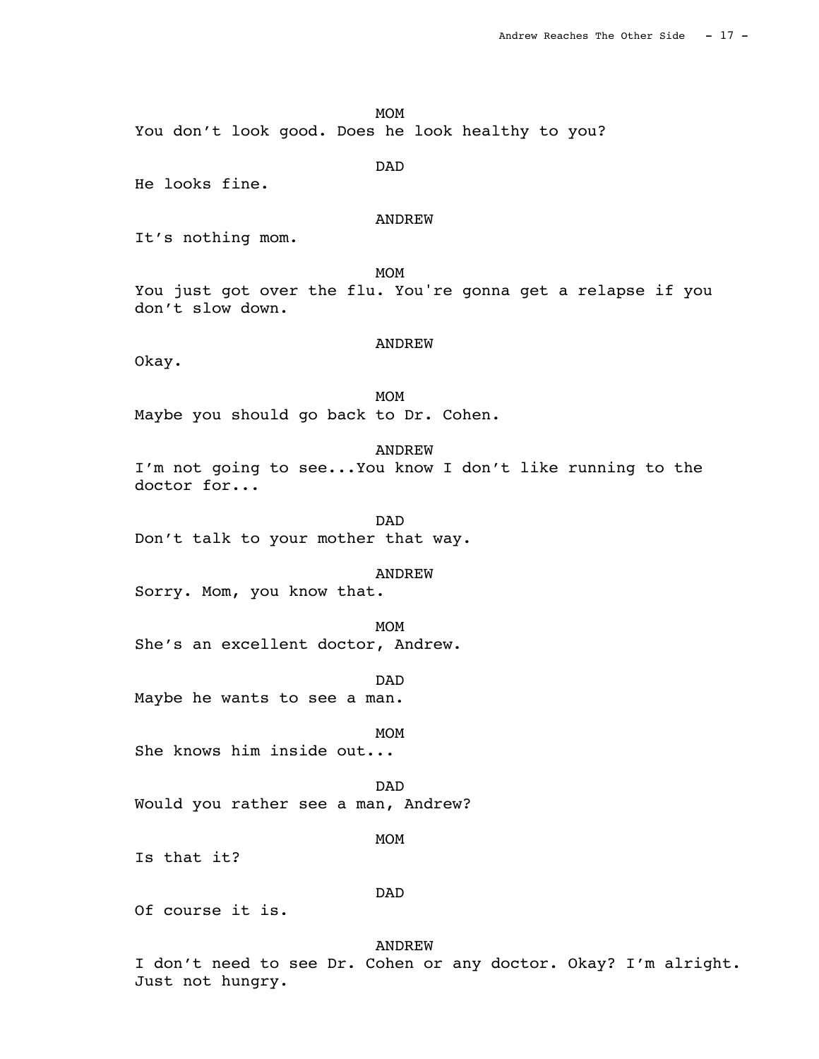MOM
You don't look good. Does he look healthy to you?

DAD
He looks fine.

ANDREW
It's nothing mom.

MOM
You just got over the flu. You're gonna get a relapse if you don't slow down.

ANDREW
Okay.

MOM
Maybe you should go back to Dr. Cohen.

ANDREW
I'm not going to see...You know I don't like running to the doctor for...

DAD
Don't talk to your mother that way.

ANDREW
Sorry. Mom, you know that.

MOM
She's an excellent doctor, Andrew.

DAD
Maybe he wants to see a man.

MOM
She knows him inside out...

DAD
Would you rather see a man, Andrew?

MOM
Is that it?

DAD
Of course it is.

ANDREW
I don't need to see Dr. Cohen or any doctor. Okay? I'm alright. Just not hungry.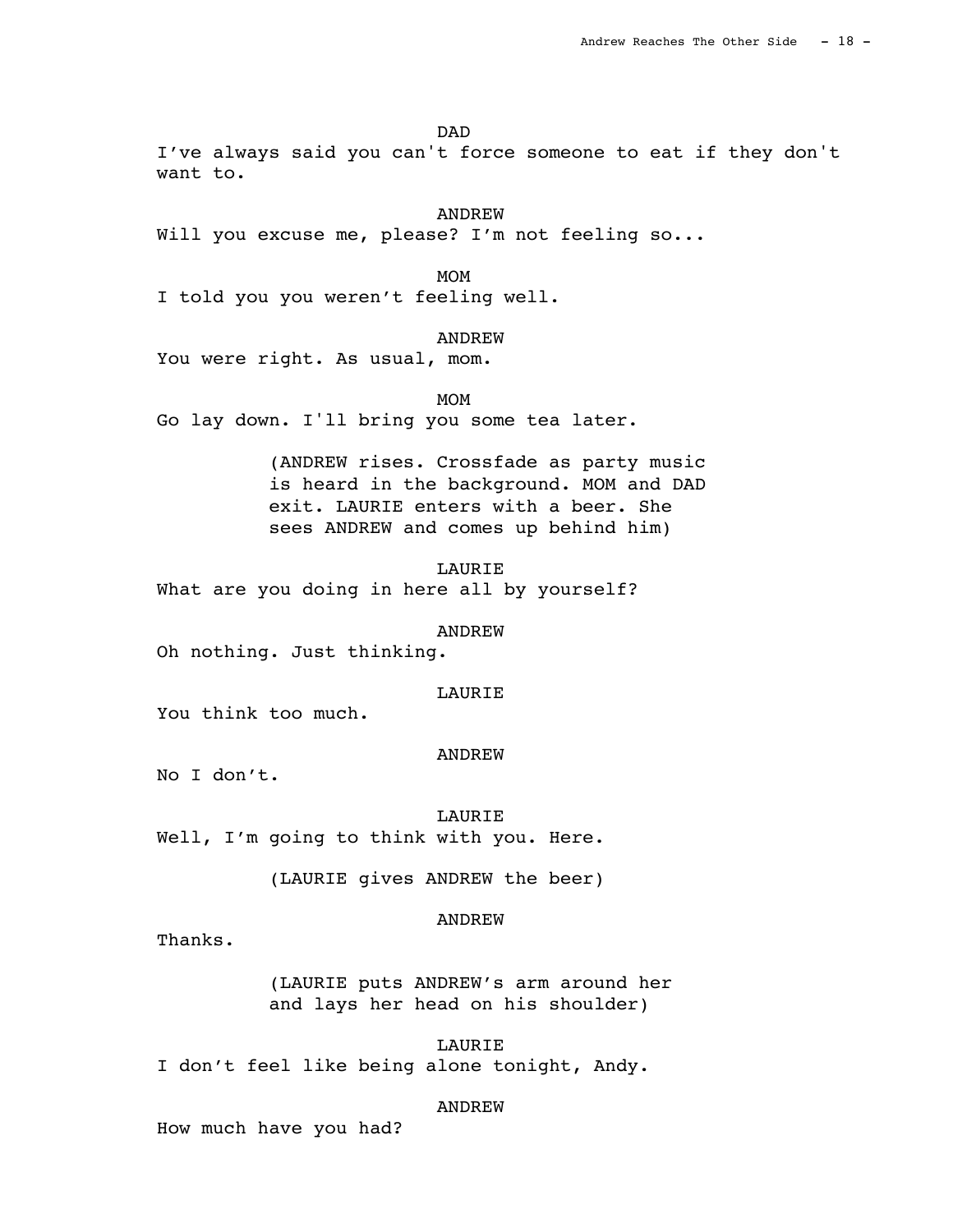DAD

I've always said you can't force someone to eat if they don't want to.

ANDREW

Will you excuse me, please? I'm not feeling so...

MOM

I told you you weren't feeling well.

ANDREW

You were right. As usual, mom.

MOM

Go lay down. I'll bring you some tea later.

(ANDREW rises. Crossfade as party music is heard in the background. MOM and DAD exit. LAURIE enters with a beer. She sees ANDREW and comes up behind him)

LAURIE

What are you doing in here all by yourself?

ANDREW

Oh nothing. Just thinking.

LAURIE

You think too much.

ANDREW

No I don't.

LAURIE

Well, I'm going to think with you. Here.

(LAURIE gives ANDREW the beer)

ANDREW

Thanks.

(LAURIE puts ANDREW's arm around her and lays her head on his shoulder)

LAURIE

I don't feel like being alone tonight, Andy.

ANDREW

How much have you had?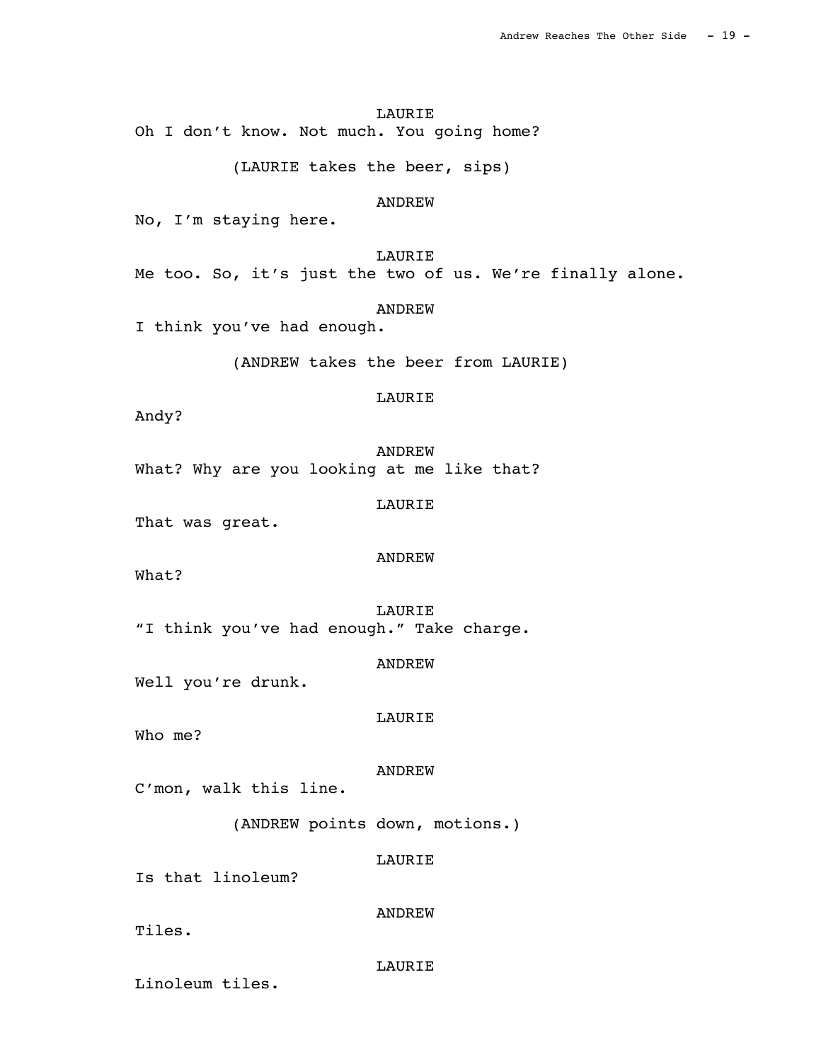LAURIE

Oh I don't know. Not much. You going home?

(LAURIE takes the beer, sips)

ANDREW

No, I'm staying here.

LAURIE

Me too. So, it's just the two of us. We're finally alone.

ANDREW

I think you've had enough.

(ANDREW takes the beer from LAURIE)

LAURIE

Andy?

ANDREW

What? Why are you looking at me like that?

LAURIE

That was great.

ANDREW

What?

LAURIE

"I think you've had enough." Take charge.

ANDREW

Well you're drunk.

LAURIE

Who me?

ANDREW

C'mon, walk this line.

(ANDREW points down, motions.)

LAURIE

Is that linoleum?

ANDREW

Tiles.

LAURIE

Linoleum tiles.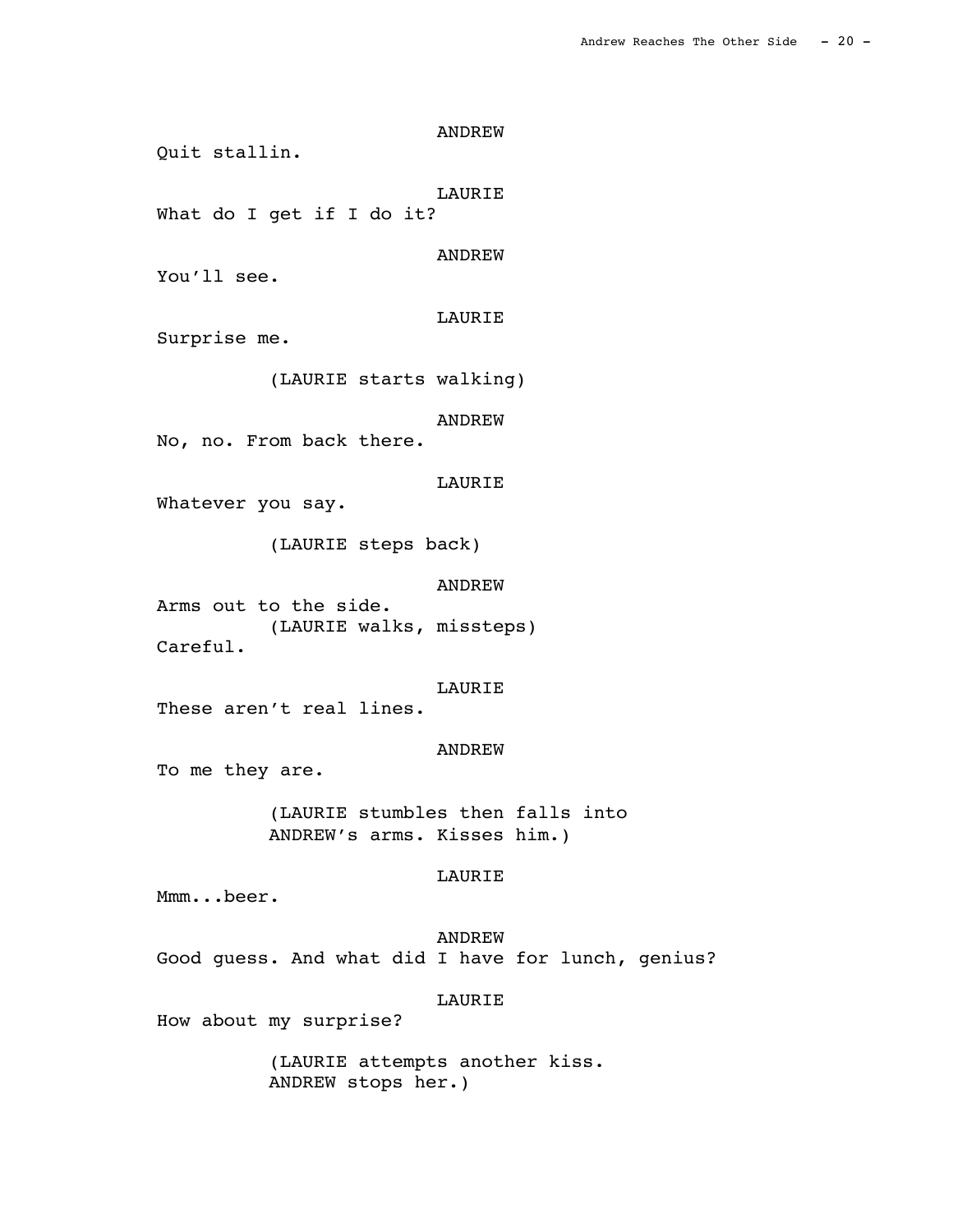ANDREW
Quit stallin.

LAURIE
What do I get if I do it?

ANDREW
You'll see.

LAURIE
Surprise me.

(LAURIE starts walking)

ANDREW
No, no. From back there.

LAURIE
Whatever you say.

(LAURIE steps back)

ANDREW
Arms out to the side.
(LAURIE walks, missteps)
Careful.

LAURIE
These aren't real lines.

ANDREW
To me they are.

(LAURIE stumbles then falls into ANDREW's arms. Kisses him.)

LAURIE
Mmm...beer.

ANDREW
Good guess. And what did I have for lunch, genius?

LAURIE
How about my surprise?

(LAURIE attempts another kiss. ANDREW stops her.)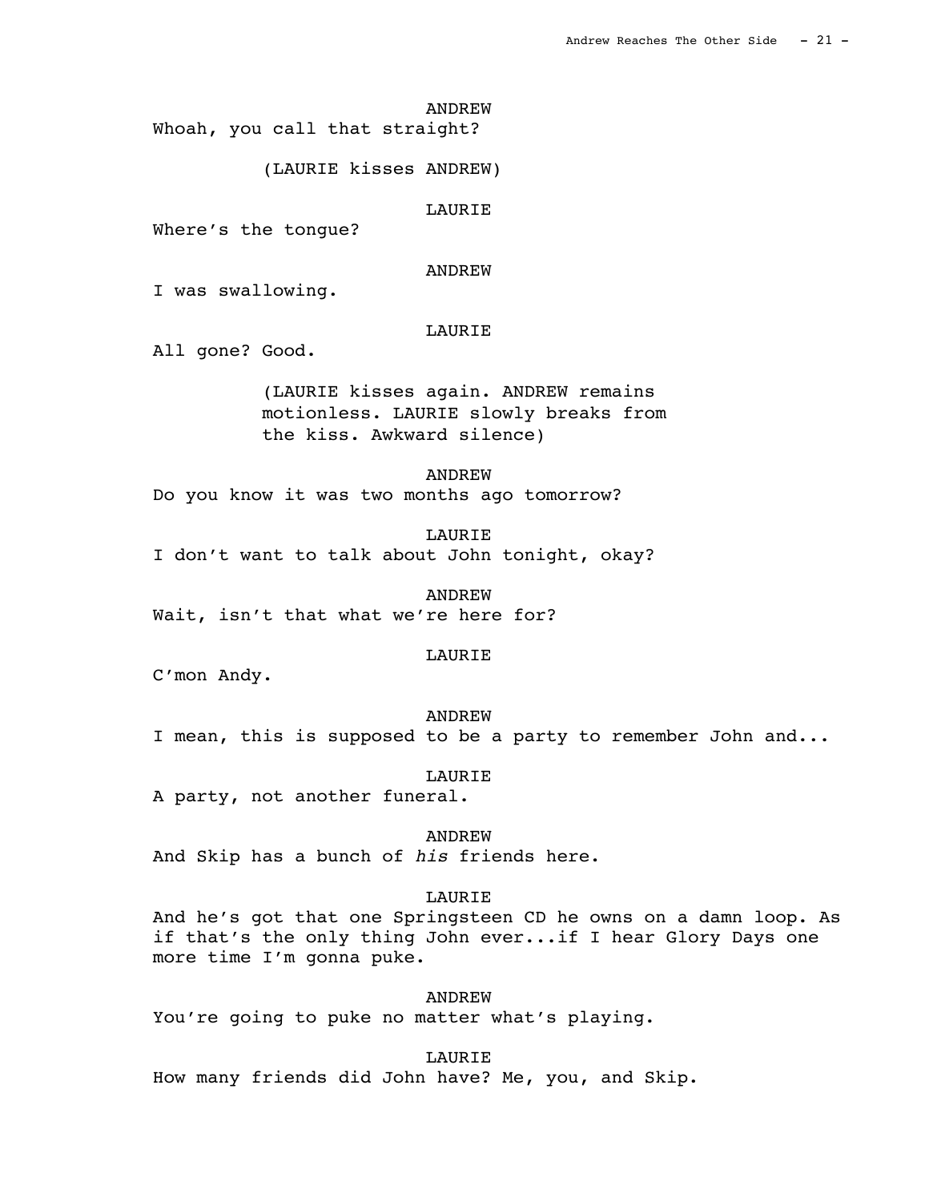ANDREW

Whoah, you call that straight?

(LAURIE kisses ANDREW)

LAURIE

Where's the tongue?

ANDREW

I was swallowing.

LAURIE

All gone? Good.

(LAURIE kisses again. ANDREW remains motionless. LAURIE slowly breaks from the kiss. Awkward silence)

ANDREW

Do you know it was two months ago tomorrow?

LAURIE

I don't want to talk about John tonight, okay?

ANDREW

Wait, isn't that what we're here for?

LAURIE

C'mon Andy.

ANDREW

I mean, this is supposed to be a party to remember John and...

LAURIE

A party, not another funeral.

ANDREW

And Skip has a bunch of *his* friends here.

LAURIE

And he's got that one Springsteen CD he owns on a damn loop. As if that's the only thing John ever...if I hear Glory Days one more time I'm gonna puke.

ANDREW

You're going to puke no matter what's playing.

LAURIE

How many friends did John have? Me, you, and Skip.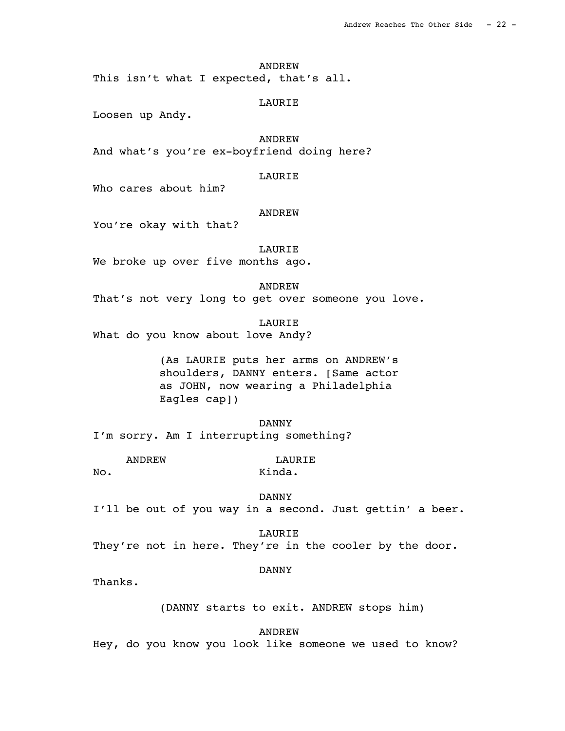ANDREW
This isn't what I expected, that's all.

LAURIE
Loosen up Andy.

ANDREW
And what's you're ex-boyfriend doing here?

LAURIE
Who cares about him?

ANDREW
You're okay with that?

LAURIE
We broke up over five months ago.

ANDREW
That's not very long to get over someone you love.

LAURIE
What do you know about love Andy?

(As LAURIE puts her arms on ANDREW's shoulders, DANNY enters. [Same actor as JOHN, now wearing a Philadelphia Eagles cap])

DANNY
I'm sorry. Am I interrupting something?

ANDREW
No.

LAURIE
Kinda.

DANNY
I'll be out of you way in a second. Just gettin' a beer.

LAURIE
They're not in here. They're in the cooler by the door.

DANNY
Thanks.

(DANNY starts to exit. ANDREW stops him)

ANDREW
Hey, do you know you look like someone we used to know?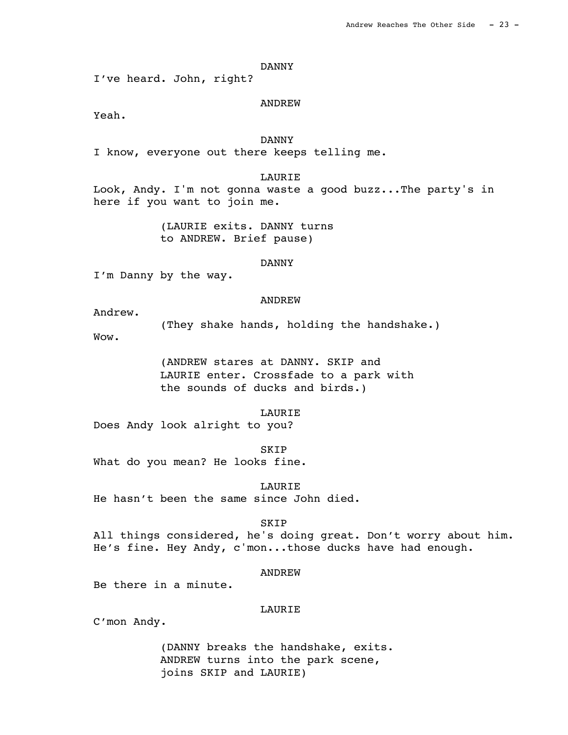DANNY

I've heard. John, right?

ANDREW

Yeah.

DANNY

I know, everyone out there keeps telling me.

LAURIE

Look, Andy. I'm not gonna waste a good buzz...The party's in here if you want to join me.

(LAURIE exits. DANNY turns to ANDREW. Brief pause)

DANNY

I'm Danny by the way.

ANDREW

Andrew.

(They shake hands, holding the handshake.)

Wow.

(ANDREW stares at DANNY. SKIP and LAURIE enter. Crossfade to a park with the sounds of ducks and birds.)

LAURIE

Does Andy look alright to you?

SKIP

What do you mean? He looks fine.

LAURIE

He hasn't been the same since John died.

SKIP

All things considered, he's doing great. Don't worry about him. He's fine. Hey Andy, c'mon...those ducks have had enough.

ANDREW

Be there in a minute.

LAURIE

C'mon Andy.

(DANNY breaks the handshake, exits. ANDREW turns into the park scene, joins SKIP and LAURIE)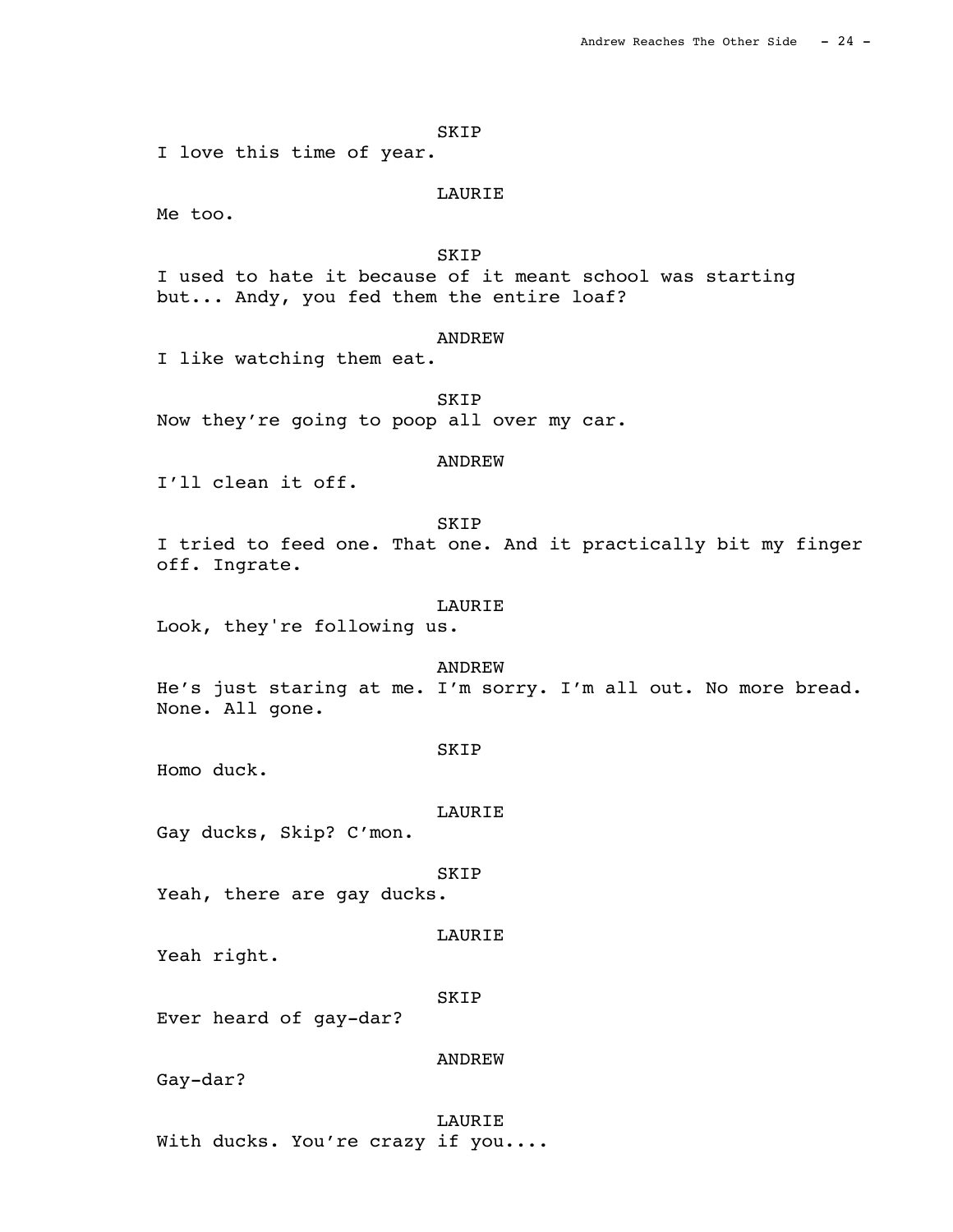SKIP

I love this time of year.

LAURIE

Me too.

SKIP

I used to hate it because of it meant school was starting but... Andy, you fed them the entire loaf?

ANDREW

I like watching them eat.

SKIP

Now they're going to poop all over my car.

ANDREW

I'll clean it off.

SKIP

I tried to feed one. That one. And it practically bit my finger off. Ingrate.

LAURIE

Look, they're following us.

ANDREW

He's just staring at me. I'm sorry. I'm all out. No more bread. None. All gone.

SKIP

Homo duck.

LAURIE

Gay ducks, Skip? C'mon.

SKIP

Yeah, there are gay ducks.

LAURIE

Yeah right.

SKIP

Ever heard of gay-dar?

ANDREW

Gay-dar?

LAURIE

With ducks. You're crazy if you....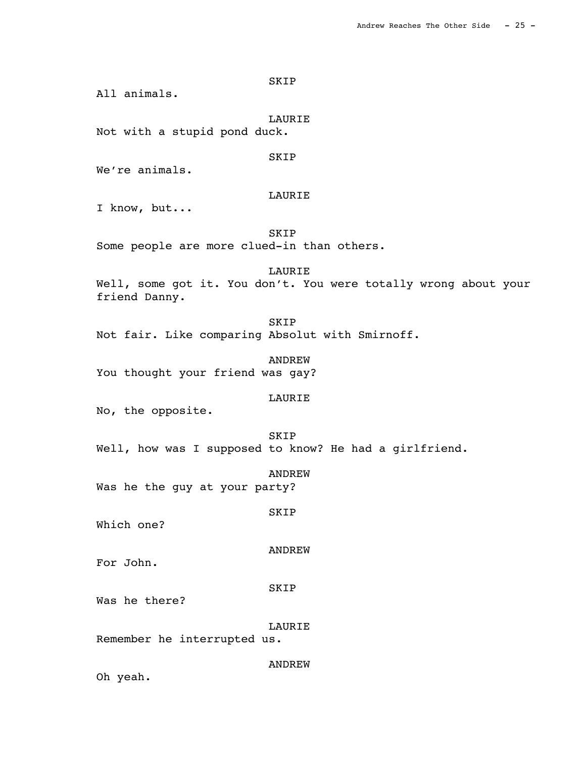SKIP

All animals.

LAURIE

Not with a stupid pond duck.

SKIP

We're animals.

LAURIE

I know, but...

SKIP

Some people are more clued-in than others.

LAURIE

Well, some got it. You don't. You were totally wrong about your friend Danny.

SKIP

Not fair. Like comparing Absolut with Smirnoff.

ANDREW

You thought your friend was gay?

LAURIE

No, the opposite.

SKIP

Well, how was I supposed to know? He had a girlfriend.

ANDREW

Was he the guy at your party?

SKIP

Which one?

ANDREW

For John.

SKIP

Was he there?

LAURIE

Remember he interrupted us.

ANDREW

Oh yeah.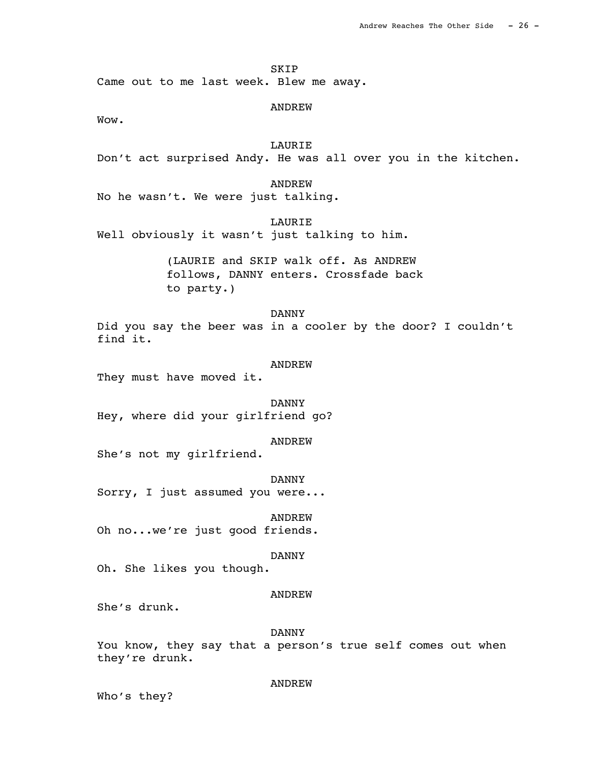SKIP

Came out to me last week. Blew me away.

ANDREW

Wow.

LAURIE

Don't act surprised Andy. He was all over you in the kitchen.

ANDREW

No he wasn't. We were just talking.

LAURIE

Well obviously it wasn't just talking to him.

(LAURIE and SKIP walk off. As ANDREW follows, DANNY enters. Crossfade back to party.)

DANNY

Did you say the beer was in a cooler by the door? I couldn't find it.

ANDREW

They must have moved it.

DANNY

Hey, where did your girlfriend go?

ANDREW

She's not my girlfriend.

DANNY

Sorry, I just assumed you were...

ANDREW

Oh no...we're just good friends.

DANNY

Oh. She likes you though.

ANDREW

She's drunk.

DANNY

You know, they say that a person's true self comes out when they're drunk.

ANDREW

Who's they?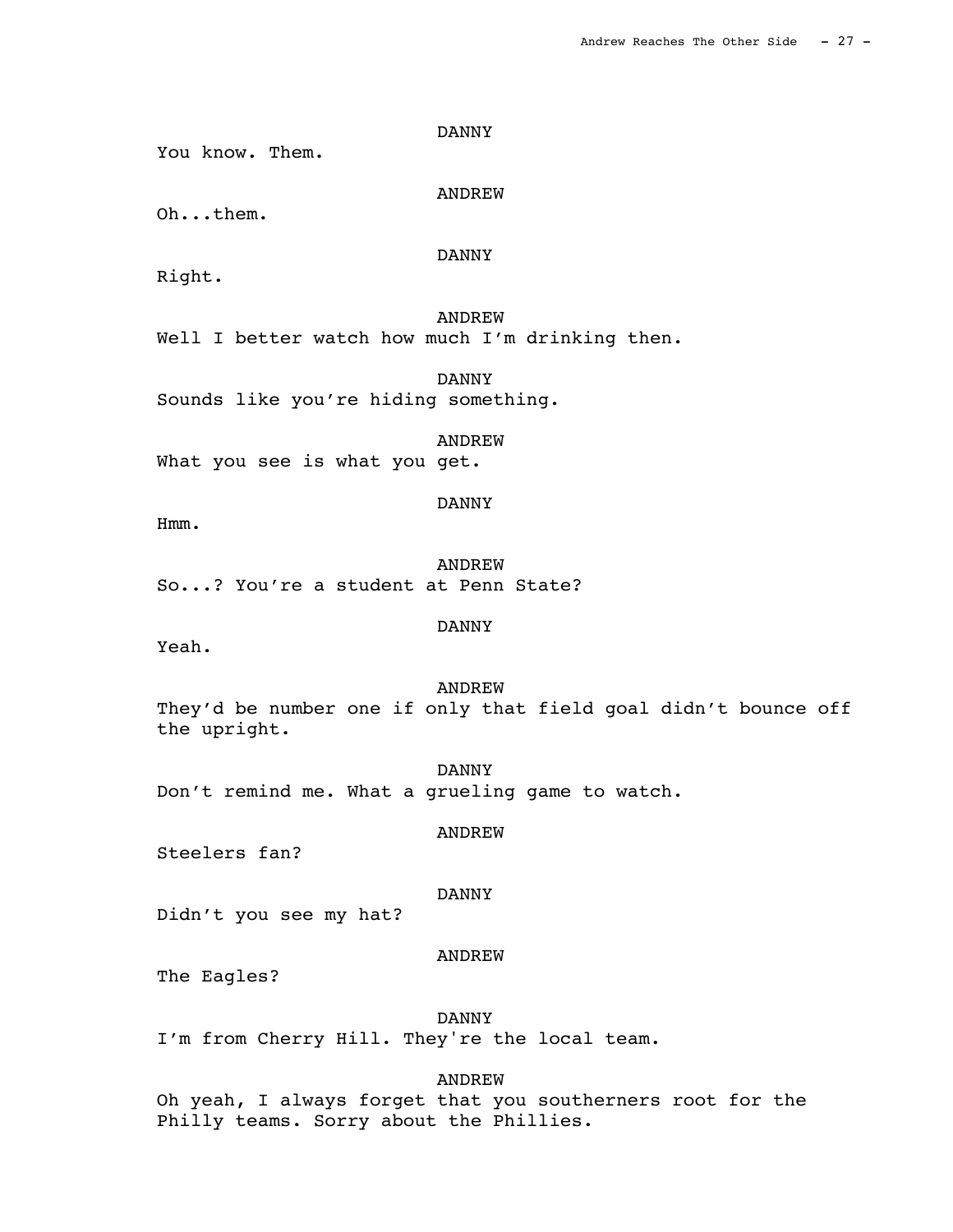DANNY

You know. Them.

ANDREW

Oh...them.

DANNY

Right.

ANDREW

Well I better watch how much I'm drinking then.

DANNY

Sounds like you're hiding something.

ANDREW

What you see is what you get.

DANNY

Hmm.

ANDREW

So...? You're a student at Penn State?

DANNY

Yeah.

ANDREW

They'd be number one if only that field goal didn't bounce off the upright.

DANNY

Don't remind me. What a grueling game to watch.

ANDREW

Steelers fan?

DANNY

Didn't you see my hat?

ANDREW

The Eagles?

DANNY

I'm from Cherry Hill. They're the local team.

ANDREW

Oh yeah, I always forget that you southerners root for the Philly teams. Sorry about the Phillies.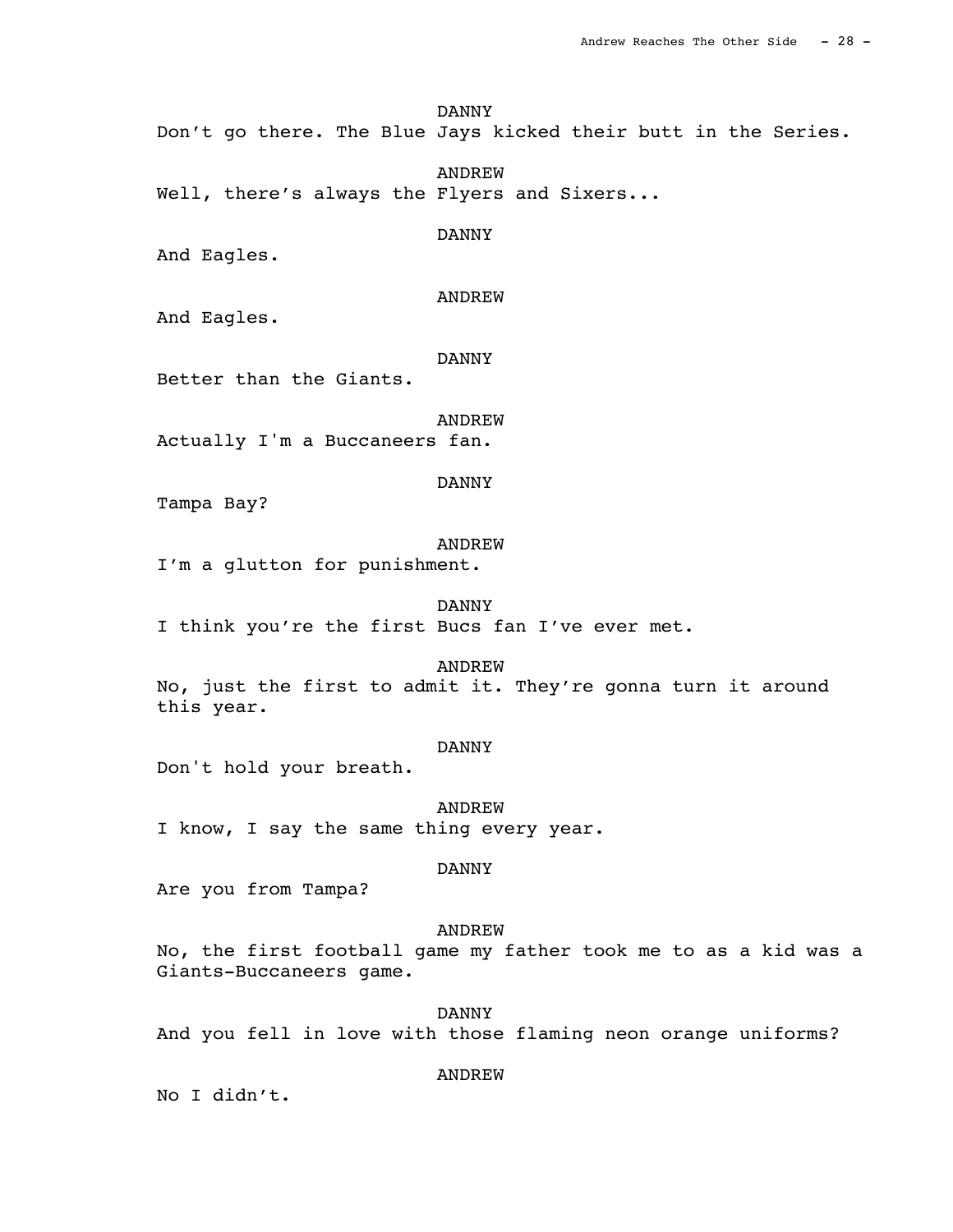DANNY

Don't go there. The Blue Jays kicked their butt in the Series.

ANDREW

Well, there's always the Flyers and Sixers...

DANNY

And Eagles.

ANDREW

And Eagles.

DANNY

Better than the Giants.

ANDREW

Actually I'm a Buccaneers fan.

DANNY

Tampa Bay?

ANDREW

I'm a glutton for punishment.

DANNY

I think you're the first Bucs fan I've ever met.

ANDREW

No, just the first to admit it. They're gonna turn it around this year.

DANNY

Don't hold your breath.

ANDREW

I know, I say the same thing every year.

DANNY

Are you from Tampa?

ANDREW

No, the first football game my father took me to as a kid was a Giants-Buccaneers game.

DANNY

And you fell in love with those flaming neon orange uniforms?

ANDREW

No I didn't.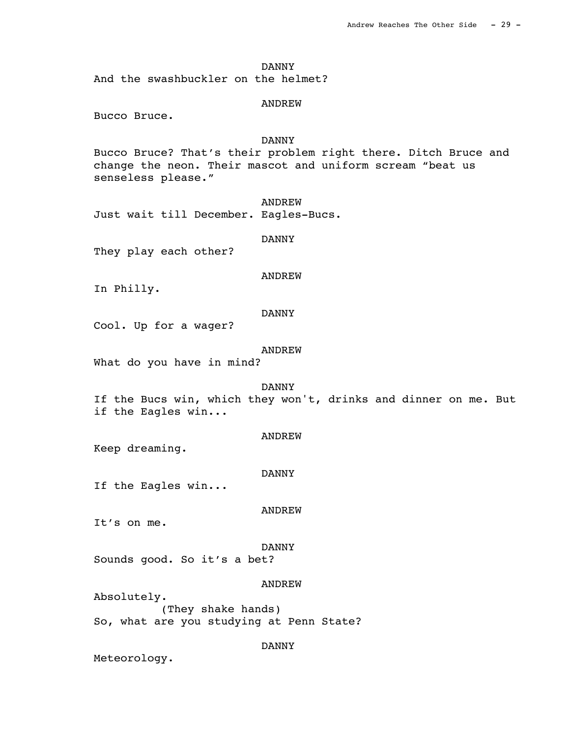DANNY

And the swashbuckler on the helmet?

ANDREW

Bucco Bruce.

DANNY

Bucco Bruce? That's their problem right there. Ditch Bruce and change the neon. Their mascot and uniform scream "beat us senseless please."

ANDREW

Just wait till December. Eagles-Bucs.

DANNY

They play each other?

ANDREW

In Philly.

DANNY

Cool. Up for a wager?

ANDREW

What do you have in mind?

DANNY

If the Bucs win, which they won't, drinks and dinner on me. But if the Eagles win...

ANDREW

Keep dreaming.

DANNY

If the Eagles win...

ANDREW

It's on me.

DANNY

Sounds good. So it's a bet?

ANDREW

Absolutely.
(They shake hands)
So, what are you studying at Penn State?

DANNY

Meteorology.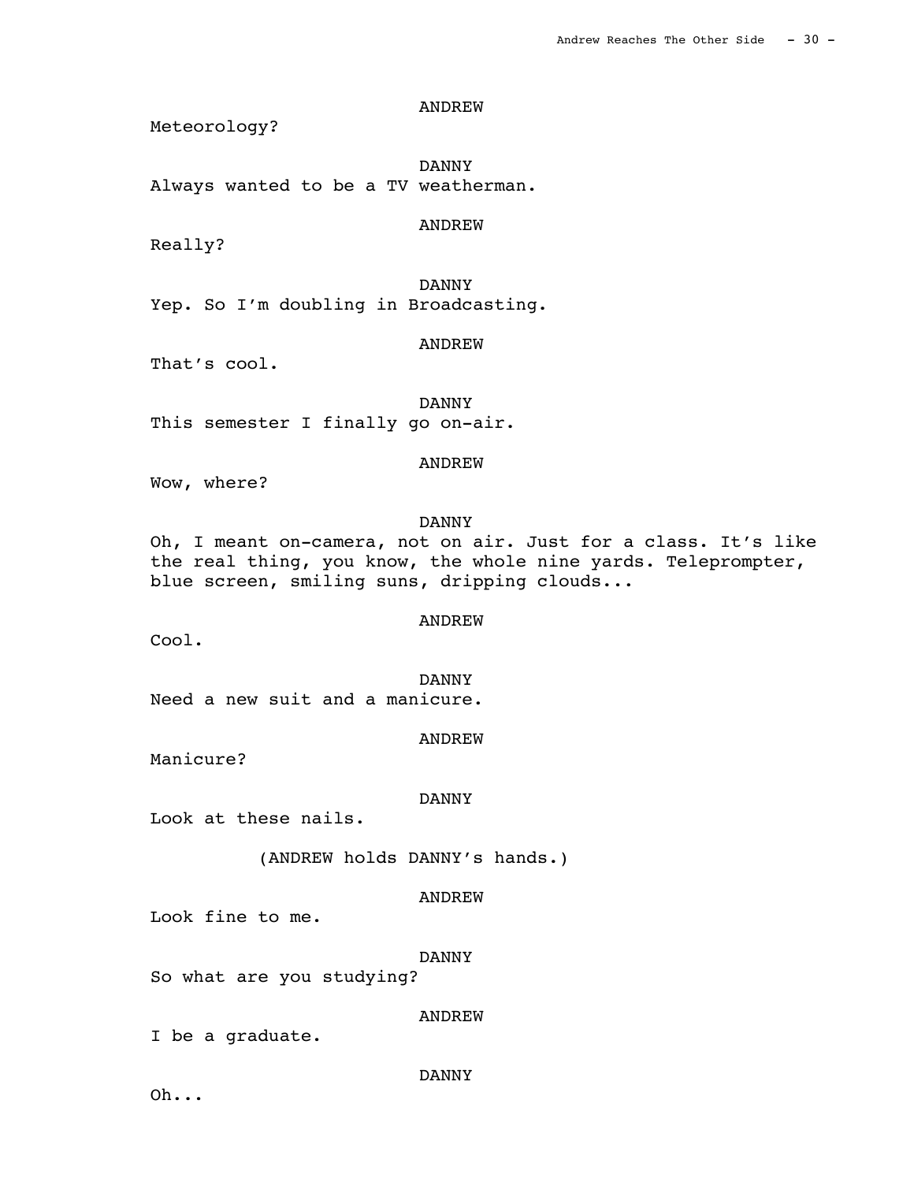ANDREW

Meteorology?

DANNY

Always wanted to be a TV weatherman.

ANDREW

Really?

DANNY

Yep. So I'm doubling in Broadcasting.

ANDREW

That's cool.

DANNY

This semester I finally go on-air.

ANDREW

Wow, where?

DANNY

Oh, I meant on-camera, not on air. Just for a class. It's like the real thing, you know, the whole nine yards. Teleprompter, blue screen, smiling suns, dripping clouds...

ANDREW

Cool.

DANNY

Need a new suit and a manicure.

ANDREW

Manicure?

DANNY

Look at these nails.

(ANDREW holds DANNY's hands.)

ANDREW

Look fine to me.

DANNY

So what are you studying?

ANDREW

I be a graduate.

DANNY

Oh...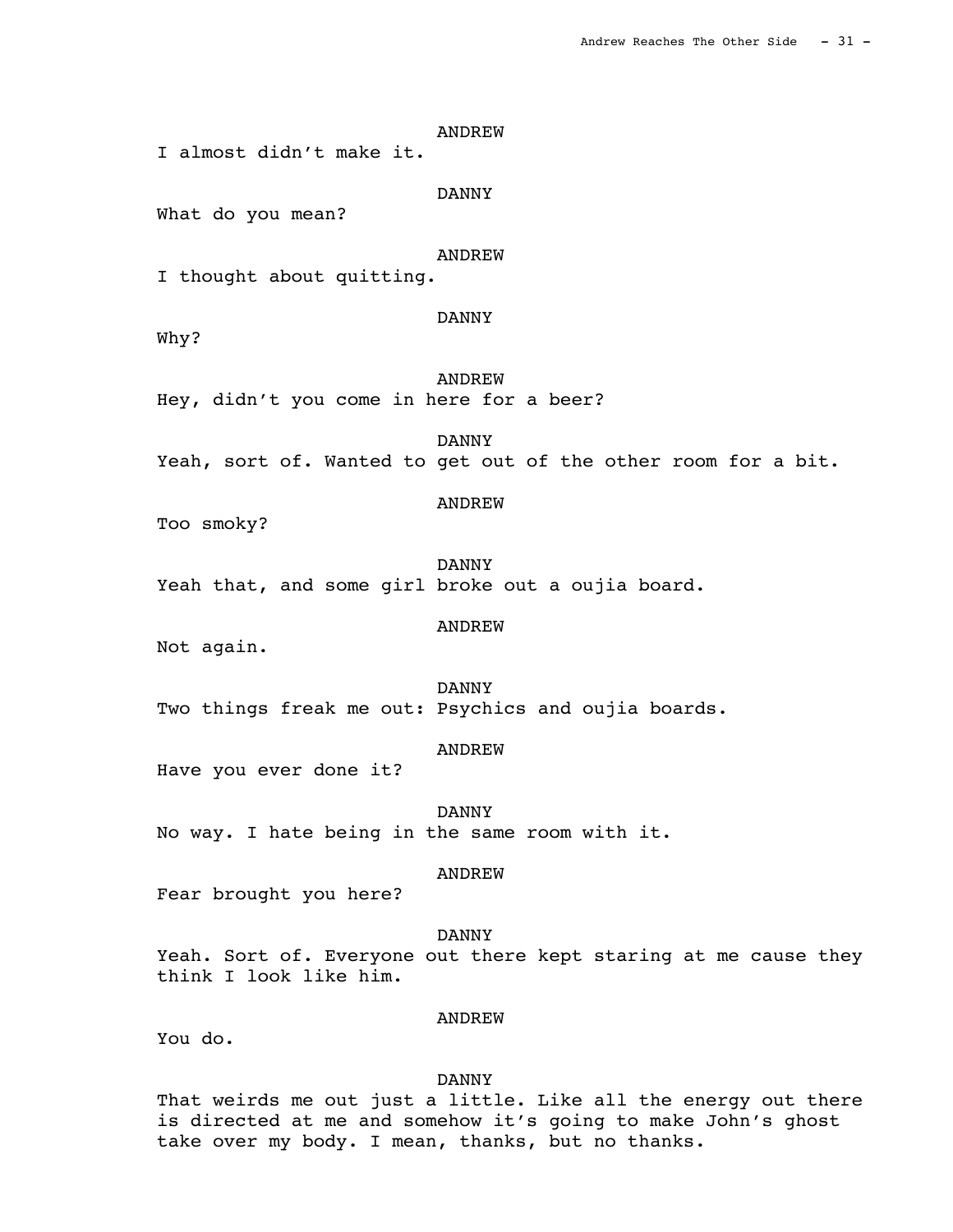ANDREW

I almost didn't make it.

DANNY

What do you mean?

ANDREW

I thought about quitting.

DANNY

Why?

ANDREW

Hey, didn't you come in here for a beer?

DANNY

Yeah, sort of. Wanted to get out of the other room for a bit.

ANDREW

Too smoky?

DANNY

Yeah that, and some girl broke out a oujia board.

ANDREW

Not again.

DANNY

Two things freak me out: Psychics and oujia boards.

ANDREW

Have you ever done it?

DANNY

No way. I hate being in the same room with it.

ANDREW

Fear brought you here?

DANNY

Yeah. Sort of. Everyone out there kept staring at me cause they think I look like him.

ANDREW

You do.

DANNY

That weirds me out just a little. Like all the energy out there is directed at me and somehow it's going to make John's ghost take over my body. I mean, thanks, but no thanks.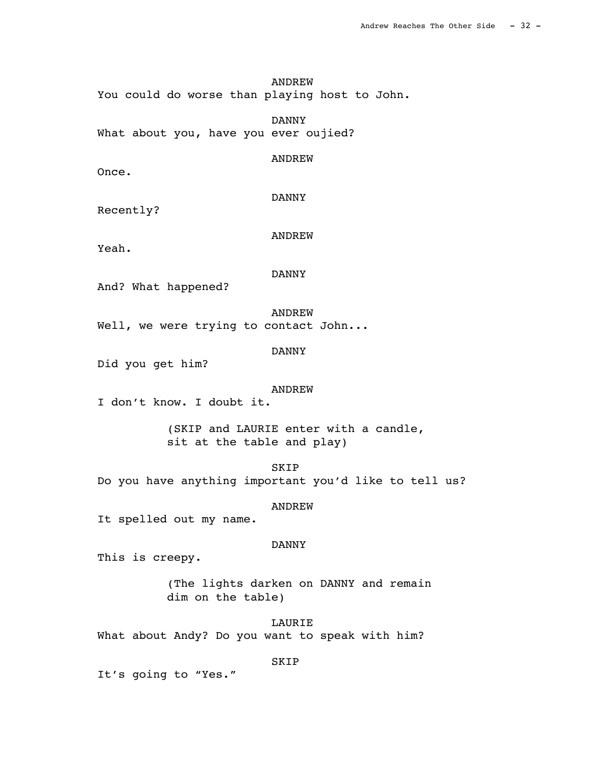ANDREW

You could do worse than playing host to John.

DANNY

What about you, have you ever oujied?

ANDREW

Once.

DANNY

Recently?

ANDREW

Yeah.

DANNY

And? What happened?

ANDREW

Well, we were trying to contact John...

DANNY

Did you get him?

ANDREW

I don't know. I doubt it.

(SKIP and LAURIE enter with a candle, sit at the table and play)

SKIP

Do you have anything important you'd like to tell us?

ANDREW

It spelled out my name.

DANNY

This is creepy.

(The lights darken on DANNY and remain dim on the table)

LAURIE

What about Andy? Do you want to speak with him?

SKIP

It's going to "Yes."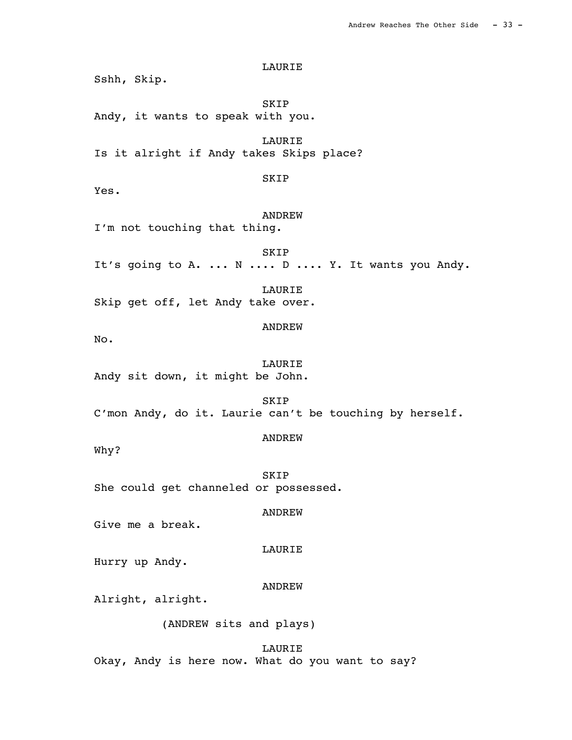LAURIE

Sshh, Skip.

SKIP

Andy, it wants to speak with you.

LAURIE

Is it alright if Andy takes Skips place?

SKIP

Yes.

ANDREW

I’m not touching that thing.

SKIP

It’s going to A. ... N .... D .... Y. It wants you Andy.

LAURIE

Skip get off, let Andy take over.

ANDREW

No.

LAURIE

Andy sit down, it might be John.

SKIP

C’mon Andy, do it. Laurie can’t be touching by herself.

ANDREW

Why?

SKIP

She could get channeled or possessed.

ANDREW

Give me a break.

LAURIE

Hurry up Andy.

ANDREW

Alright, alright.

(ANDREW sits and plays)

LAURIE

Okay, Andy is here now. What do you want to say?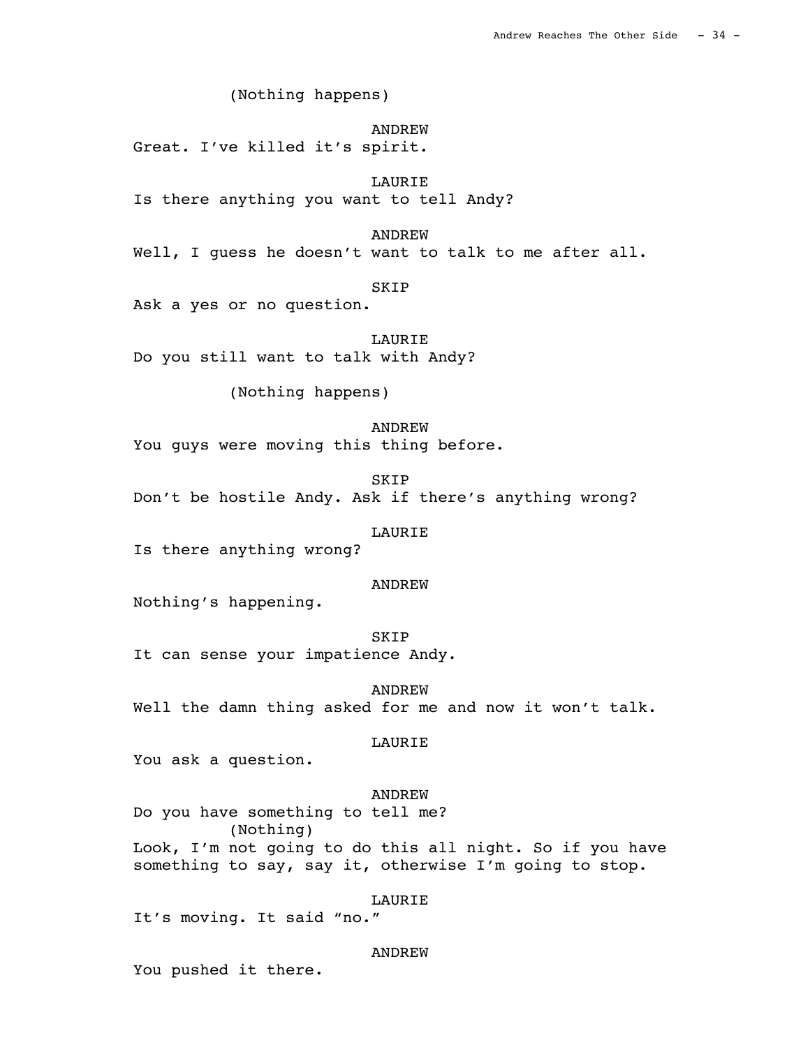(Nothing happens)

ANDREW
Great. I've killed it's spirit.

LAURIE
Is there anything you want to tell Andy?

ANDREW
Well, I guess he doesn't want to talk to me after all.

SKIP
Ask a yes or no question.

LAURIE
Do you still want to talk with Andy?

(Nothing happens)

ANDREW
You guys were moving this thing before.

SKIP
Don't be hostile Andy. Ask if there's anything wrong?

LAURIE
Is there anything wrong?

ANDREW
Nothing's happening.

SKIP
It can sense your impatience Andy.

ANDREW
Well the damn thing asked for me and now it won't talk.

LAURIE
You ask a question.

ANDREW
Do you have something to tell me?
(Nothing)
Look, I'm not going to do this all night. So if you have something to say, say it, otherwise I'm going to stop.

LAURIE
It's moving. It said "no."

ANDREW
You pushed it there.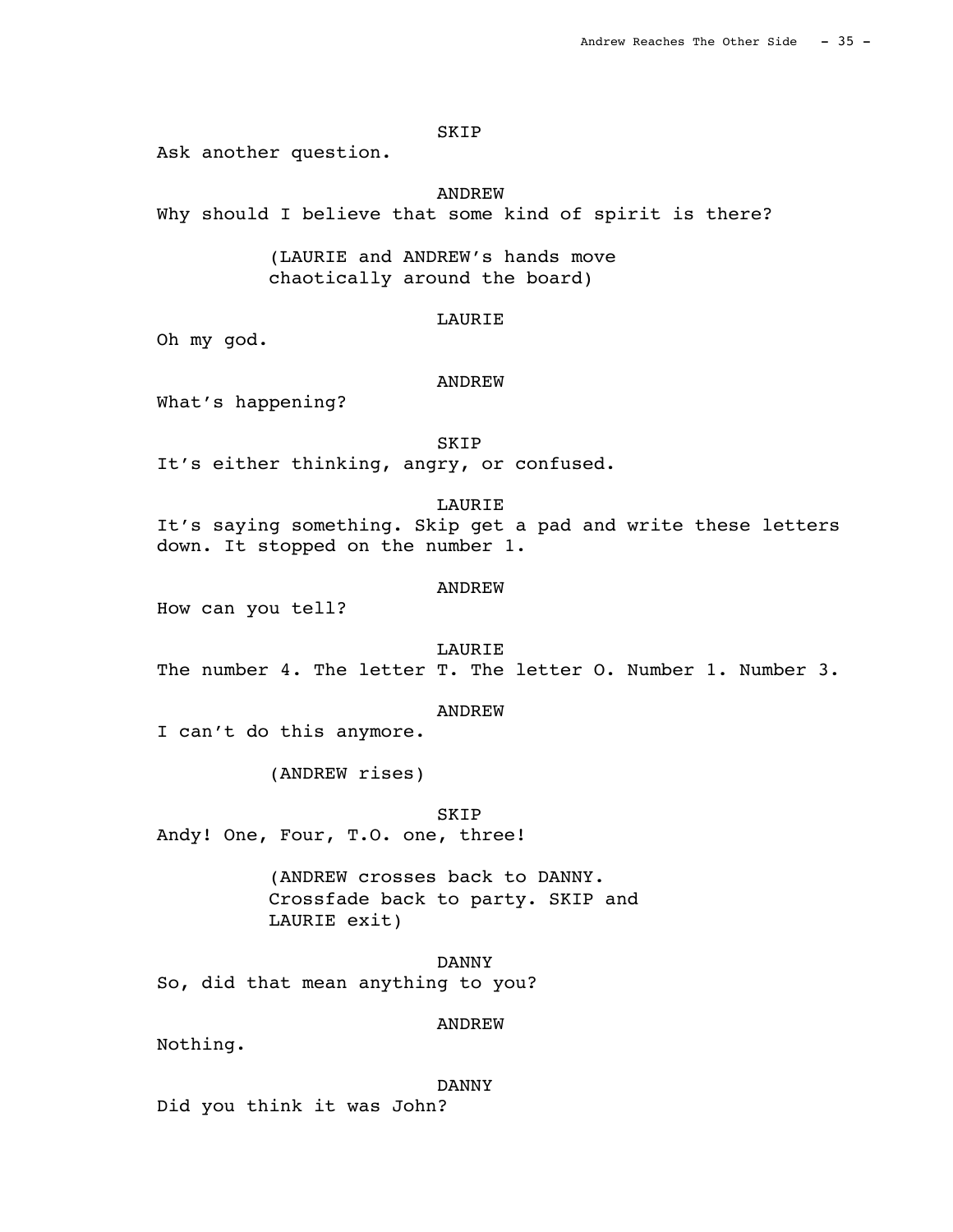SKIP

Ask another question.

ANDREW

Why should I believe that some kind of spirit is there?

(LAURIE and ANDREW's hands move chaotically around the board)

LAURIE

Oh my god.

ANDREW

What's happening?

SKIP

It's either thinking, angry, or confused.

LAURIE

It's saying something. Skip get a pad and write these letters down. It stopped on the number 1.

ANDREW

How can you tell?

LAURIE

The number 4. The letter T. The letter O. Number 1. Number 3.

ANDREW

I can't do this anymore.

(ANDREW rises)

SKIP

Andy! One, Four, T.O. one, three!

(ANDREW crosses back to DANNY. Crossfade back to party. SKIP and LAURIE exit)

DANNY

So, did that mean anything to you?

ANDREW

Nothing.

DANNY

Did you think it was John?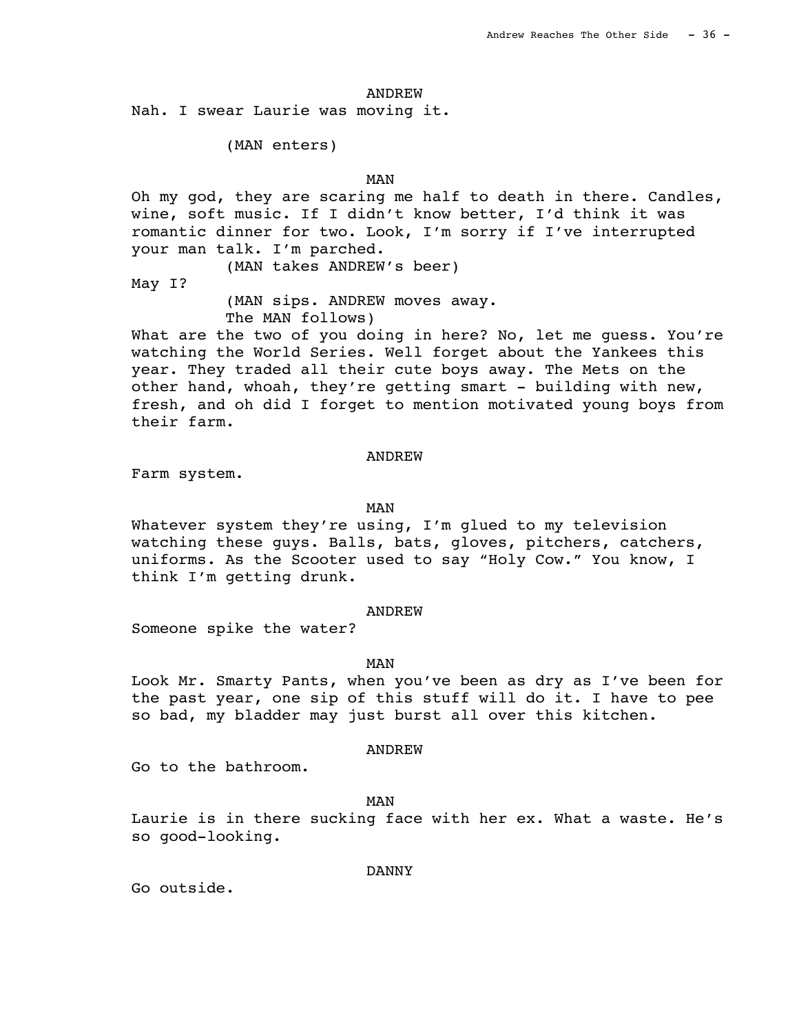ANDREW

Nah. I swear Laurie was moving it.

(MAN enters)

MAN

Oh my god, they are scaring me half to death in there. Candles, wine, soft music. If I didn't know better, I'd think it was romantic dinner for two. Look, I'm sorry if I've interrupted your man talk. I'm parched.

(MAN takes ANDREW's beer)

May I?

(MAN sips. ANDREW moves away.
The MAN follows)

What are the two of you doing in here? No, let me guess. You're watching the World Series. Well forget about the Yankees this year. They traded all their cute boys away. The Mets on the other hand, whoah, they're getting smart - building with new, fresh, and oh did I forget to mention motivated young boys from their farm.

ANDREW

Farm system.

MAN

Whatever system they're using, I'm glued to my television watching these guys. Balls, bats, gloves, pitchers, catchers, uniforms. As the Scooter used to say "Holy Cow." You know, I think I'm getting drunk.

ANDREW

Someone spike the water?

MAN

Look Mr. Smarty Pants, when you've been as dry as I've been for the past year, one sip of this stuff will do it. I have to pee so bad, my bladder may just burst all over this kitchen.

ANDREW

Go to the bathroom.

MAN

Laurie is in there sucking face with her ex. What a waste. He's so good-looking.

DANNY

Go outside.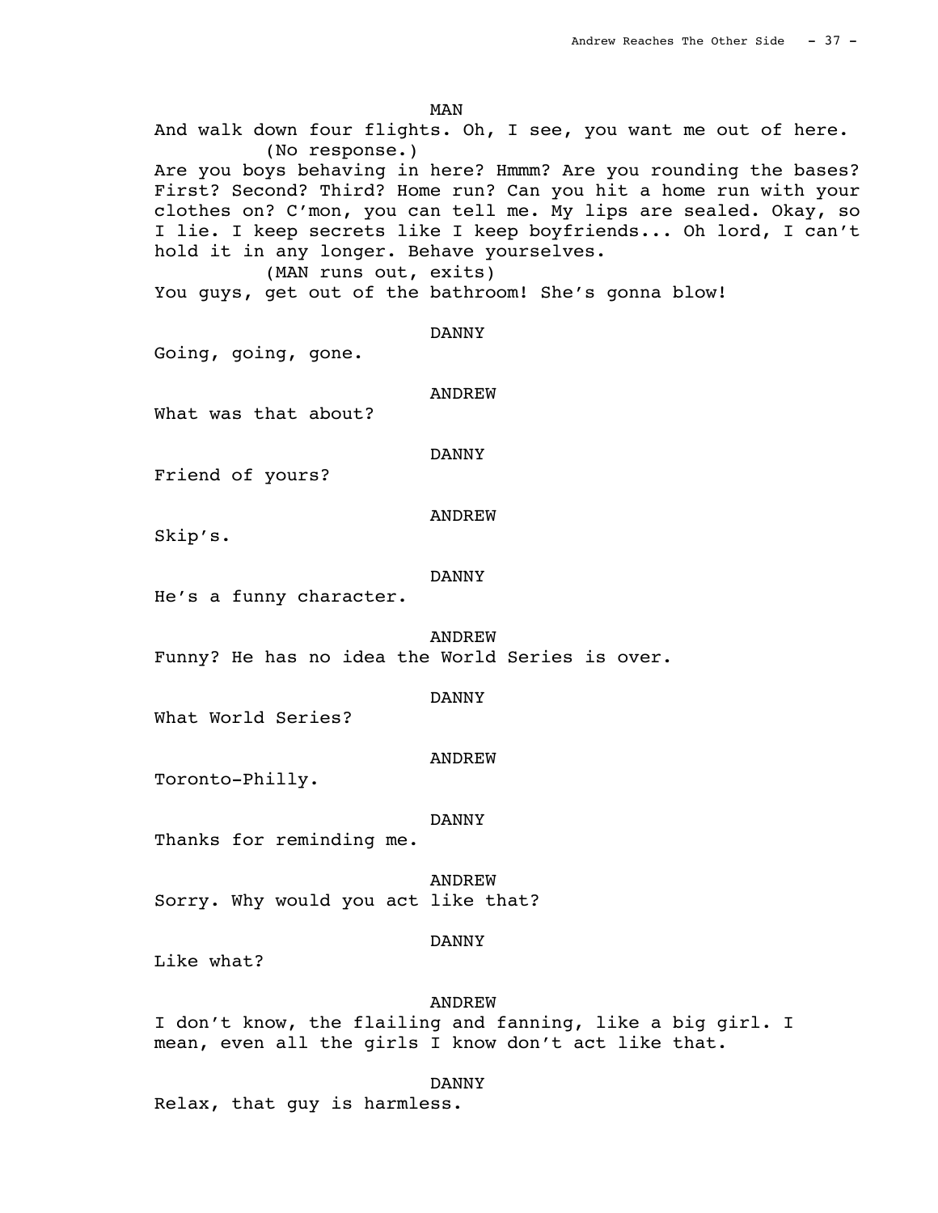MAN

And walk down four flights. Oh, I see, you want me out of here.

(No response.)

Are you boys behaving in here? Hmmm? Are you rounding the bases? First? Second? Third? Home run? Can you hit a home run with your clothes on? C'mon, you can tell me. My lips are sealed. Okay, so I lie. I keep secrets like I keep boyfriends... Oh lord, I can't hold it in any longer. Behave yourselves.

(MAN runs out, exits)

You guys, get out of the bathroom! She's gonna blow!

DANNY

Going, going, gone.

ANDREW

What was that about?

DANNY

Friend of yours?

ANDREW

Skip's.

DANNY

He's a funny character.

ANDREW

Funny? He has no idea the World Series is over.

DANNY

What World Series?

ANDREW

Toronto-Philly.

DANNY

Thanks for reminding me.

ANDREW

Sorry. Why would you act like that?

DANNY

Like what?

ANDREW

I don't know, the flailing and fanning, like a big girl. I mean, even all the girls I know don't act like that.

DANNY

Relax, that guy is harmless.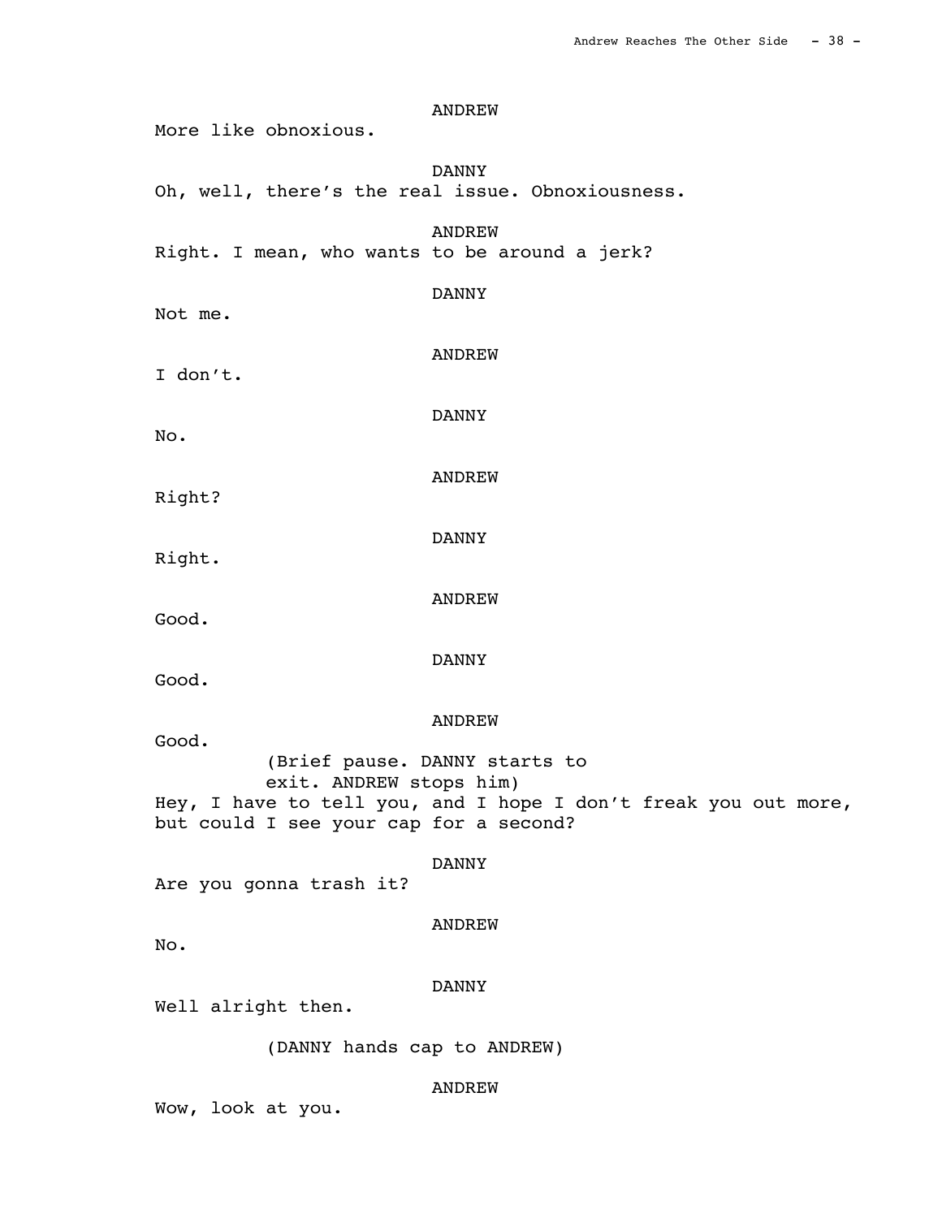ANDREW

More like obnoxious.

DANNY

Oh, well, there's the real issue. Obnoxiousness.

ANDREW

Right. I mean, who wants to be around a jerk?

DANNY

Not me.

ANDREW

I don't.

DANNY

No.

ANDREW

Right?

DANNY

Right.

ANDREW

Good.

DANNY

Good.

ANDREW

Good.

(Brief pause. DANNY starts to exit. ANDREW stops him)

Hey, I have to tell you, and I hope I don't freak you out more, but could I see your cap for a second?

DANNY

Are you gonna trash it?

ANDREW

No.

DANNY

Well alright then.

(DANNY hands cap to ANDREW)

ANDREW

Wow, look at you.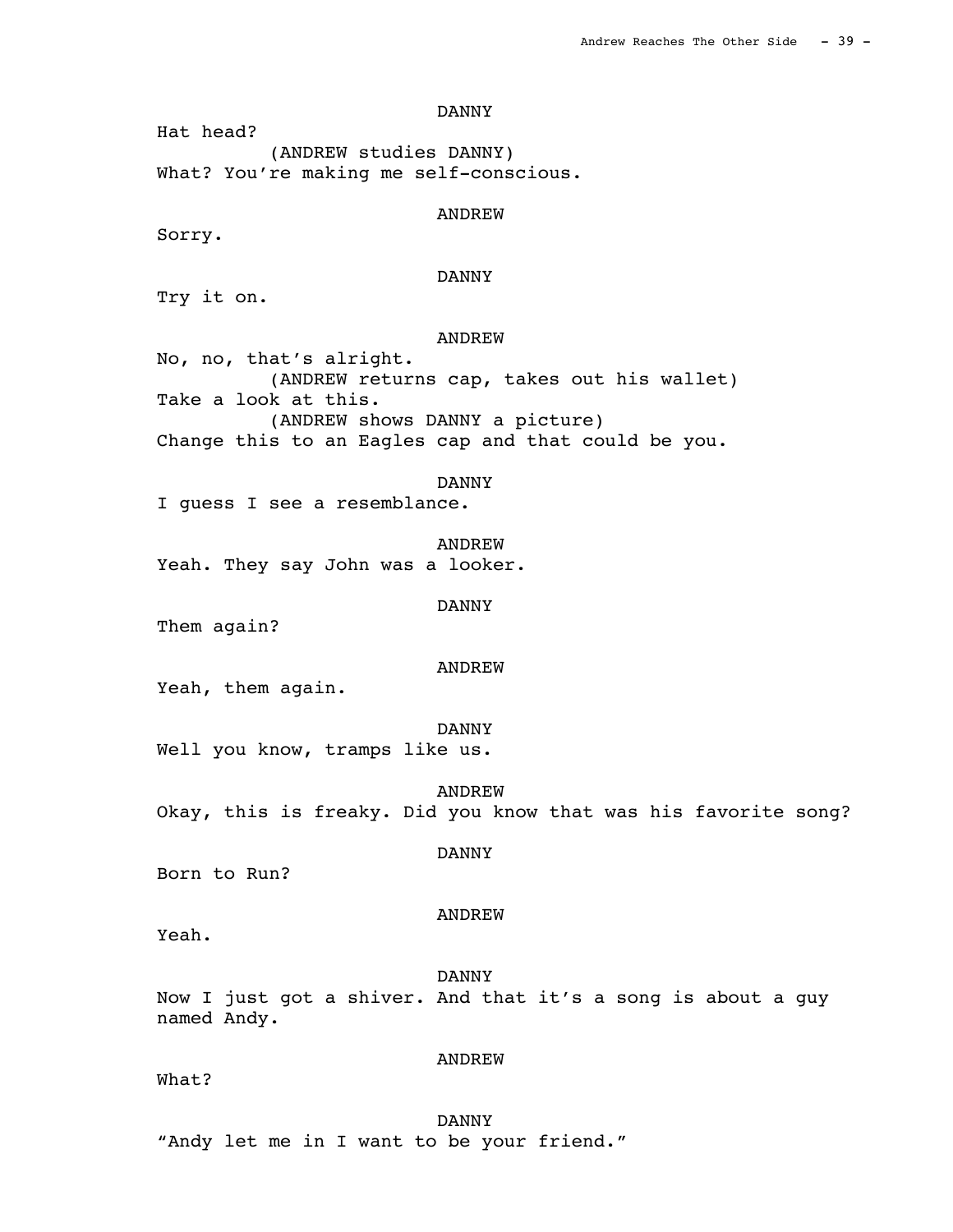DANNY

Hat head?

(ANDREW studies DANNY)

What? You're making me self-conscious.

ANDREW

Sorry.

DANNY

Try it on.

ANDREW

No, no, that's alright.

(ANDREW returns cap, takes out his wallet)

Take a look at this.

(ANDREW shows DANNY a picture)

Change this to an Eagles cap and that could be you.

DANNY

I guess I see a resemblance.

ANDREW

Yeah. They say John was a looker.

DANNY

Them again?

ANDREW

Yeah, them again.

DANNY

Well you know, tramps like us.

ANDREW

Okay, this is freaky. Did you know that was his favorite song?

DANNY

Born to Run?

ANDREW

Yeah.

DANNY

Now I just got a shiver. And that it's a song is about a guy named Andy.

ANDREW

What?

DANNY

"Andy let me in I want to be your friend."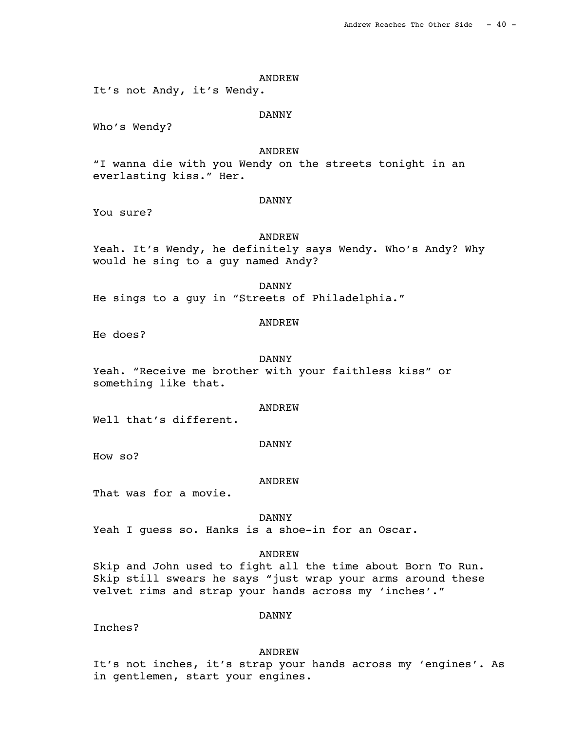ANDREW

It's not Andy, it's Wendy.

DANNY

Who's Wendy?

ANDREW

"I wanna die with you Wendy on the streets tonight in an everlasting kiss." Her.

DANNY

You sure?

ANDREW

Yeah. It's Wendy, he definitely says Wendy. Who's Andy? Why would he sing to a guy named Andy?

DANNY

He sings to a guy in "Streets of Philadelphia."

ANDREW

He does?

DANNY

Yeah. "Receive me brother with your faithless kiss" or something like that.

ANDREW

Well that's different.

DANNY

How so?

ANDREW

That was for a movie.

DANNY

Yeah I guess so. Hanks is a shoe-in for an Oscar.

ANDREW

Skip and John used to fight all the time about Born To Run. Skip still swears he says "just wrap your arms around these velvet rims and strap your hands across my 'inches'."

DANNY

Inches?

ANDREW

It's not inches, it's strap your hands across my 'engines'. As in gentlemen, start your engines.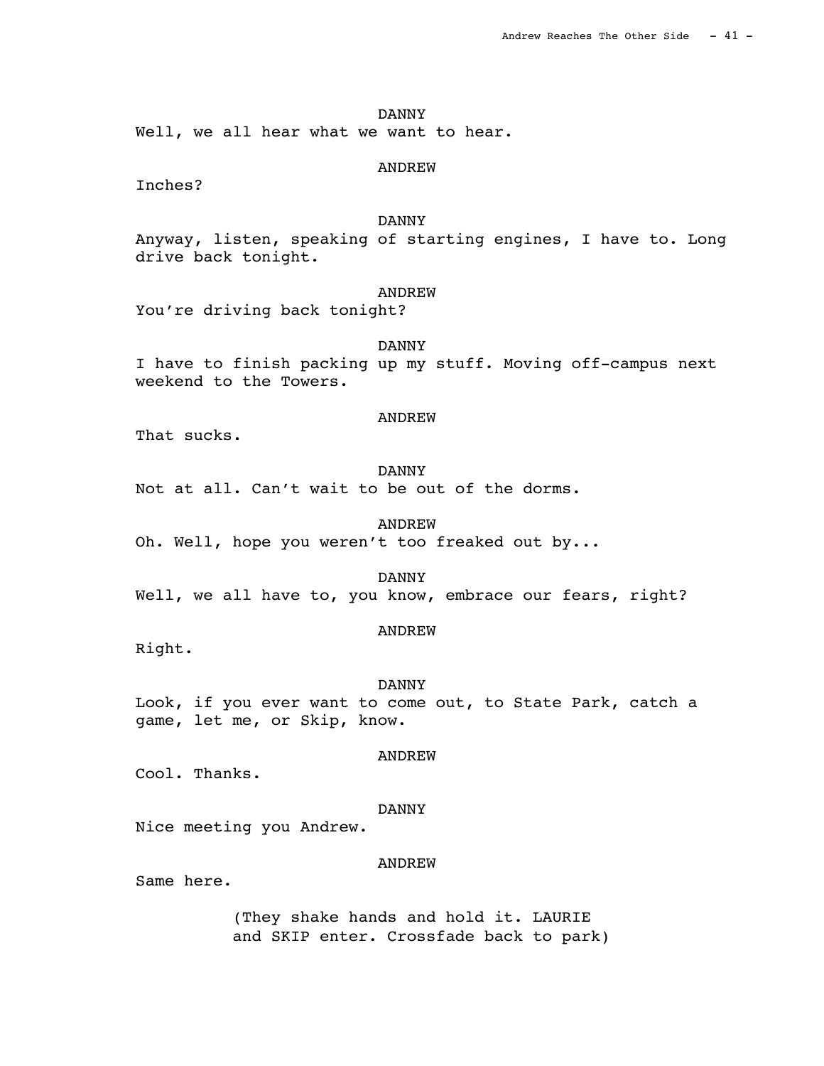DANNY

Well, we all hear what we want to hear.

ANDREW

Inches?

DANNY

Anyway, listen, speaking of starting engines, I have to. Long drive back tonight.

ANDREW

You're driving back tonight?

DANNY

I have to finish packing up my stuff. Moving off-campus next weekend to the Towers.

ANDREW

That sucks.

DANNY

Not at all. Can't wait to be out of the dorms.

ANDREW

Oh. Well, hope you weren't too freaked out by...

DANNY

Well, we all have to, you know, embrace our fears, right?

ANDREW

Right.

DANNY

Look, if you ever want to come out, to State Park, catch a game, let me, or Skip, know.

ANDREW

Cool. Thanks.

DANNY

Nice meeting you Andrew.

ANDREW

Same here.

(They shake hands and hold it. LAURIE and SKIP enter. Crossfade back to park)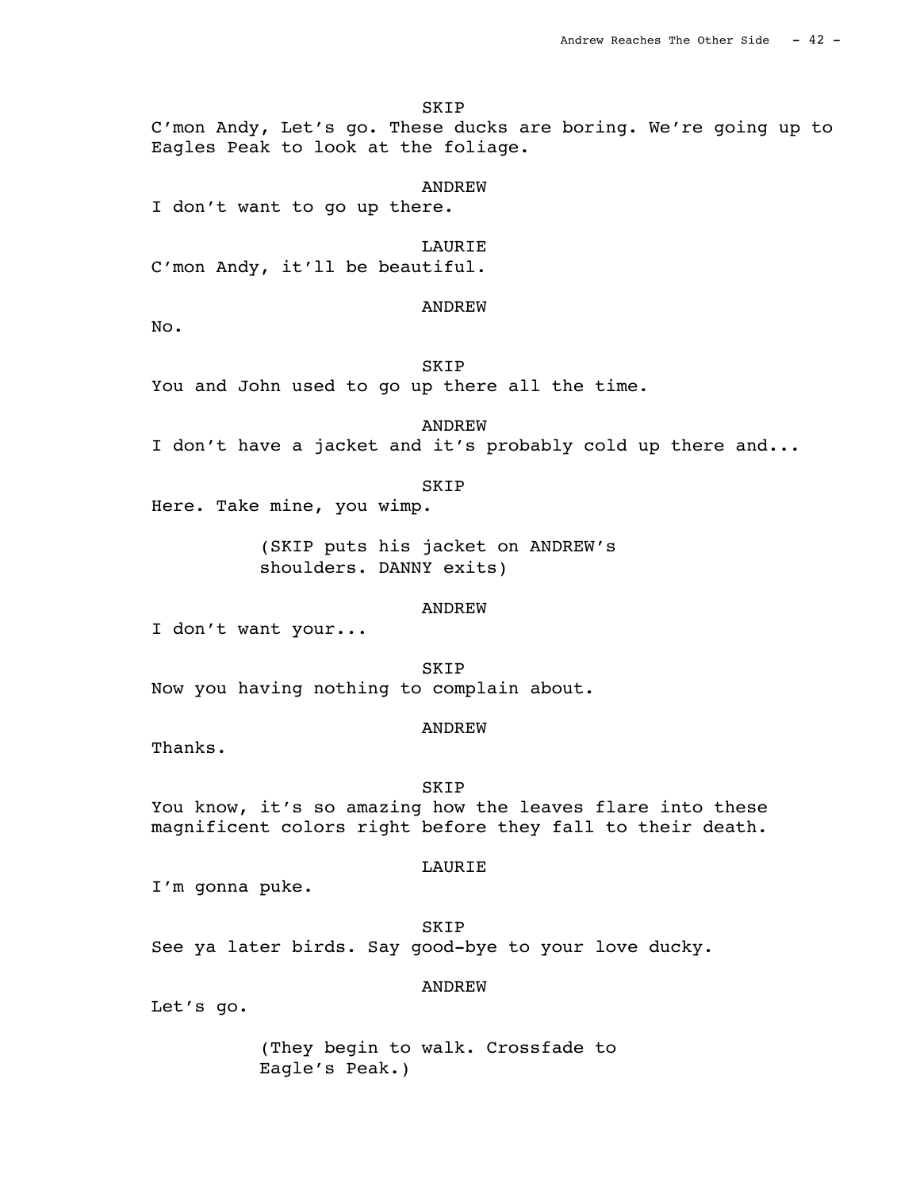SKIP

C'mon Andy, Let's go. These ducks are boring. We're going up to Eagles Peak to look at the foliage.

ANDREW

I don't want to go up there.

LAURIE

C'mon Andy, it'll be beautiful.

ANDREW

No.

SKIP

You and John used to go up there all the time.

ANDREW

I don't have a jacket and it's probably cold up there and...

SKIP

Here. Take mine, you wimp.

(SKIP puts his jacket on ANDREW's shoulders. DANNY exits)

ANDREW

I don't want your...

SKIP

Now you having nothing to complain about.

ANDREW

Thanks.

SKIP

You know, it's so amazing how the leaves flare into these magnificent colors right before they fall to their death.

LAURIE

I'm gonna puke.

SKIP

See ya later birds. Say good-bye to your love ducky.

ANDREW

Let's go.

(They begin to walk. Crossfade to Eagle's Peak.)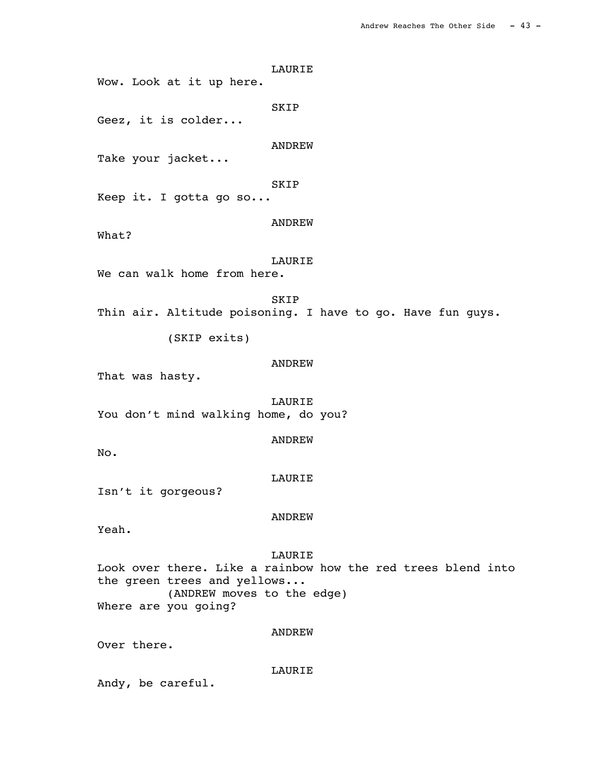LAURIE

Wow. Look at it up here.

SKIP

Geez, it is colder...

ANDREW

Take your jacket...

SKIP

Keep it. I gotta go so...

ANDREW

What?

LAURIE

We can walk home from here.

SKIP

Thin air. Altitude poisoning. I have to go. Have fun guys.

(SKIP exits)

ANDREW

That was hasty.

LAURIE

You don't mind walking home, do you?

ANDREW

No.

LAURIE

Isn't it gorgeous?

ANDREW

Yeah.

LAURIE

Look over there. Like a rainbow how the red trees blend into the green trees and yellows...

(ANDREW moves to the edge)

Where are you going?

ANDREW

Over there.

LAURIE

Andy, be careful.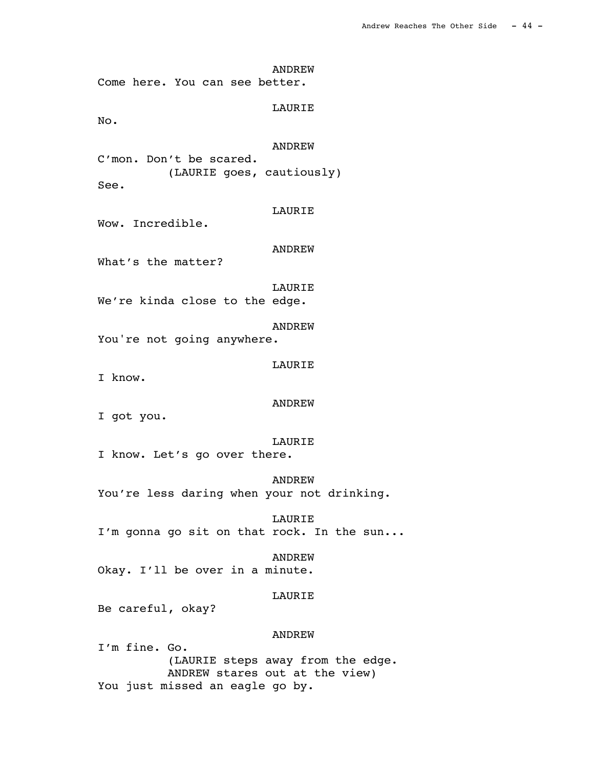ANDREW
Come here. You can see better.

LAURIE
No.

ANDREW
C'mon. Don't be scared.
(LAURIE goes, cautiously)
See.

LAURIE
Wow. Incredible.

ANDREW
What's the matter?

LAURIE
We're kinda close to the edge.

ANDREW
You're not going anywhere.

LAURIE
I know.

ANDREW
I got you.

LAURIE
I know. Let's go over there.

ANDREW
You're less daring when your not drinking.

LAURIE
I'm gonna go sit on that rock. In the sun...

ANDREW
Okay. I'll be over in a minute.

LAURIE
Be careful, okay?

ANDREW
I'm fine. Go.
(LAURIE steps away from the edge.
ANDREW stares out at the view)
You just missed an eagle go by.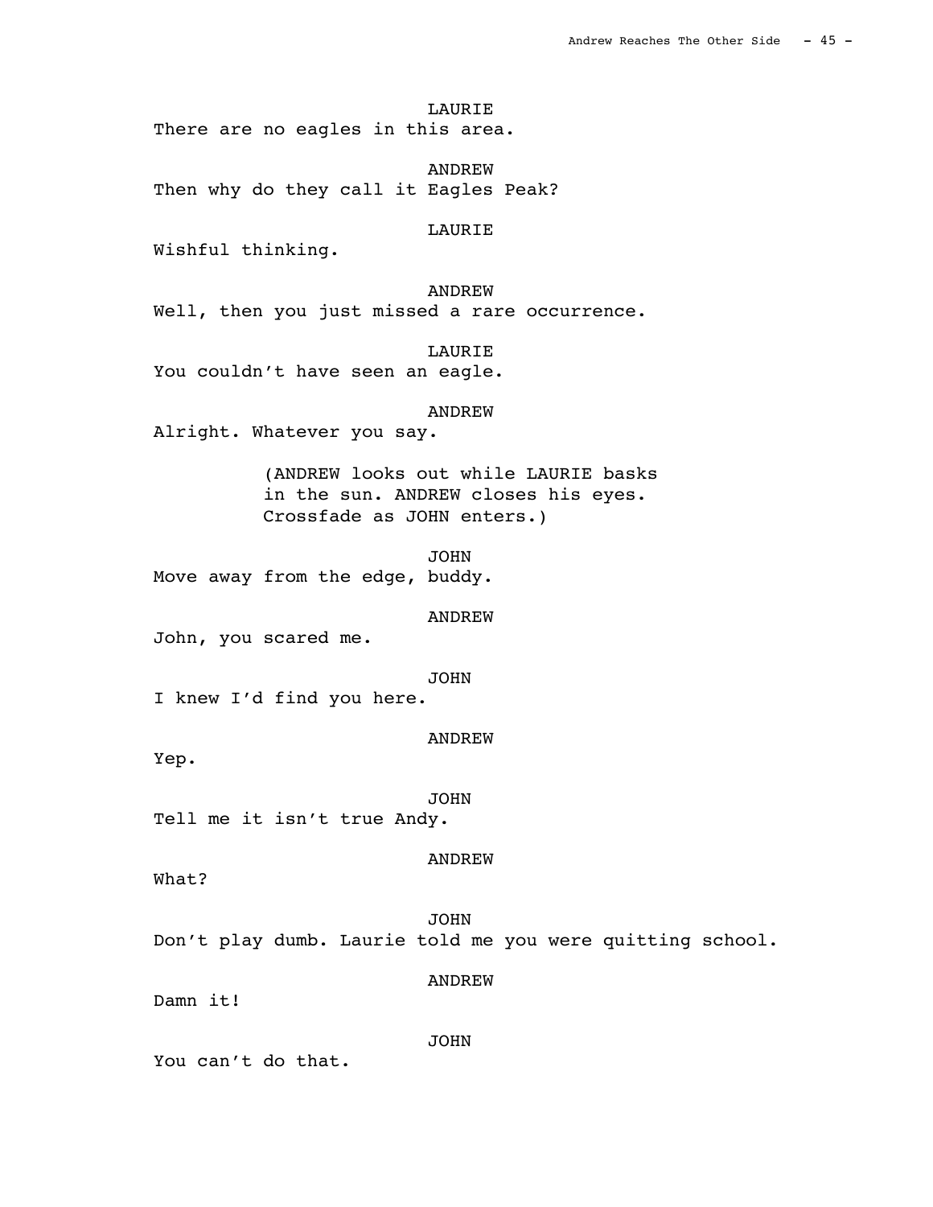LAURIE

There are no eagles in this area.

ANDREW

Then why do they call it Eagles Peak?

LAURIE

Wishful thinking.

ANDREW

Well, then you just missed a rare occurrence.

LAURIE

You couldn't have seen an eagle.

ANDREW

Alright. Whatever you say.

(ANDREW looks out while LAURIE basks in the sun. ANDREW closes his eyes. Crossfade as JOHN enters.)

JOHN

Move away from the edge, buddy.

ANDREW

John, you scared me.

JOHN

I knew I'd find you here.

ANDREW

Yep.

JOHN

Tell me it isn't true Andy.

ANDREW

What?

JOHN

Don't play dumb. Laurie told me you were quitting school.

ANDREW

Damn it!

JOHN

You can't do that.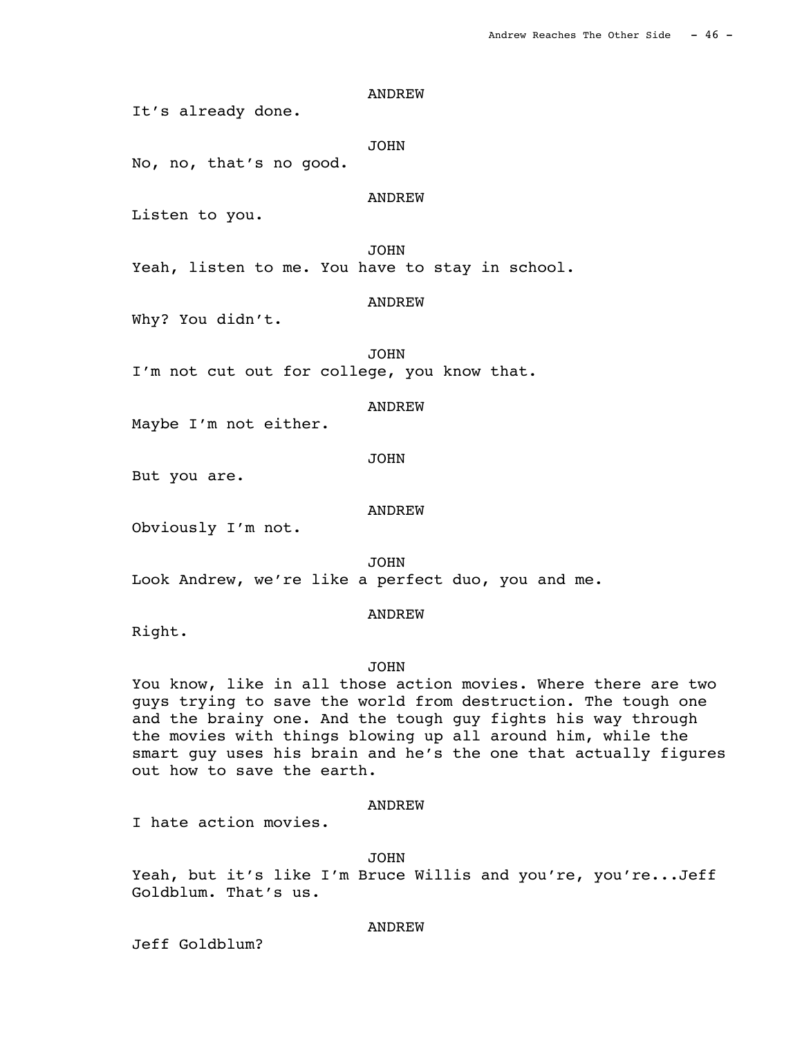ANDREW

It's already done.

JOHN

No, no, that's no good.

ANDREW

Listen to you.

JOHN

Yeah, listen to me. You have to stay in school.

ANDREW

Why? You didn't.

JOHN

I'm not cut out for college, you know that.

ANDREW

Maybe I'm not either.

JOHN

But you are.

ANDREW

Obviously I'm not.

JOHN

Look Andrew, we're like a perfect duo, you and me.

ANDREW

Right.

JOHN

You know, like in all those action movies. Where there are two guys trying to save the world from destruction. The tough one and the brainy one. And the tough guy fights his way through the movies with things blowing up all around him, while the smart guy uses his brain and he's the one that actually figures out how to save the earth.

ANDREW

I hate action movies.

JOHN

Yeah, but it's like I'm Bruce Willis and you're, you're...Jeff Goldblum. That's us.

ANDREW

Jeff Goldblum?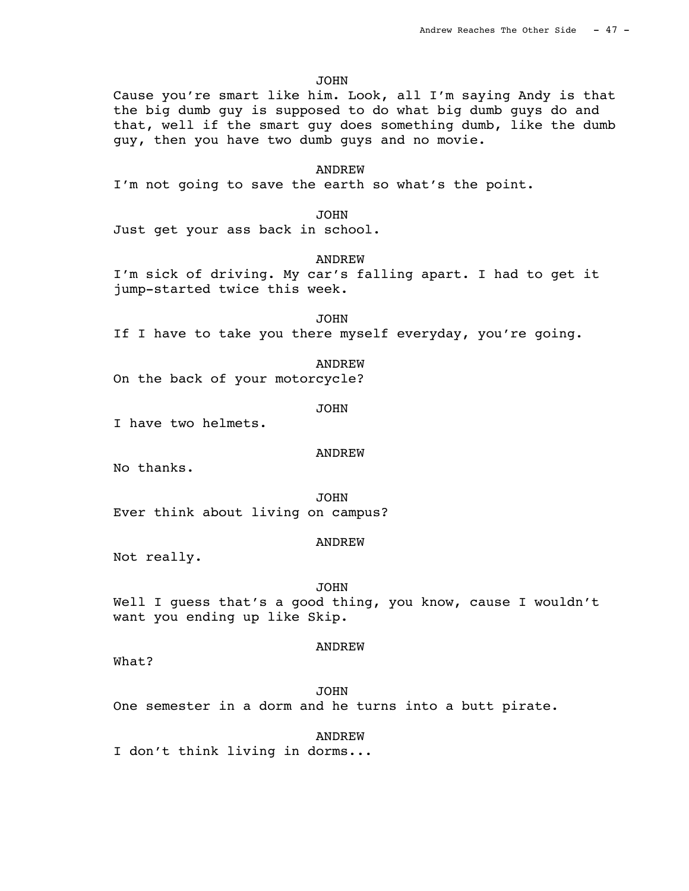JOHN

Cause you're smart like him. Look, all I'm saying Andy is that the big dumb guy is supposed to do what big dumb guys do and that, well if the smart guy does something dumb, like the dumb guy, then you have two dumb guys and no movie.

ANDREW

I'm not going to save the earth so what's the point.

JOHN

Just get your ass back in school.

ANDREW

I'm sick of driving. My car's falling apart. I had to get it jump-started twice this week.

JOHN

If I have to take you there myself everyday, you're going.

ANDREW

On the back of your motorcycle?

JOHN

I have two helmets.

ANDREW

No thanks.

JOHN

Ever think about living on campus?

ANDREW

Not really.

JOHN

Well I guess that's a good thing, you know, cause I wouldn't want you ending up like Skip.

ANDREW

What?

JOHN

One semester in a dorm and he turns into a butt pirate.

ANDREW

I don't think living in dorms...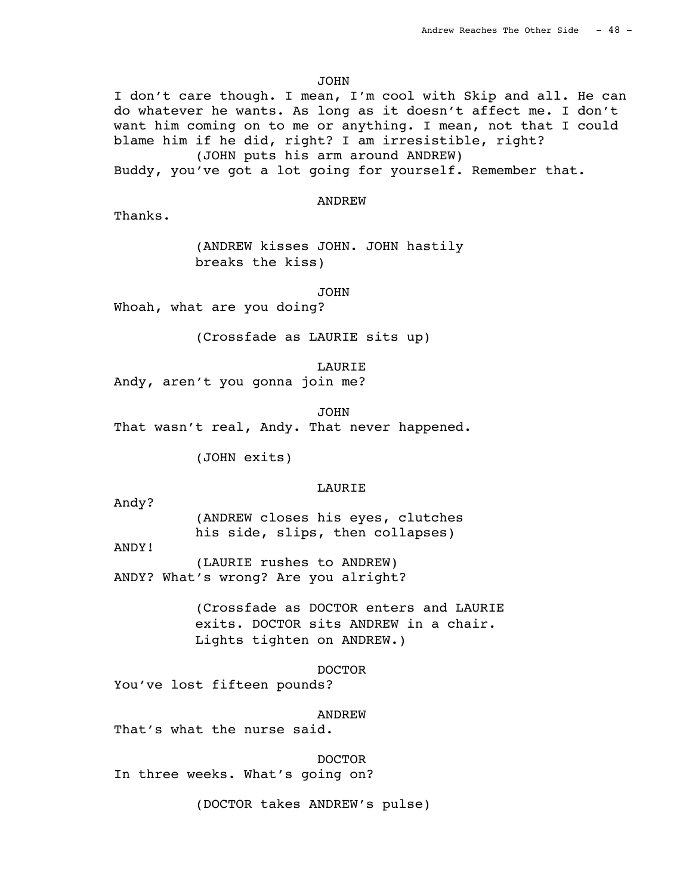JOHN

I don't care though. I mean, I'm cool with Skip and all. He can do whatever he wants. As long as it doesn't affect me. I don't want him coming on to me or anything. I mean, not that I could blame him if he did, right? I am irresistible, right?

(JOHN puts his arm around ANDREW)

Buddy, you've got a lot going for yourself. Remember that.

ANDREW

Thanks.

(ANDREW kisses JOHN. JOHN hastily breaks the kiss)

JOHN

Whoah, what are you doing?

(Crossfade as LAURIE sits up)

LAURIE

Andy, aren't you gonna join me?

JOHN

That wasn't real, Andy. That never happened.

(JOHN exits)

LAURIE

Andy?

(ANDREW closes his eyes, clutches his side, slips, then collapses)

ANDY!

(LAURIE rushes to ANDREW)

ANDY? What's wrong? Are you alright?

(Crossfade as DOCTOR enters and LAURIE exits. DOCTOR sits ANDREW in a chair. Lights tighten on ANDREW.)

DOCTOR

You've lost fifteen pounds?

ANDREW

That's what the nurse said.

DOCTOR

In three weeks. What's going on?

(DOCTOR takes ANDREW's pulse)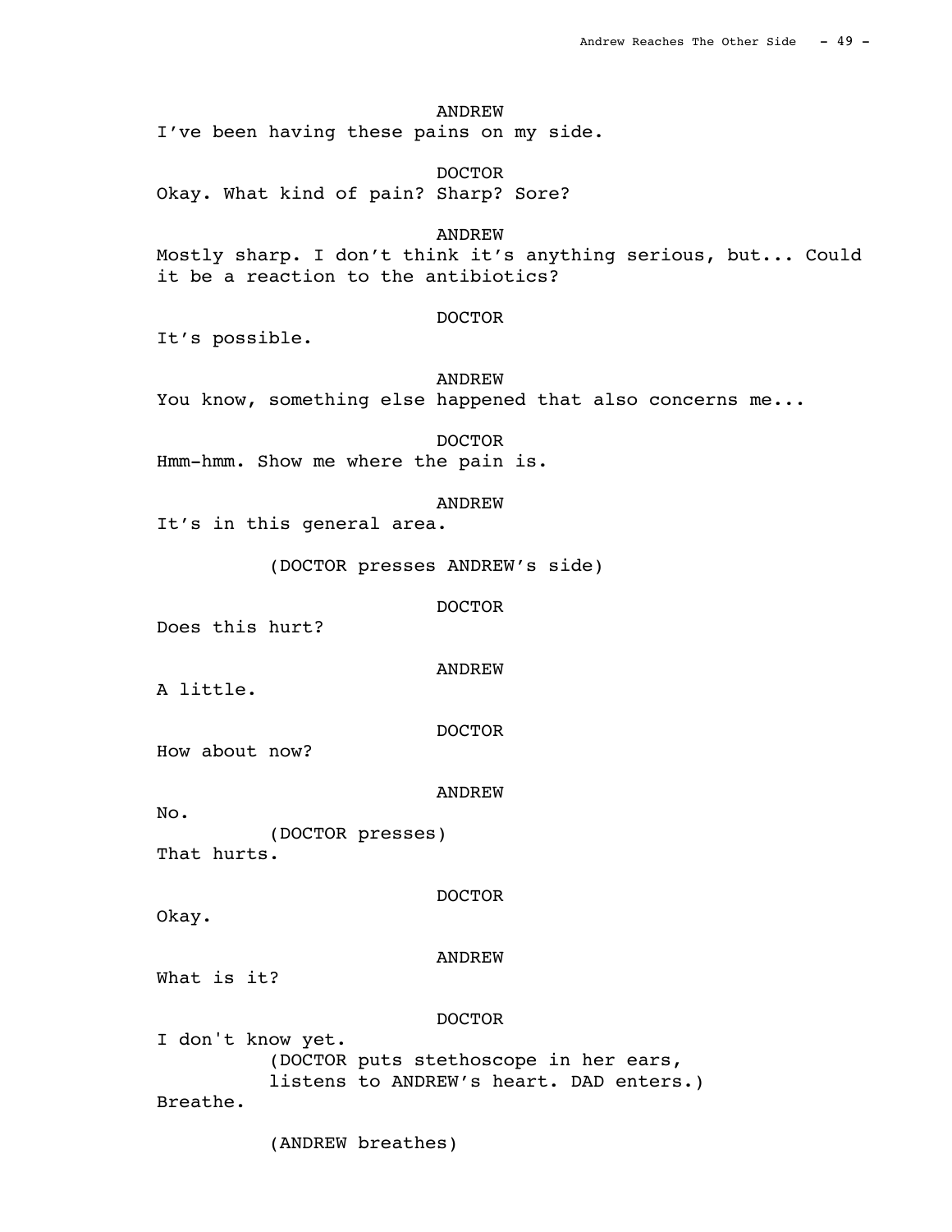ANDREW
I've been having these pains on my side.

DOCTOR
Okay. What kind of pain? Sharp? Sore?

ANDREW
Mostly sharp. I don't think it's anything serious, but... Could it be a reaction to the antibiotics?

DOCTOR
It's possible.

ANDREW
You know, something else happened that also concerns me...

DOCTOR
Hmm-hmm. Show me where the pain is.

ANDREW
It's in this general area.

(DOCTOR presses ANDREW's side)

DOCTOR
Does this hurt?

ANDREW
A little.

DOCTOR
How about now?

ANDREW
No.
(DOCTOR presses)
That hurts.

DOCTOR
Okay.

ANDREW
What is it?

DOCTOR
I don't know yet.
(DOCTOR puts stethoscope in her ears, listens to ANDREW's heart. DAD enters.)
Breathe.

(ANDREW breathes)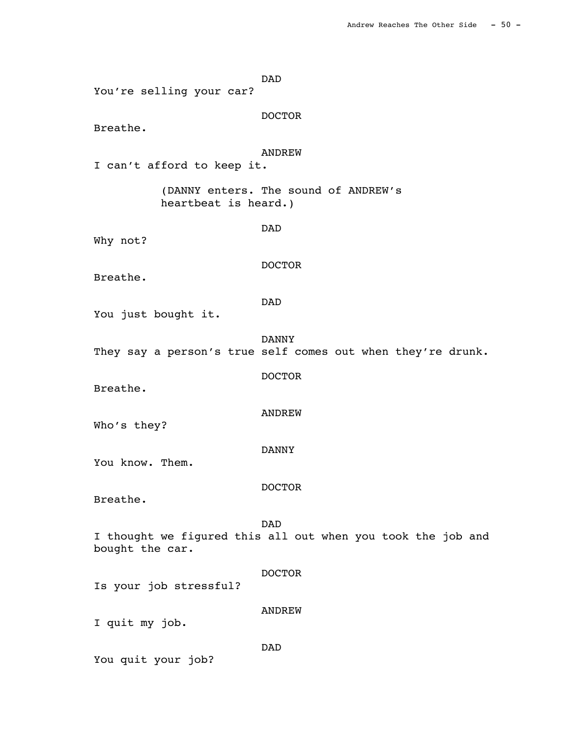DAD
You're selling your car?

DOCTOR
Breathe.

ANDREW
I can't afford to keep it.

(DANNY enters. The sound of ANDREW's heartbeat is heard.)

DAD
Why not?

DOCTOR
Breathe.

DAD
You just bought it.

DANNY
They say a person's true self comes out when they're drunk.

DOCTOR
Breathe.

ANDREW
Who's they?

DANNY
You know. Them.

DOCTOR
Breathe.

DAD
I thought we figured this all out when you took the job and bought the car.

DOCTOR
Is your job stressful?

ANDREW
I quit my job.

DAD
You quit your job?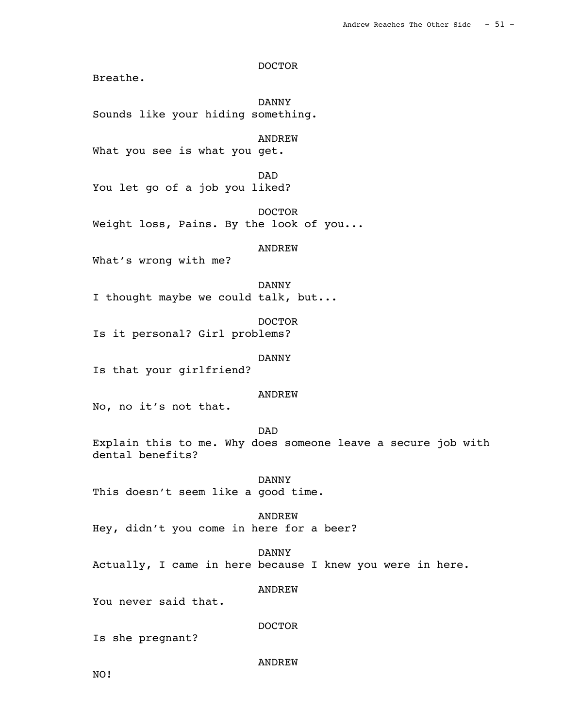DOCTOR

Breathe.

DANNY

Sounds like your hiding something.

ANDREW

What you see is what you get.

DAD

You let go of a job you liked?

DOCTOR

Weight loss, Pains. By the look of you...

ANDREW

What's wrong with me?

DANNY

I thought maybe we could talk, but...

DOCTOR

Is it personal? Girl problems?

DANNY

Is that your girlfriend?

ANDREW

No, no it's not that.

DAD

Explain this to me. Why does someone leave a secure job with dental benefits?

DANNY

This doesn't seem like a good time.

ANDREW

Hey, didn't you come in here for a beer?

DANNY

Actually, I came in here because I knew you were in here.

ANDREW

You never said that.

DOCTOR

Is she pregnant?

ANDREW

NO!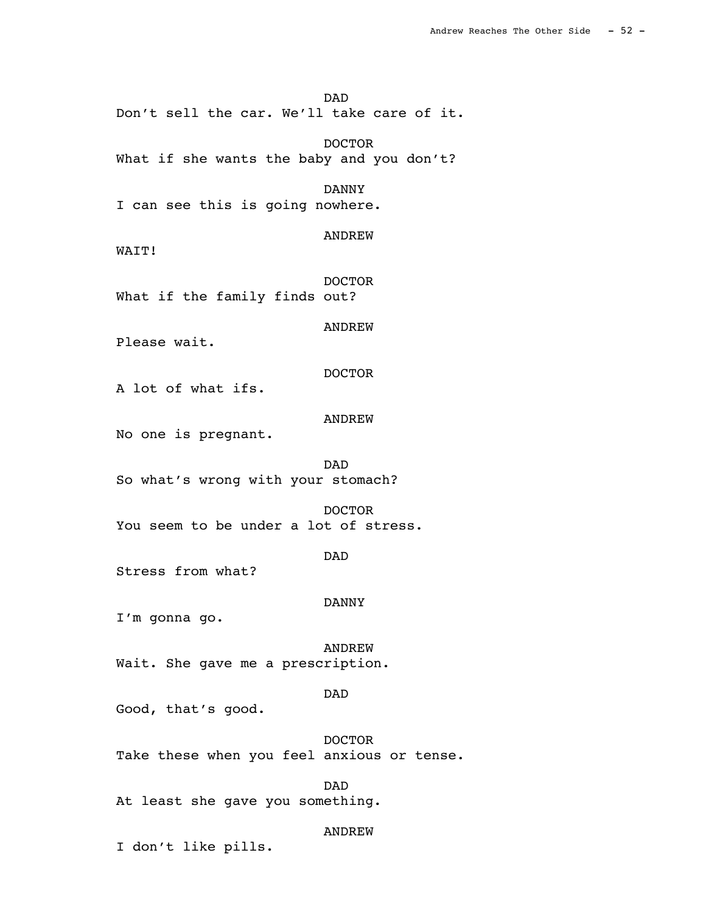DAD
Don't sell the car. We'll take care of it.

DOCTOR
What if she wants the baby and you don't?

DANNY
I can see this is going nowhere.

ANDREW
WAIT!

DOCTOR
What if the family finds out?

ANDREW
Please wait.

DOCTOR
A lot of what ifs.

ANDREW
No one is pregnant.

DAD
So what's wrong with your stomach?

DOCTOR
You seem to be under a lot of stress.

DAD
Stress from what?

DANNY
I'm gonna go.

ANDREW
Wait. She gave me a prescription.

DAD
Good, that's good.

DOCTOR
Take these when you feel anxious or tense.

DAD
At least she gave you something.

ANDREW
I don't like pills.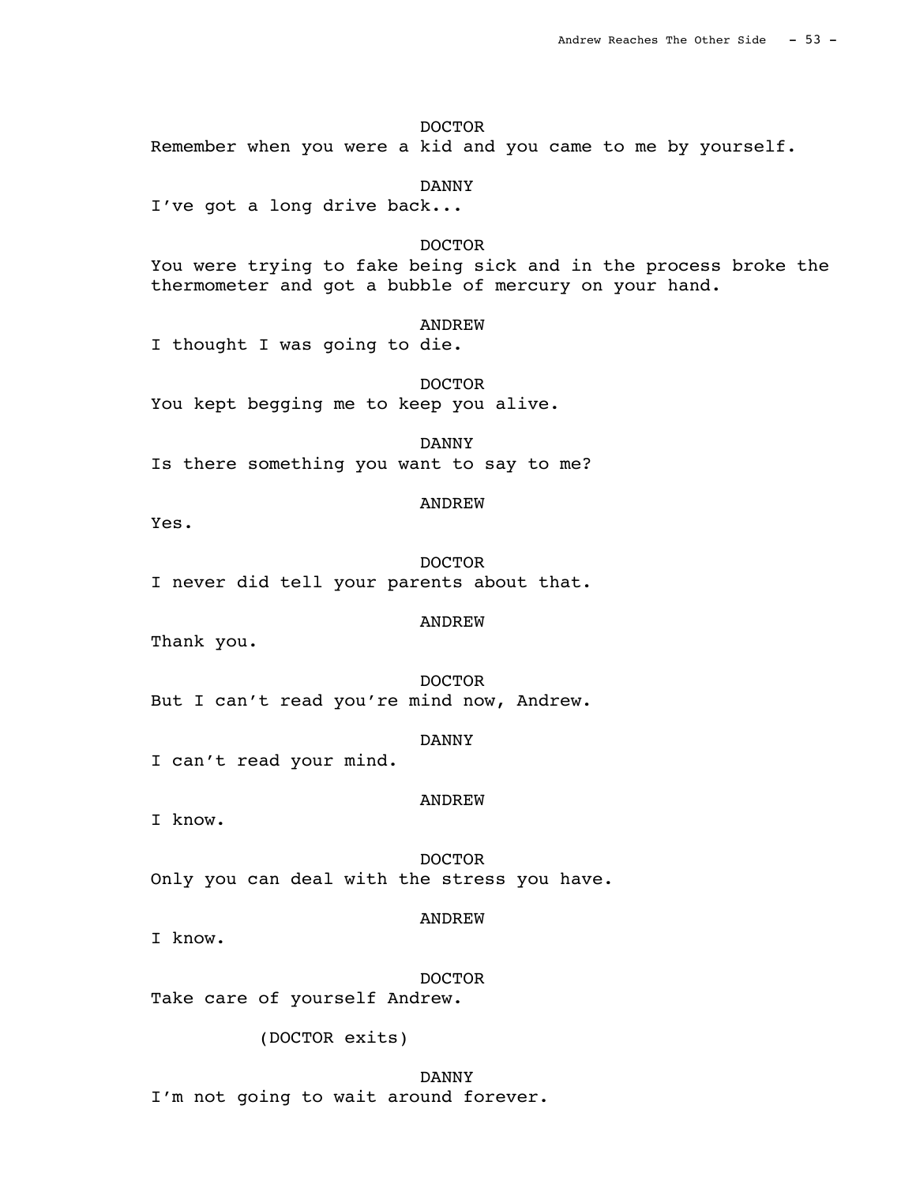DOCTOR

Remember when you were a kid and you came to me by yourself.

DANNY

I've got a long drive back...

DOCTOR

You were trying to fake being sick and in the process broke the thermometer and got a bubble of mercury on your hand.

ANDREW

I thought I was going to die.

DOCTOR

You kept begging me to keep you alive.

DANNY

Is there something you want to say to me?

ANDREW

Yes.

DOCTOR

I never did tell your parents about that.

ANDREW

Thank you.

DOCTOR

But I can't read you're mind now, Andrew.

DANNY

I can't read your mind.

ANDREW

I know.

DOCTOR

Only you can deal with the stress you have.

ANDREW

I know.

DOCTOR

Take care of yourself Andrew.

(DOCTOR exits)

DANNY

I'm not going to wait around forever.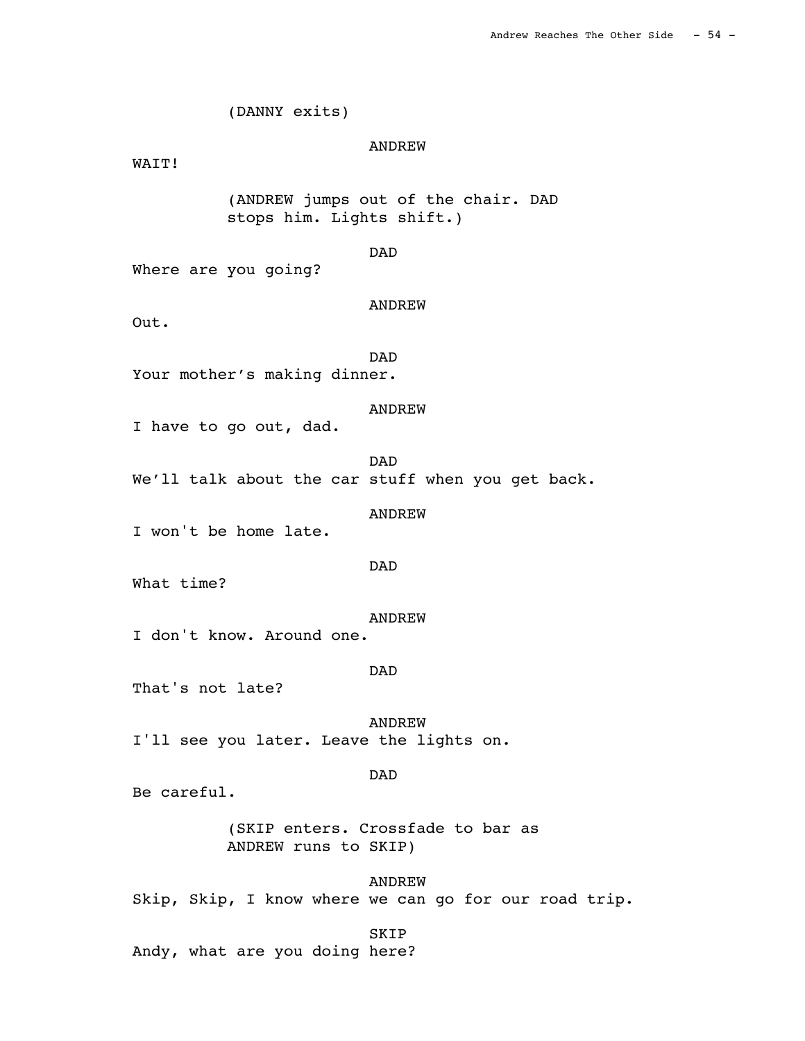(DANNY exits)

ANDREW

WAIT!

(ANDREW jumps out of the chair. DAD stops him. Lights shift.)

DAD

Where are you going?

ANDREW

Out.

DAD

Your mother's making dinner.

ANDREW

I have to go out, dad.

DAD

We'll talk about the car stuff when you get back.

ANDREW

I won't be home late.

DAD

What time?

ANDREW

I don't know. Around one.

DAD

That's not late?

ANDREW

I'll see you later. Leave the lights on.

DAD

Be careful.

(SKIP enters. Crossfade to bar as ANDREW runs to SKIP)

ANDREW

Skip, Skip, I know where we can go for our road trip.

SKIP

Andy, what are you doing here?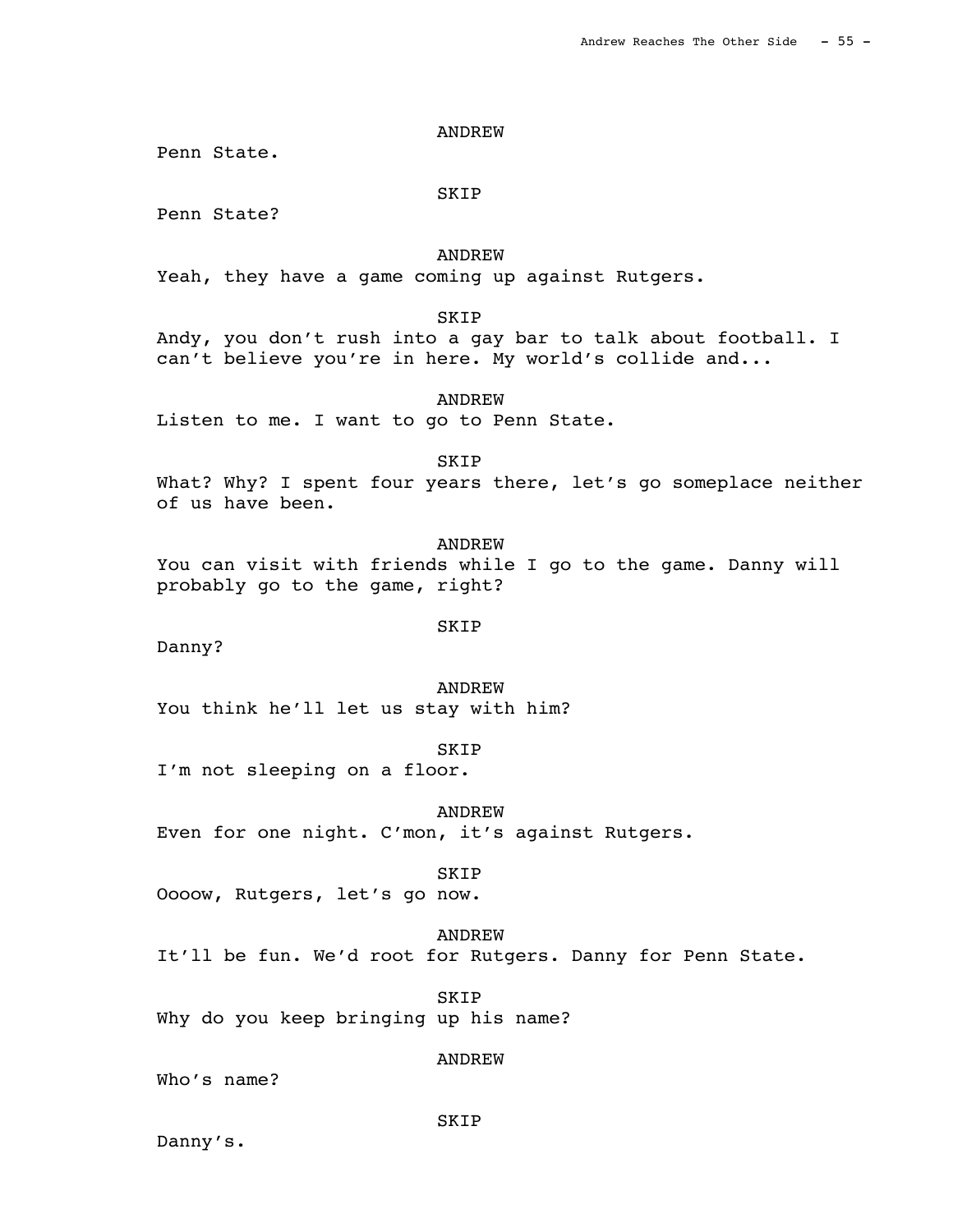ANDREW

Penn State.

SKIP

Penn State?

ANDREW

Yeah, they have a game coming up against Rutgers.

SKIP

Andy, you don't rush into a gay bar to talk about football. I can't believe you're in here. My world's collide and...

ANDREW

Listen to me. I want to go to Penn State.

SKIP

What? Why? I spent four years there, let's go someplace neither of us have been.

ANDREW

You can visit with friends while I go to the game. Danny will probably go to the game, right?

SKIP

Danny?

ANDREW

You think he'll let us stay with him?

SKIP

I'm not sleeping on a floor.

ANDREW

Even for one night. C'mon, it's against Rutgers.

SKIP

Oooow, Rutgers, let's go now.

ANDREW

It'll be fun. We'd root for Rutgers. Danny for Penn State.

SKIP

Why do you keep bringing up his name?

ANDREW

Who's name?

SKIP

Danny's.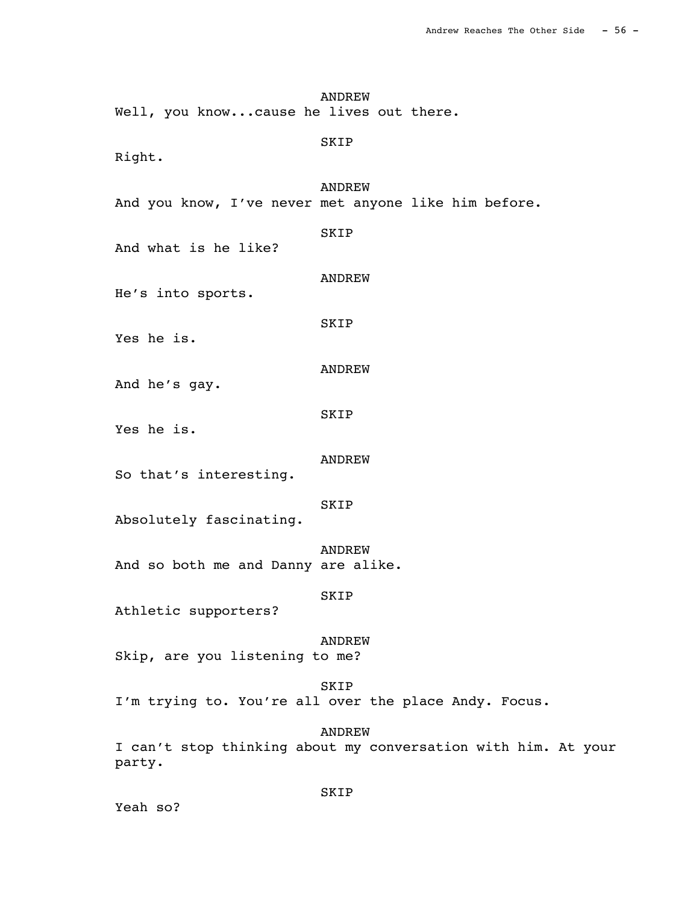ANDREW

Well, you know...cause he lives out there.

SKIP

Right.

ANDREW

And you know, I've never met anyone like him before.

SKIP

And what is he like?

ANDREW

He's into sports.

SKIP

Yes he is.

ANDREW

And he's gay.

SKIP

Yes he is.

ANDREW

So that's interesting.

SKIP

Absolutely fascinating.

ANDREW

And so both me and Danny are alike.

SKIP

Athletic supporters?

ANDREW

Skip, are you listening to me?

SKIP

I'm trying to. You're all over the place Andy. Focus.

ANDREW

I can't stop thinking about my conversation with him. At your party.

SKIP

Yeah so?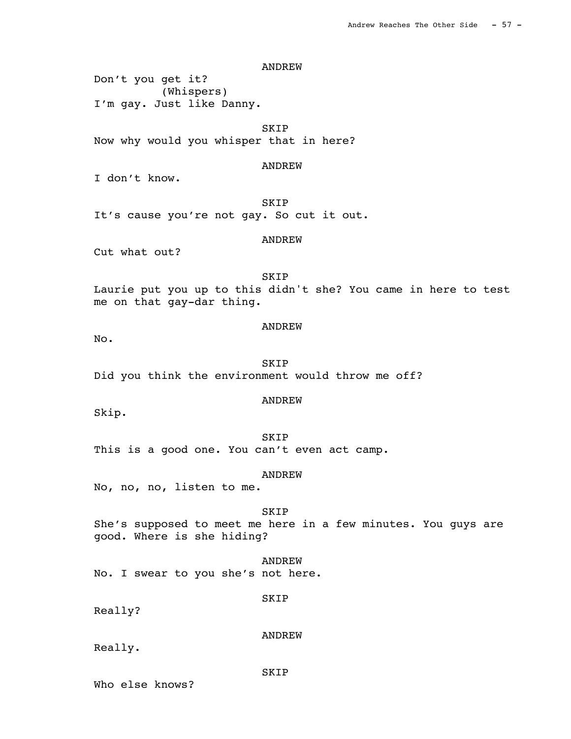ANDREW

Don't you get it?

(Whispers)

I'm gay. Just like Danny.

SKIP

Now why would you whisper that in here?

ANDREW

I don't know.

SKIP

It's cause you're not gay. So cut it out.

ANDREW

Cut what out?

SKIP

Laurie put you up to this didn't she? You came in here to test me on that gay-dar thing.

ANDREW

No.

SKIP

Did you think the environment would throw me off?

ANDREW

Skip.

SKIP

This is a good one. You can't even act camp.

ANDREW

No, no, no, listen to me.

SKIP

She's supposed to meet me here in a few minutes. You guys are good. Where is she hiding?

ANDREW

No. I swear to you she's not here.

SKIP

Really?

ANDREW

Really.

SKIP

Who else knows?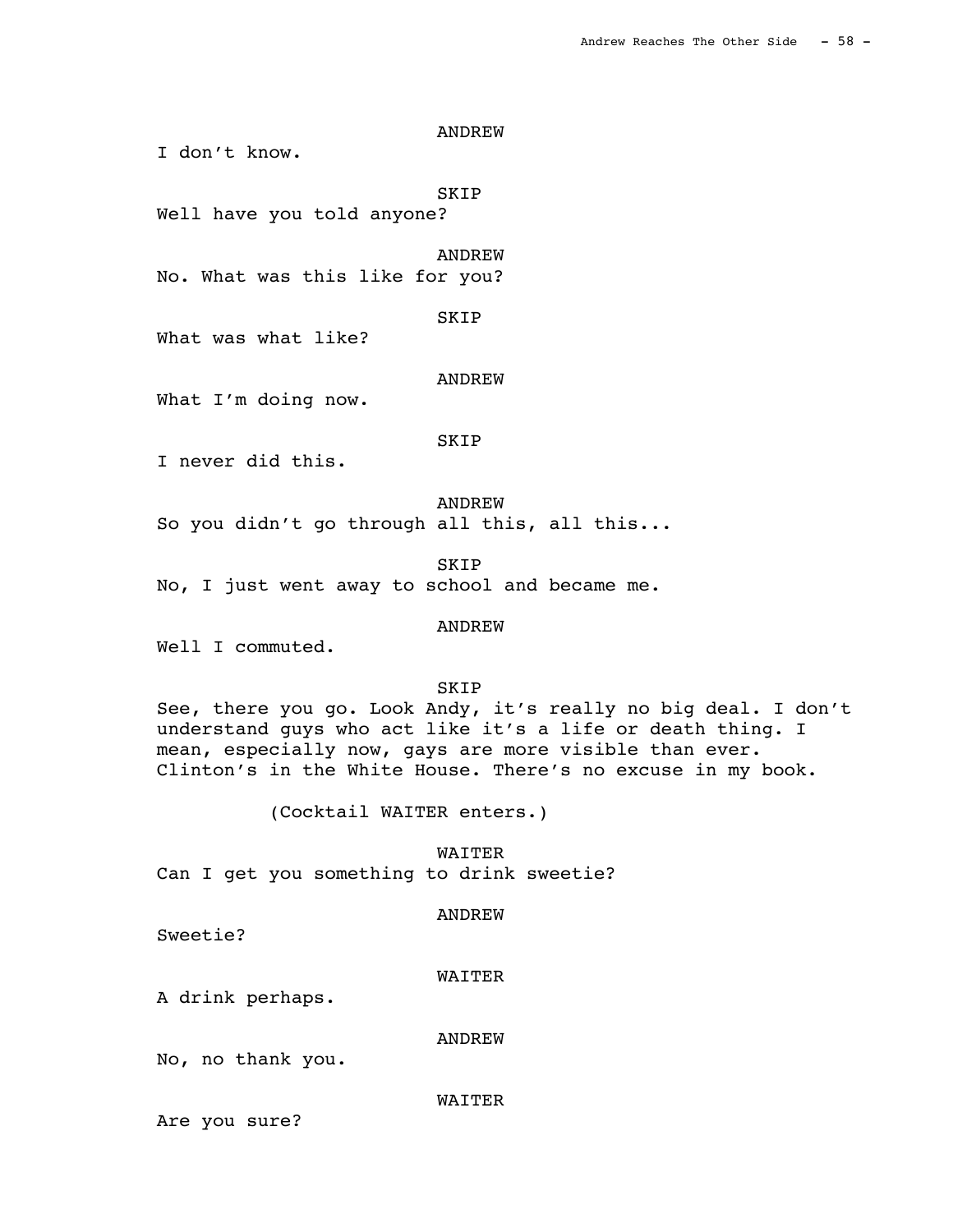ANDREW

I don't know.

SKIP

Well have you told anyone?

ANDREW

No. What was this like for you?

SKIP

What was what like?

ANDREW

What I'm doing now.

SKIP

I never did this.

ANDREW

So you didn't go through all this, all this...

SKIP

No, I just went away to school and became me.

ANDREW

Well I commuted.

SKIP

See, there you go. Look Andy, it's really no big deal. I don't understand guys who act like it's a life or death thing. I mean, especially now, gays are more visible than ever. Clinton's in the White House. There's no excuse in my book.

(Cocktail WAITER enters.)

WAITER

Can I get you something to drink sweetie?

ANDREW

Sweetie?

WAITER

A drink perhaps.

ANDREW

No, no thank you.

WAITER

Are you sure?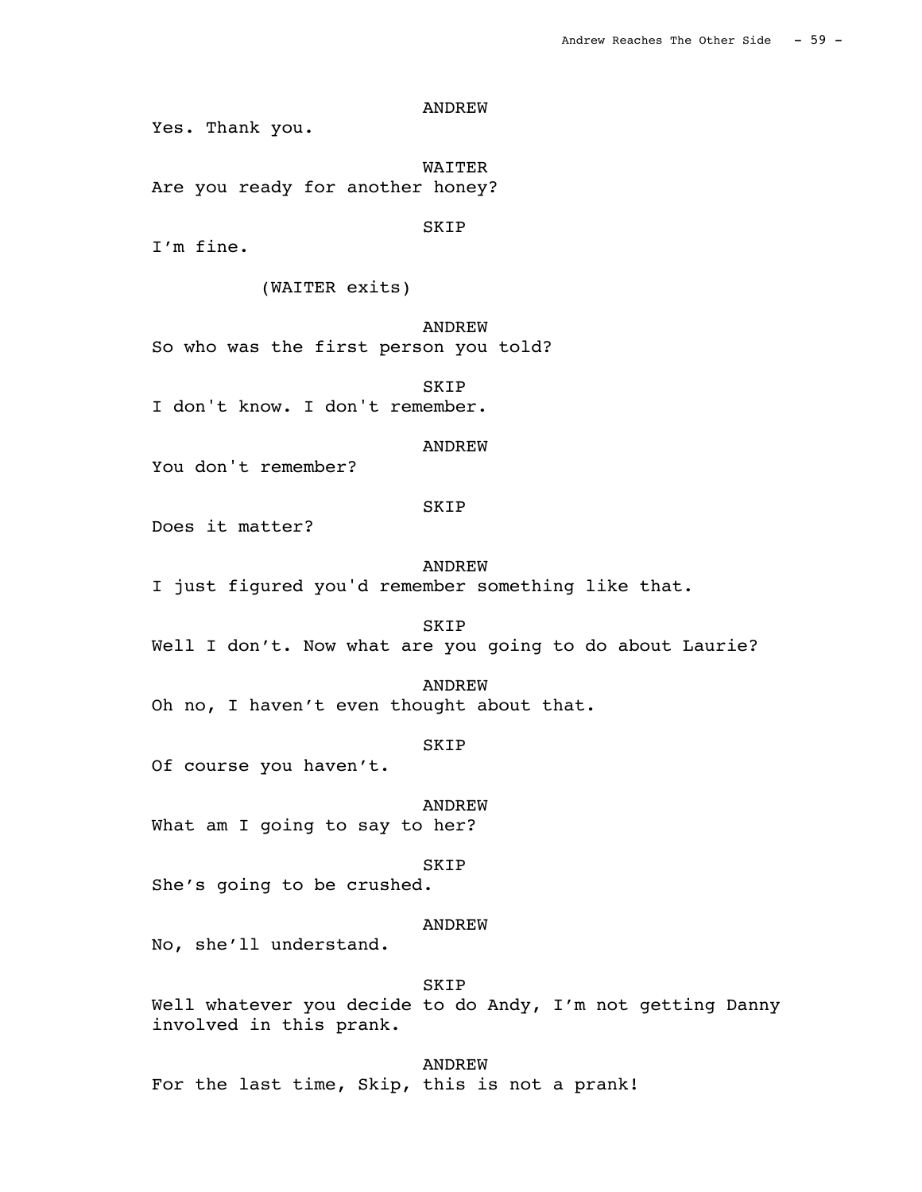ANDREW

Yes. Thank you.

WAITER

Are you ready for another honey?

SKIP

I'm fine.

(WAITER exits)

ANDREW

So who was the first person you told?

SKIP

I don't know. I don't remember.

ANDREW

You don't remember?

SKIP

Does it matter?

ANDREW

I just figured you'd remember something like that.

SKIP

Well I don't. Now what are you going to do about Laurie?

ANDREW

Oh no, I haven't even thought about that.

SKIP

Of course you haven't.

ANDREW

What am I going to say to her?

SKIP

She's going to be crushed.

ANDREW

No, she'll understand.

SKIP

Well whatever you decide to do Andy, I'm not getting Danny involved in this prank.

ANDREW

For the last time, Skip, this is not a prank!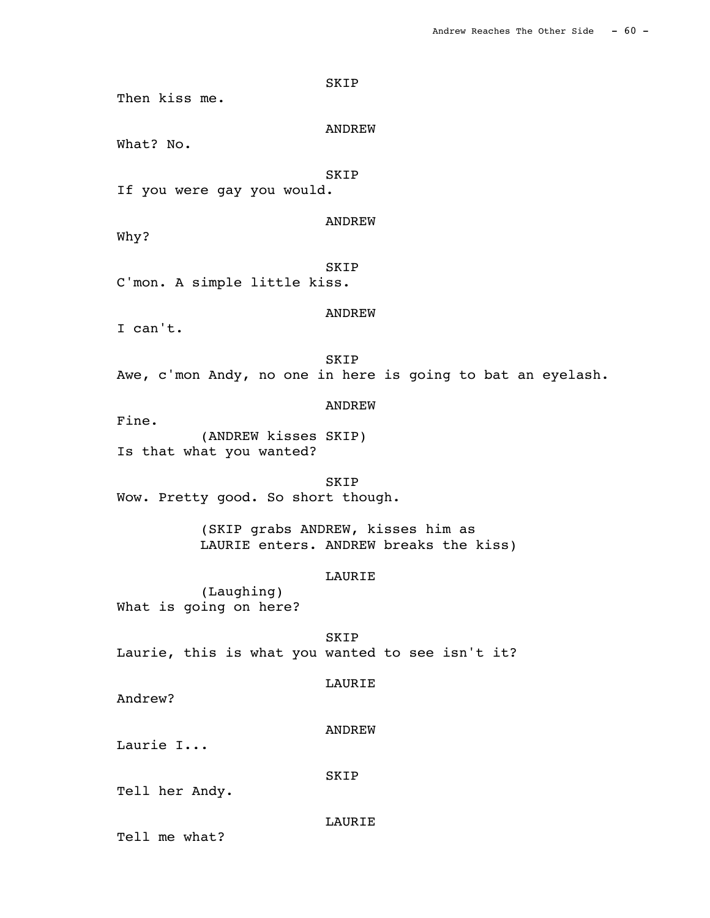SKIP

Then kiss me.

ANDREW

What? No.

SKIP

If you were gay you would.

ANDREW

Why?

SKIP

C'mon. A simple little kiss.

ANDREW

I can't.

SKIP

Awe, c'mon Andy, no one in here is going to bat an eyelash.

ANDREW

Fine.

(ANDREW kisses SKIP)

Is that what you wanted?

SKIP

Wow. Pretty good. So short though.

(SKIP grabs ANDREW, kisses him as LAURIE enters. ANDREW breaks the kiss)

LAURIE

(Laughing)

What is going on here?

SKIP

Laurie, this is what you wanted to see isn't it?

LAURIE

Andrew?

ANDREW

Laurie I...

SKIP

Tell her Andy.

LAURIE

Tell me what?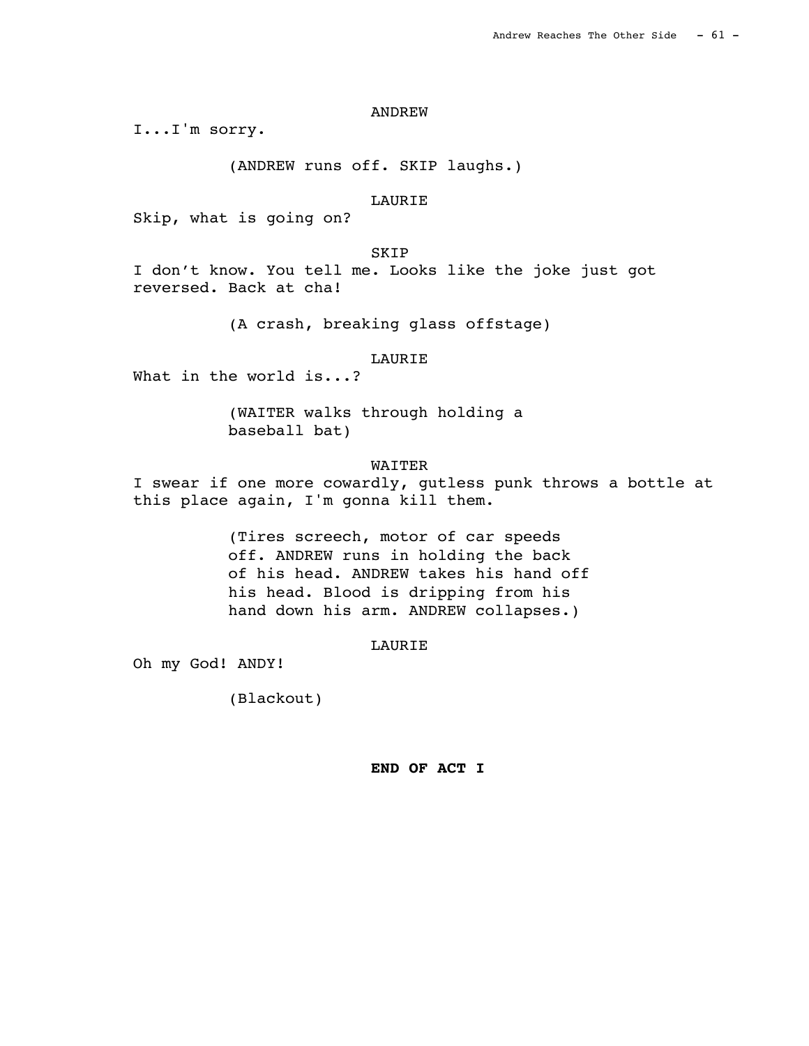ANDREW

I...I'm sorry.

(ANDREW runs off. SKIP laughs.)

LAURIE

Skip, what is going on?

SKIP

I don't know. You tell me. Looks like the joke just got reversed. Back at cha!

(A crash, breaking glass offstage)

LAURIE

What in the world is...?

(WAITER walks through holding a baseball bat)

WAITER

I swear if one more cowardly, gutless punk throws a bottle at this place again, I'm gonna kill them.

(Tires screech, motor of car speeds off. ANDREW runs in holding the back of his head. ANDREW takes his hand off his head. Blood is dripping from his hand down his arm. ANDREW collapses.)

LAURIE

Oh my God! ANDY!

(Blackout)

**END OF ACT I**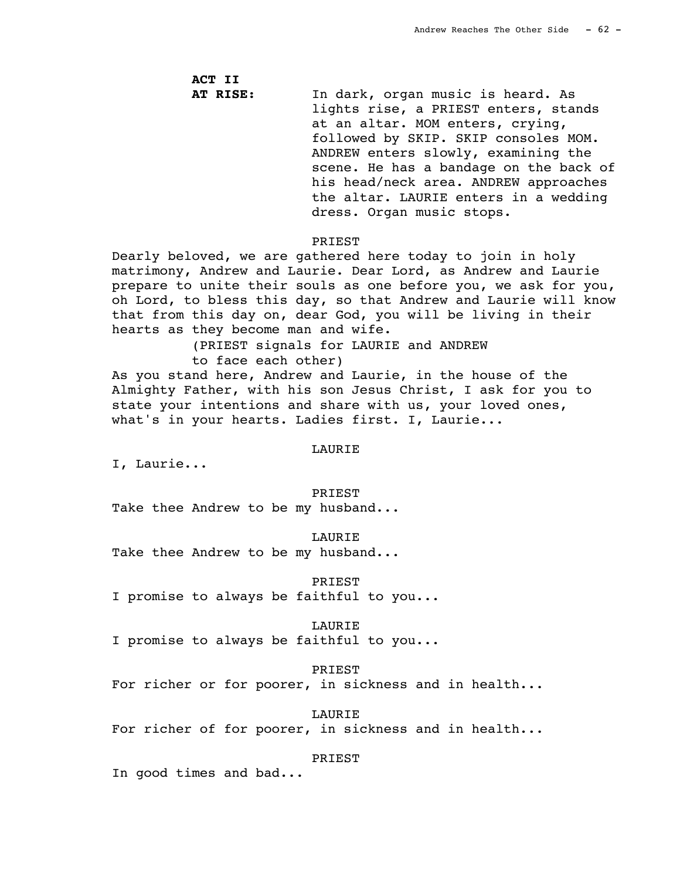**ACT II**

**AT RISE:** In dark, organ music is heard. As lights rise, a PRIEST enters, stands at an altar. MOM enters, crying, followed by SKIP. SKIP consoles MOM. ANDREW enters slowly, examining the scene. He has a bandage on the back of his head/neck area. ANDREW approaches the altar. LAURIE enters in a wedding dress. Organ music stops.

PRIEST

Dearly beloved, we are gathered here today to join in holy matrimony, Andrew and Laurie. Dear Lord, as Andrew and Laurie prepare to unite their souls as one before you, we ask for you, oh Lord, to bless this day, so that Andrew and Laurie will know that from this day on, dear God, you will be living in their hearts as they become man and wife.

(PRIEST signals for LAURIE and ANDREW to face each other)

As you stand here, Andrew and Laurie, in the house of the Almighty Father, with his son Jesus Christ, I ask for you to state your intentions and share with us, your loved ones, what's in your hearts. Ladies first. I, Laurie...

LAURIE

I, Laurie...

PRIEST

Take thee Andrew to be my husband...

LAURIE

Take thee Andrew to be my husband...

PRIEST

I promise to always be faithful to you...

LAURIE

I promise to always be faithful to you...

PRIEST

For richer or for poorer, in sickness and in health...

LAURIE

For richer of for poorer, in sickness and in health...

PRIEST

In good times and bad...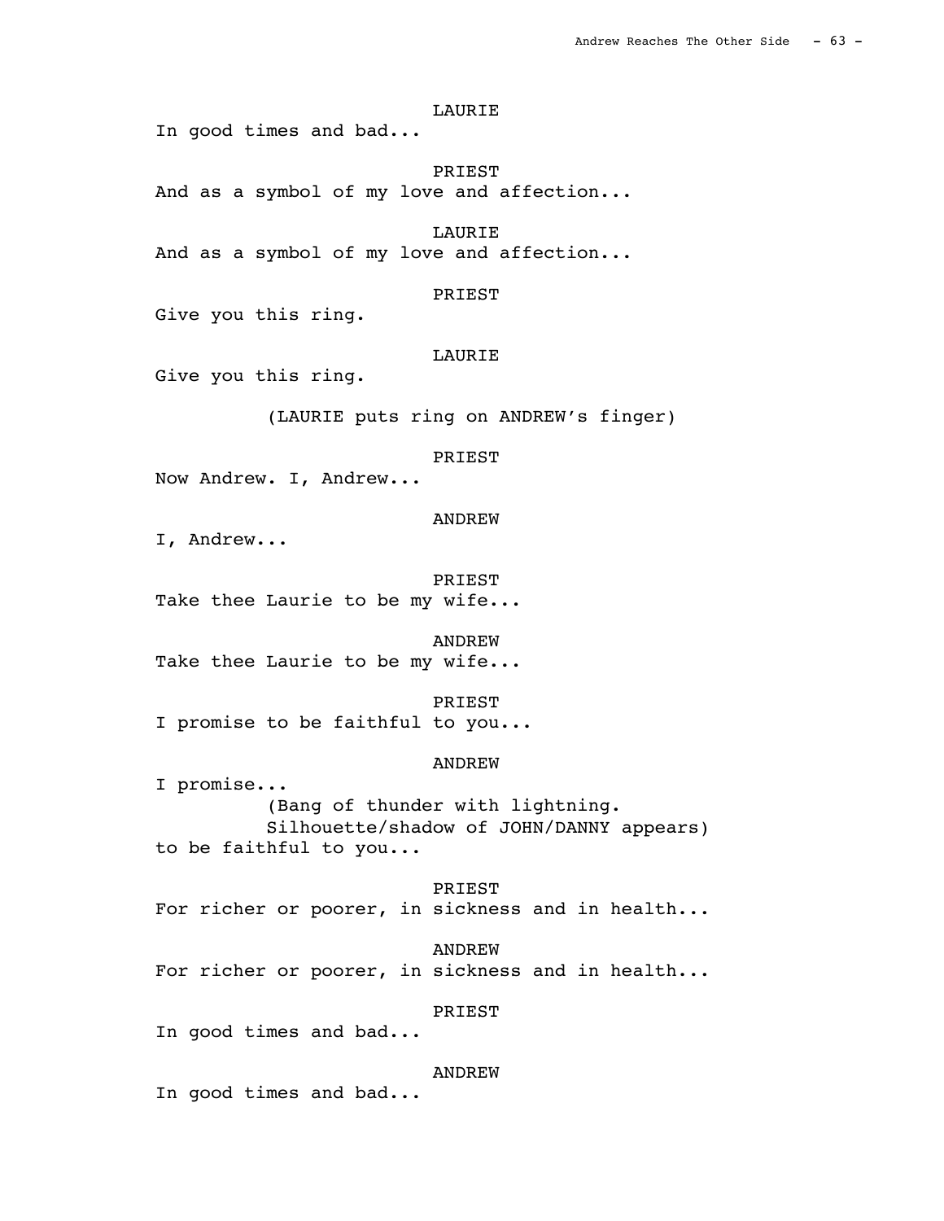LAURIE
In good times and bad...

PRIEST
And as a symbol of my love and affection...

LAURIE
And as a symbol of my love and affection...

PRIEST
Give you this ring.

LAURIE
Give you this ring.

(LAURIE puts ring on ANDREW's finger)

PRIEST
Now Andrew. I, Andrew...

ANDREW
I, Andrew...

PRIEST
Take thee Laurie to be my wife...

ANDREW
Take thee Laurie to be my wife...

PRIEST
I promise to be faithful to you...

ANDREW
I promise...
(Bang of thunder with lightning.
Silhouette/shadow of JOHN/DANNY appears)
to be faithful to you...

PRIEST
For richer or poorer, in sickness and in health...

ANDREW
For richer or poorer, in sickness and in health...

PRIEST
In good times and bad...

ANDREW
In good times and bad...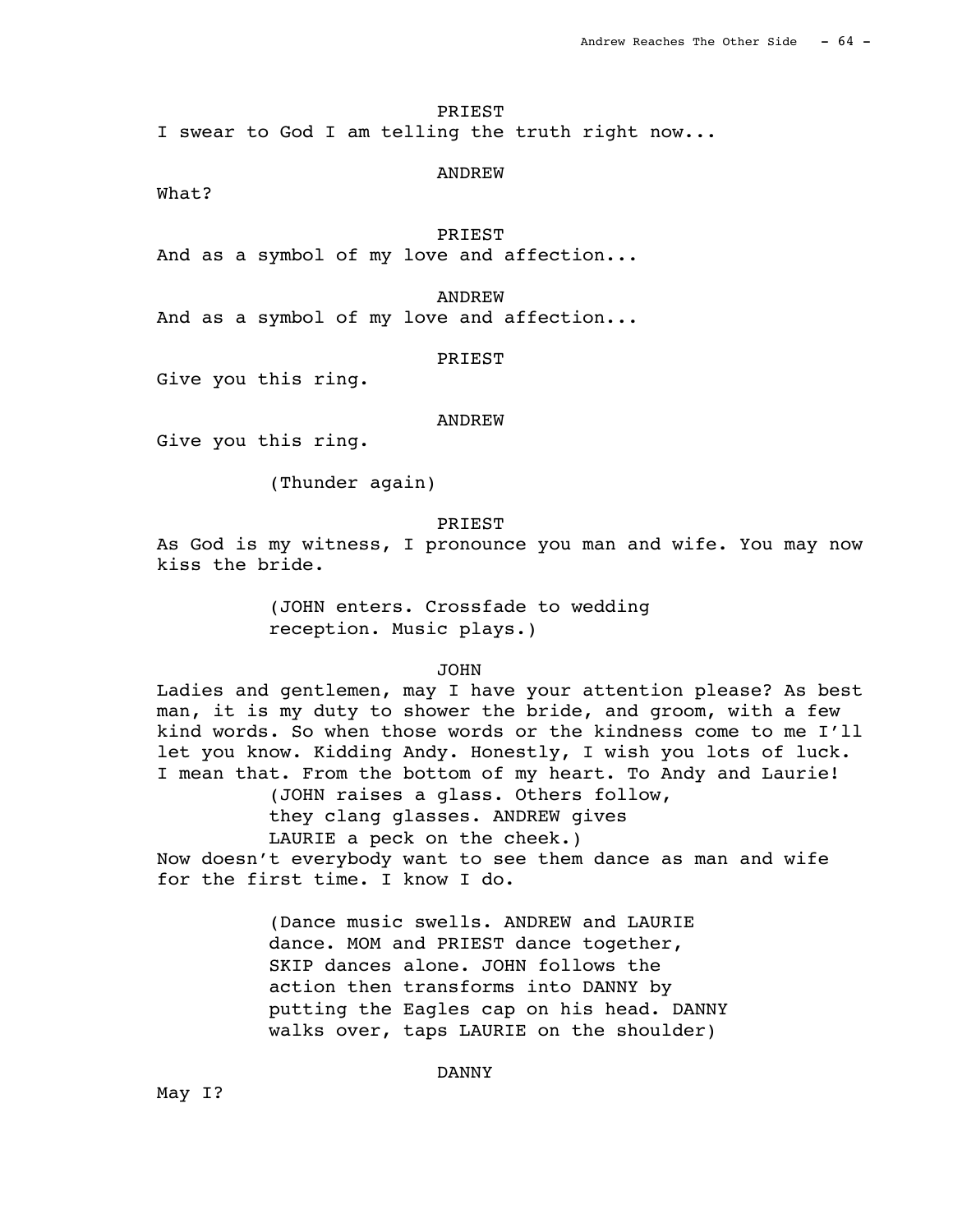PRIEST

I swear to God I am telling the truth right now...

ANDREW

What?

PRIEST

And as a symbol of my love and affection...

ANDREW

And as a symbol of my love and affection...

PRIEST

Give you this ring.

ANDREW

Give you this ring.

(Thunder again)

PRIEST

As God is my witness, I pronounce you man and wife. You may now kiss the bride.

(JOHN enters. Crossfade to wedding reception. Music plays.)

JOHN

Ladies and gentlemen, may I have your attention please? As best man, it is my duty to shower the bride, and groom, with a few kind words. So when those words or the kindness come to me I'll let you know. Kidding Andy. Honestly, I wish you lots of luck. I mean that. From the bottom of my heart. To Andy and Laurie!

(JOHN raises a glass. Others follow, they clang glasses. ANDREW gives LAURIE a peck on the cheek.)

Now doesn't everybody want to see them dance as man and wife for the first time. I know I do.

(Dance music swells. ANDREW and LAURIE dance. MOM and PRIEST dance together, SKIP dances alone. JOHN follows the action then transforms into DANNY by putting the Eagles cap on his head. DANNY walks over, taps LAURIE on the shoulder)

DANNY

May I?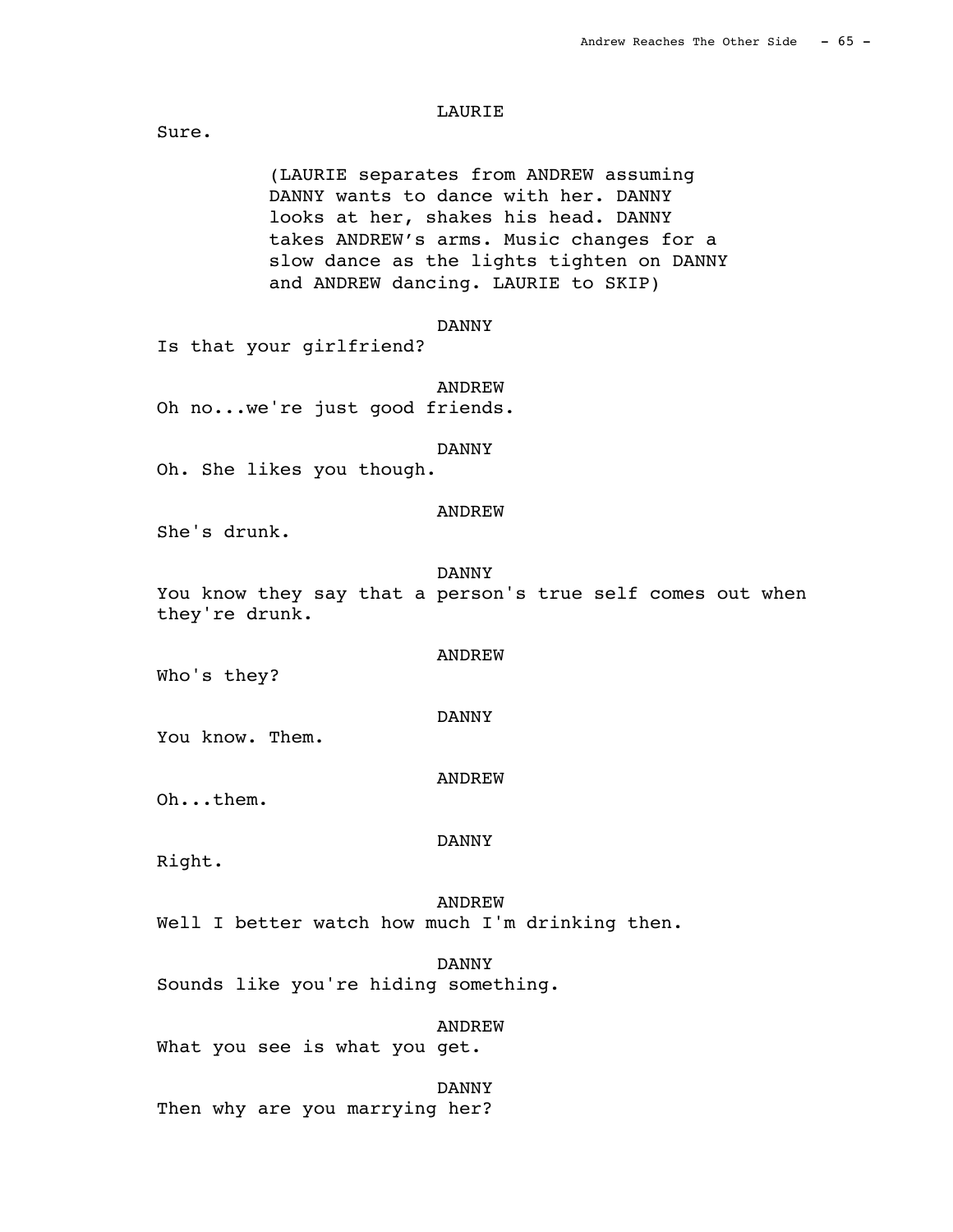LAURIE

Sure.

(LAURIE separates from ANDREW assuming DANNY wants to dance with her. DANNY looks at her, shakes his head. DANNY takes ANDREW's arms. Music changes for a slow dance as the lights tighten on DANNY and ANDREW dancing. LAURIE to SKIP)

DANNY

Is that your girlfriend?

ANDREW

Oh no...we're just good friends.

DANNY

Oh. She likes you though.

ANDREW

She's drunk.

DANNY

You know they say that a person's true self comes out when they're drunk.

ANDREW

Who's they?

DANNY

You know. Them.

ANDREW

Oh...them.

DANNY

Right.

ANDREW

Well I better watch how much I'm drinking then.

DANNY

Sounds like you're hiding something.

ANDREW

What you see is what you get.

DANNY

Then why are you marrying her?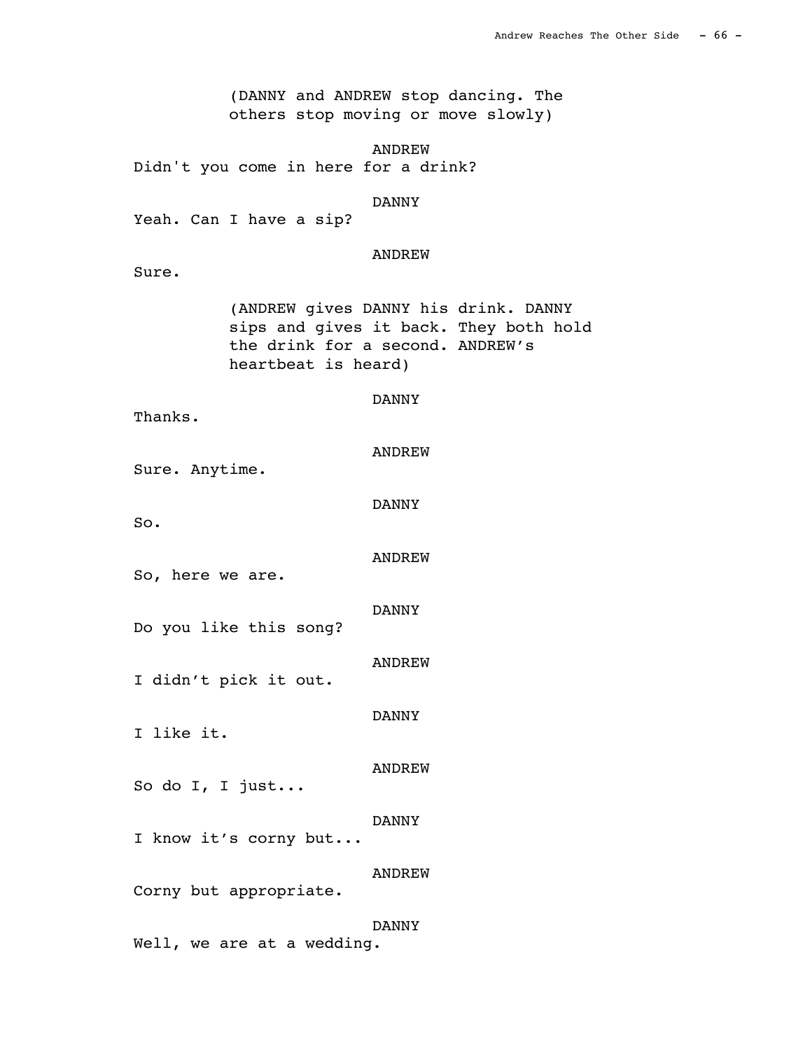(DANNY and ANDREW stop dancing. The others stop moving or move slowly)

ANDREW

Didn't you come in here for a drink?

DANNY

Yeah. Can I have a sip?

ANDREW

Sure.

(ANDREW gives DANNY his drink. DANNY sips and gives it back. They both hold the drink for a second. ANDREW's heartbeat is heard)

DANNY

Thanks.

ANDREW

Sure. Anytime.

DANNY

So.

ANDREW

So, here we are.

DANNY

Do you like this song?

ANDREW

I didn't pick it out.

DANNY

I like it.

ANDREW

So do I, I just...

DANNY

I know it's corny but...

ANDREW

Corny but appropriate.

DANNY

Well, we are at a wedding.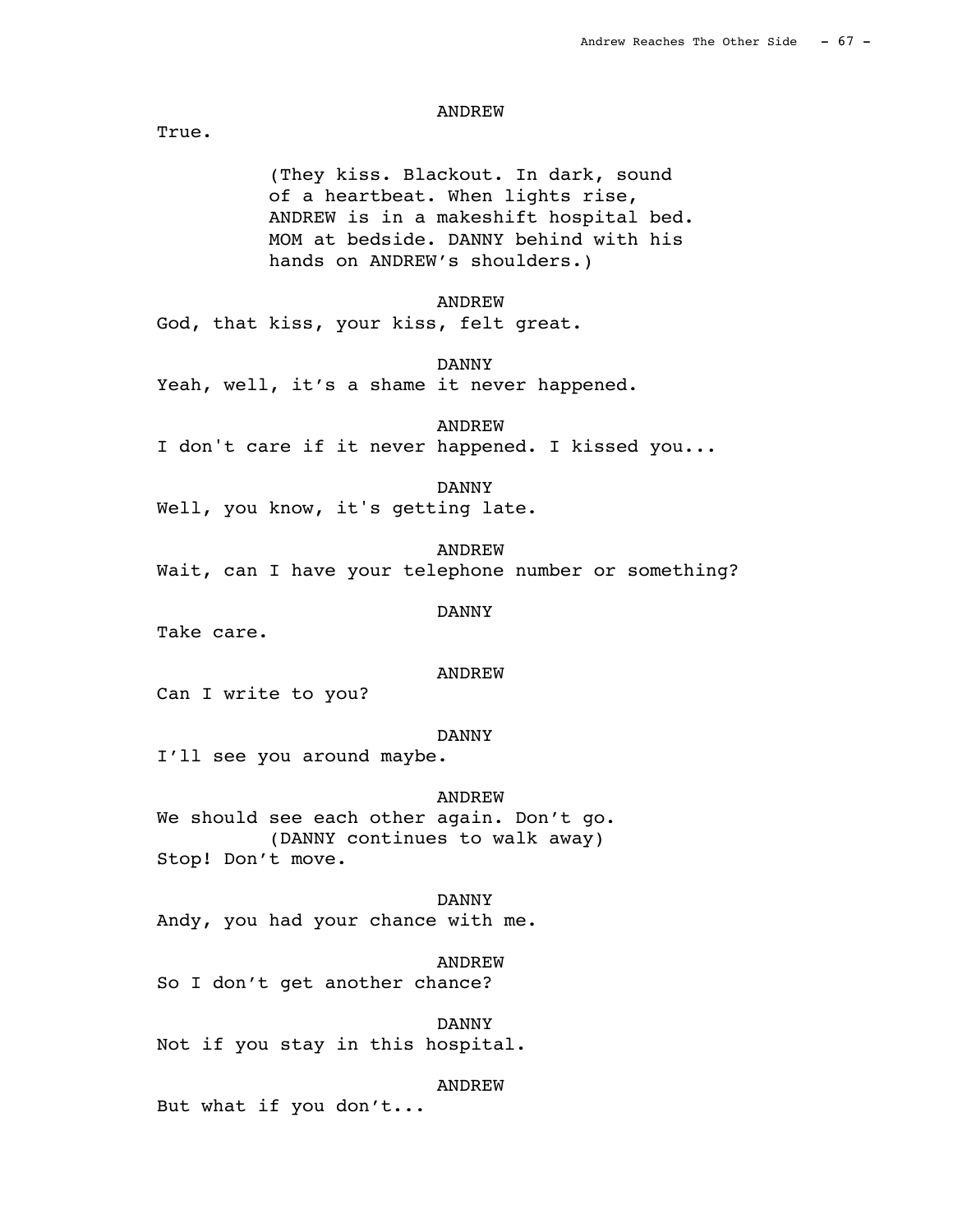ANDREW

True.

(They kiss. Blackout. In dark, sound of a heartbeat. When lights rise, ANDREW is in a makeshift hospital bed. MOM at bedside. DANNY behind with his hands on ANDREW's shoulders.)

ANDREW

God, that kiss, your kiss, felt great.

DANNY

Yeah, well, it's a shame it never happened.

ANDREW

I don't care if it never happened. I kissed you...

DANNY

Well, you know, it's getting late.

ANDREW

Wait, can I have your telephone number or something?

DANNY

Take care.

ANDREW

Can I write to you?

DANNY

I'll see you around maybe.

ANDREW

We should see each other again. Don't go.

(DANNY continues to walk away)

Stop! Don't move.

DANNY

Andy, you had your chance with me.

ANDREW

So I don't get another chance?

DANNY

Not if you stay in this hospital.

ANDREW

But what if you don't...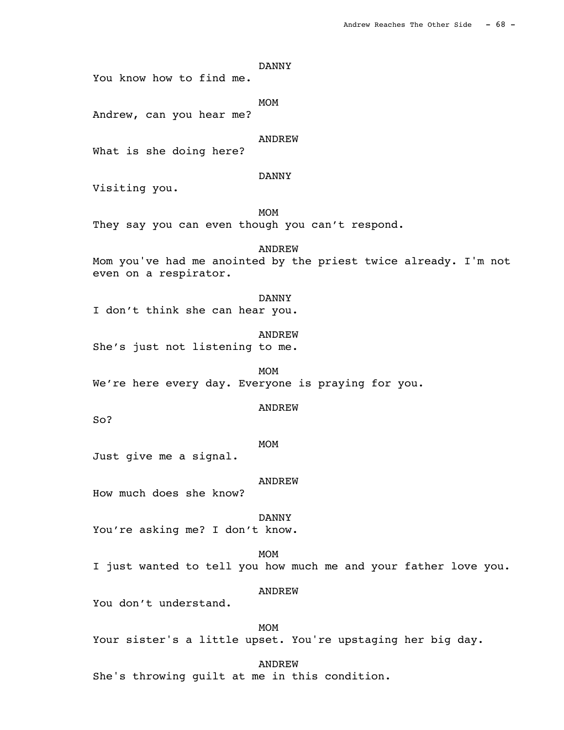DANNY

You know how to find me.

MOM

Andrew, can you hear me?

ANDREW

What is she doing here?

DANNY

Visiting you.

MOM

They say you can even though you can’t respond.

ANDREW

Mom you've had me anointed by the priest twice already. I'm not even on a respirator.

DANNY

I don’t think she can hear you.

ANDREW

She’s just not listening to me.

MOM

We’re here every day. Everyone is praying for you.

ANDREW

So?

MOM

Just give me a signal.

ANDREW

How much does she know?

DANNY

You’re asking me? I don’t know.

MOM

I just wanted to tell you how much me and your father love you.

ANDREW

You don’t understand.

MOM

Your sister's a little upset. You're upstaging her big day.

ANDREW

She's throwing guilt at me in this condition.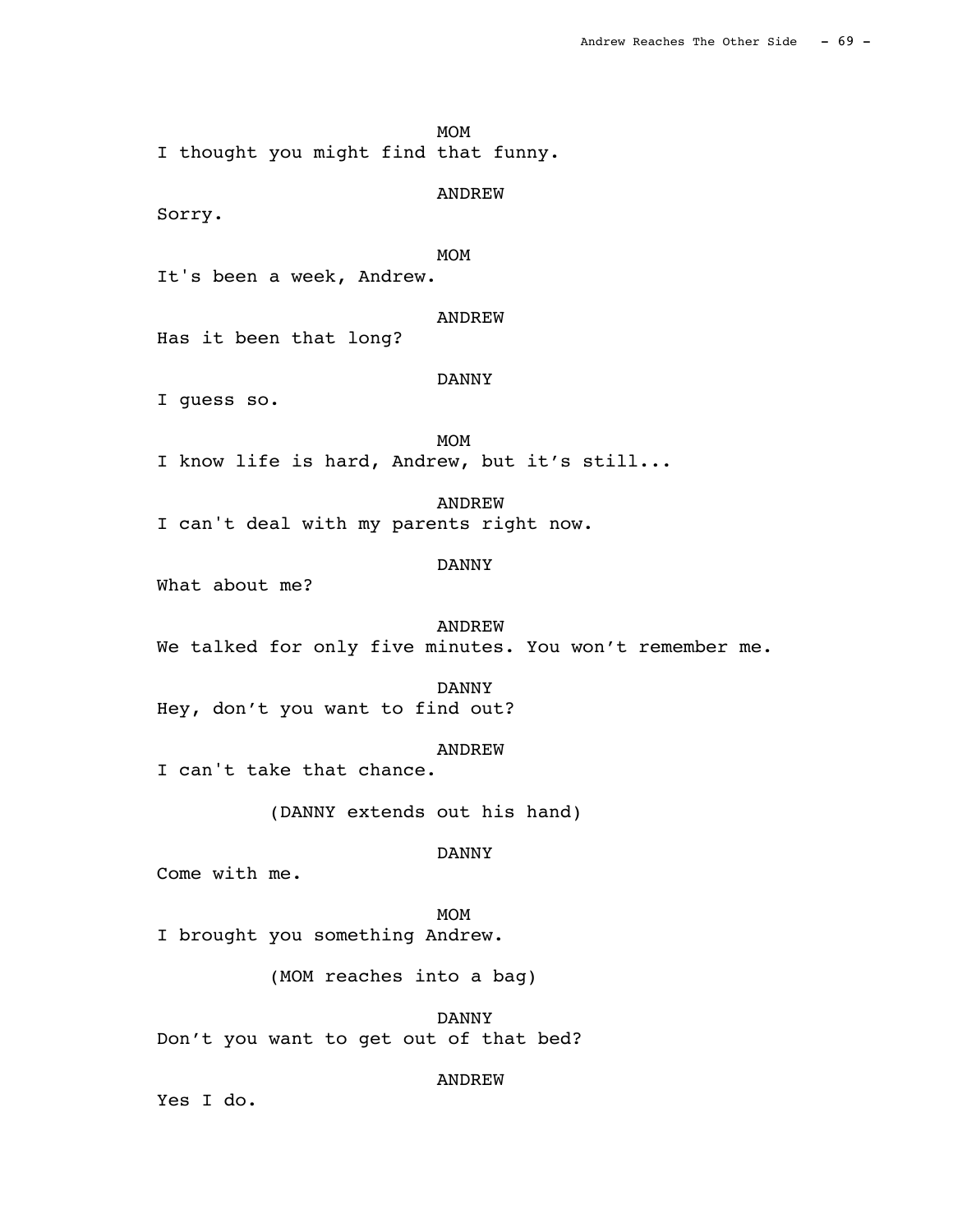MOM

I thought you might find that funny.

ANDREW

Sorry.

MOM

It's been a week, Andrew.

ANDREW

Has it been that long?

DANNY

I guess so.

MOM

I know life is hard, Andrew, but it's still...

ANDREW

I can't deal with my parents right now.

DANNY

What about me?

ANDREW

We talked for only five minutes. You won't remember me.

DANNY

Hey, don't you want to find out?

ANDREW

I can't take that chance.

(DANNY extends out his hand)

DANNY

Come with me.

MOM

I brought you something Andrew.

(MOM reaches into a bag)

DANNY

Don't you want to get out of that bed?

ANDREW

Yes I do.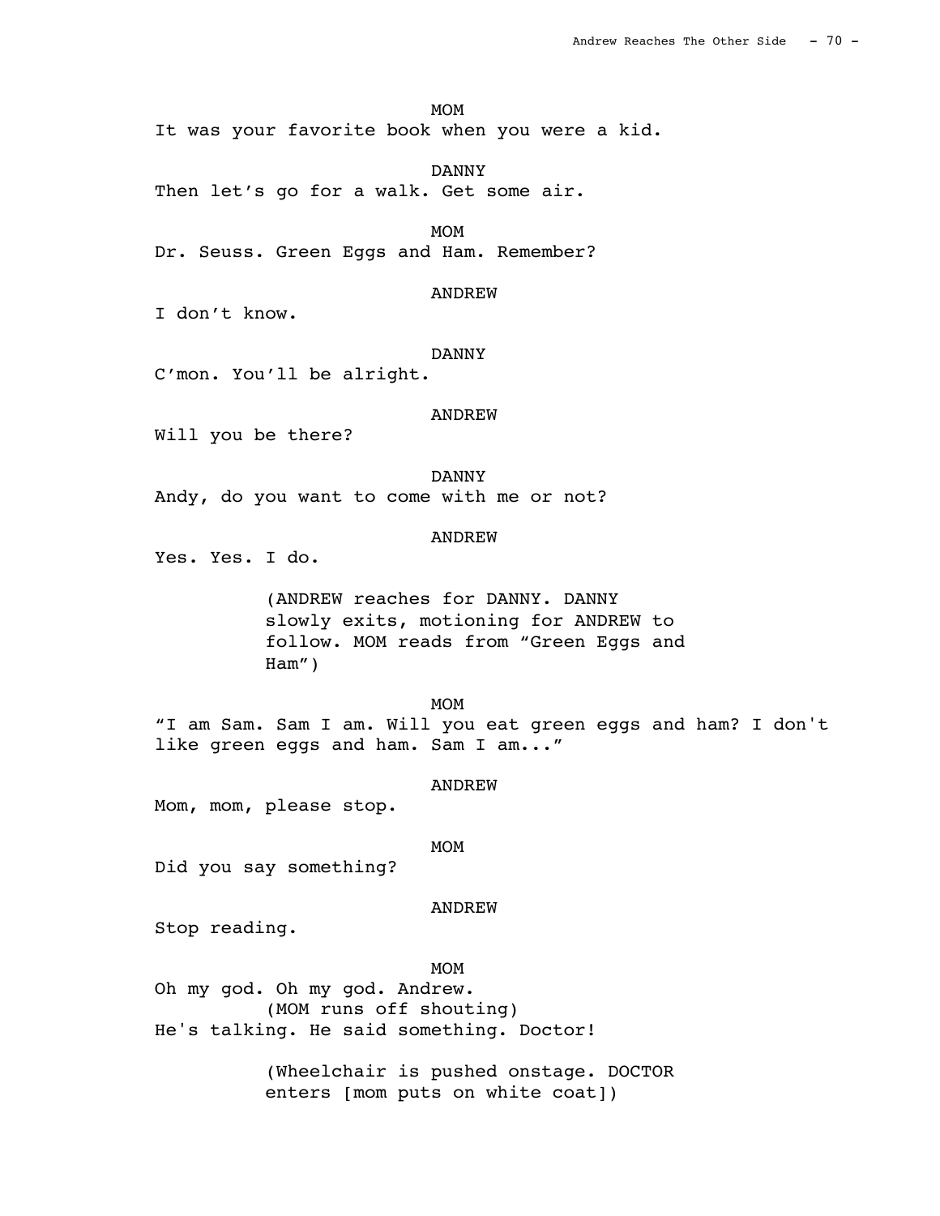MOM

It was your favorite book when you were a kid.

DANNY

Then let's go for a walk. Get some air.

MOM

Dr. Seuss. Green Eggs and Ham. Remember?

ANDREW

I don't know.

DANNY

C'mon. You'll be alright.

ANDREW

Will you be there?

DANNY

Andy, do you want to come with me or not?

ANDREW

Yes. Yes. I do.

(ANDREW reaches for DANNY. DANNY slowly exits, motioning for ANDREW to follow. MOM reads from "Green Eggs and Ham")

MOM

"I am Sam. Sam I am. Will you eat green eggs and ham? I don't like green eggs and ham. Sam I am..."

ANDREW

Mom, mom, please stop.

MOM

Did you say something?

ANDREW

Stop reading.

MOM

Oh my god. Oh my god. Andrew.
(MOM runs off shouting)
He's talking. He said something. Doctor!

(Wheelchair is pushed onstage. DOCTOR enters [mom puts on white coat])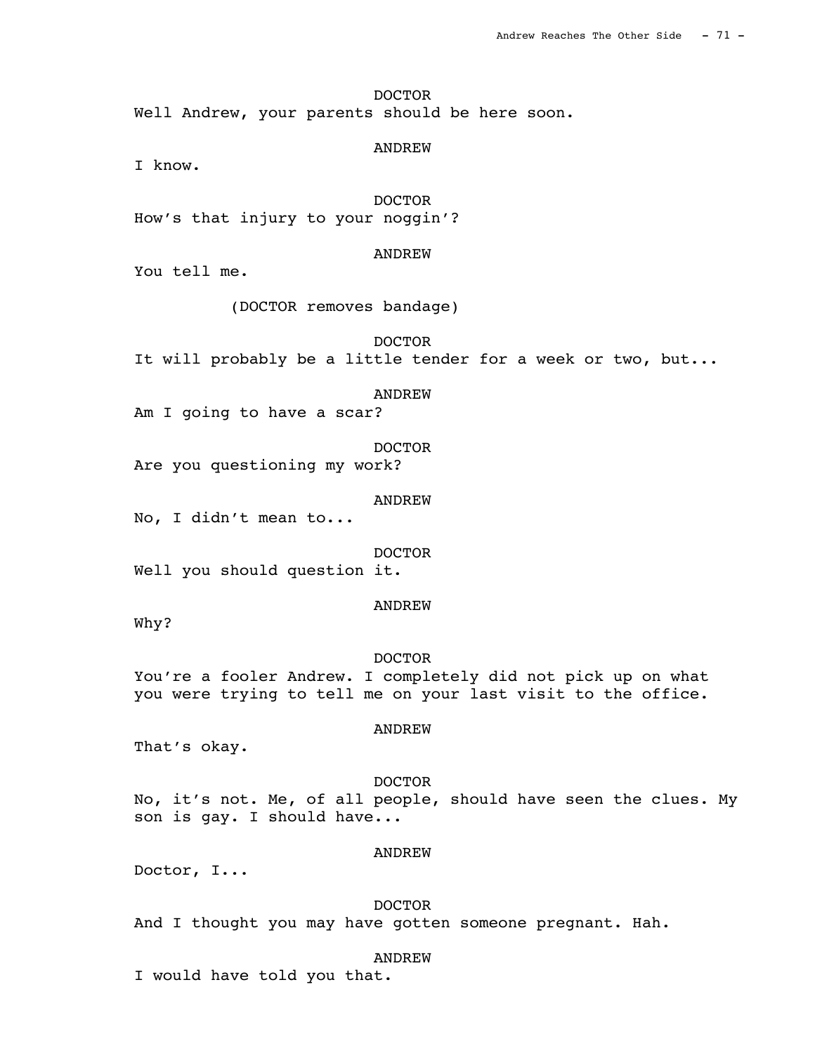DOCTOR

Well Andrew, your parents should be here soon.

ANDREW

I know.

DOCTOR

How’s that injury to your noggin’?

ANDREW

You tell me.

(DOCTOR removes bandage)

DOCTOR

It will probably be a little tender for a week or two, but...

ANDREW

Am I going to have a scar?

DOCTOR

Are you questioning my work?

ANDREW

No, I didn’t mean to...

DOCTOR

Well you should question it.

ANDREW

Why?

DOCTOR

You’re a fooler Andrew. I completely did not pick up on what you were trying to tell me on your last visit to the office.

ANDREW

That’s okay.

DOCTOR

No, it’s not. Me, of all people, should have seen the clues. My son is gay. I should have...

ANDREW

Doctor, I...

DOCTOR

And I thought you may have gotten someone pregnant. Hah.

ANDREW

I would have told you that.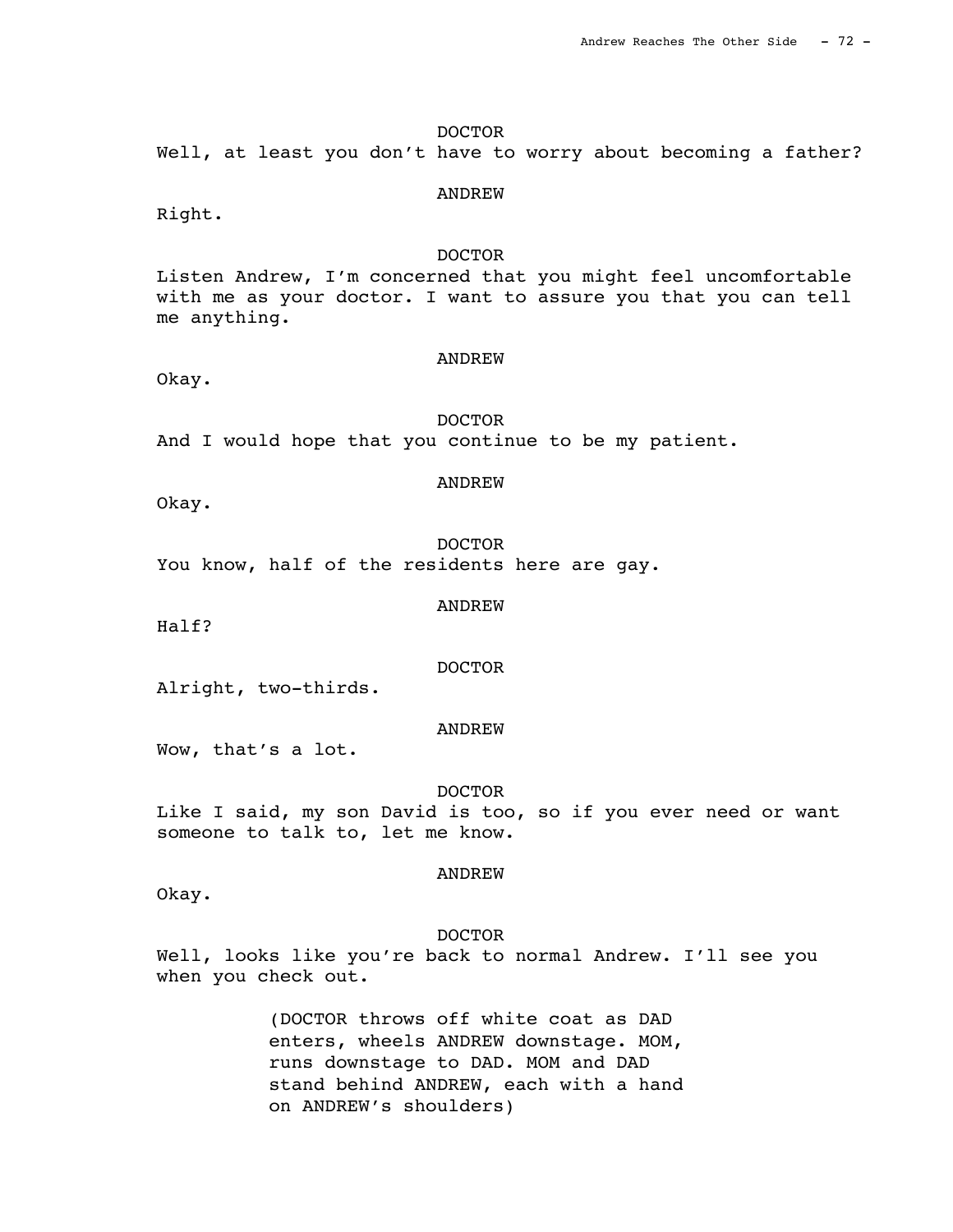DOCTOR

Well, at least you don't have to worry about becoming a father?

ANDREW

Right.

DOCTOR

Listen Andrew, I'm concerned that you might feel uncomfortable with me as your doctor. I want to assure you that you can tell me anything.

ANDREW

Okay.

DOCTOR

And I would hope that you continue to be my patient.

ANDREW

Okay.

DOCTOR

You know, half of the residents here are gay.

ANDREW

Half?

DOCTOR

Alright, two-thirds.

ANDREW

Wow, that's a lot.

DOCTOR

Like I said, my son David is too, so if you ever need or want someone to talk to, let me know.

ANDREW

Okay.

DOCTOR

Well, looks like you're back to normal Andrew. I'll see you when you check out.

(DOCTOR throws off white coat as DAD enters, wheels ANDREW downstage. MOM, runs downstage to DAD. MOM and DAD stand behind ANDREW, each with a hand on ANDREW's shoulders)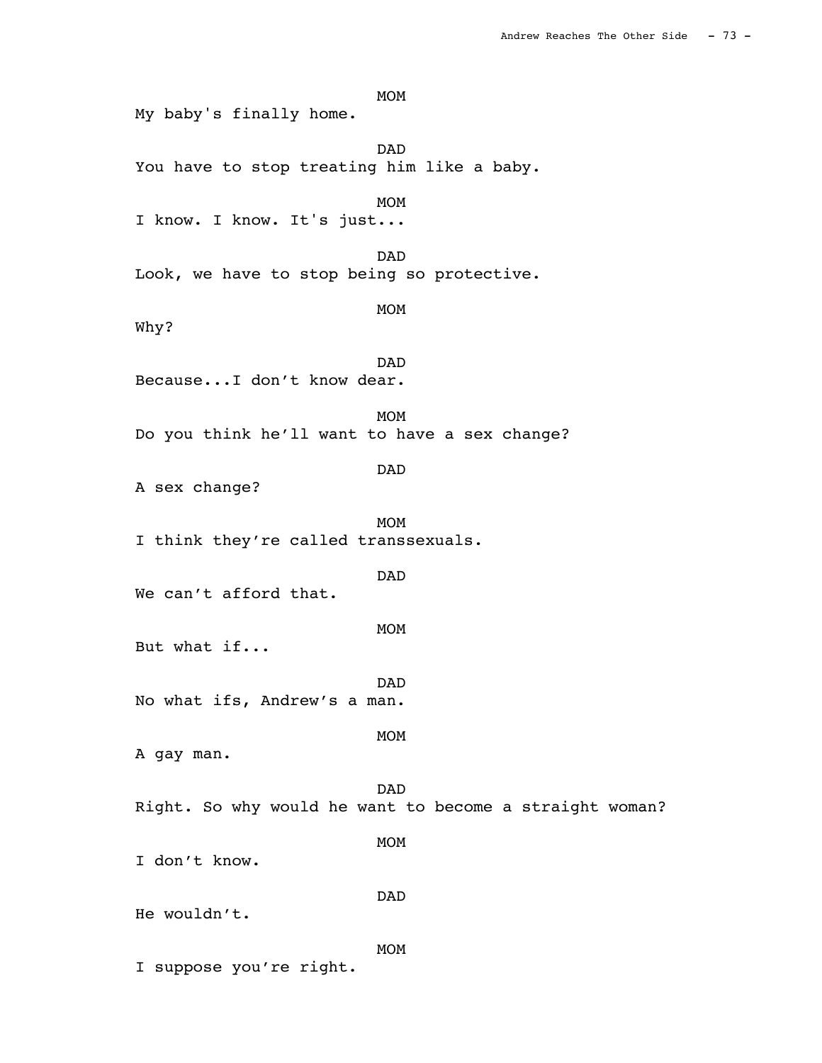MOM

My baby's finally home.

DAD

You have to stop treating him like a baby.

MOM

I know. I know. It's just...

DAD

Look, we have to stop being so protective.

MOM

Why?

DAD

Because...I don't know dear.

MOM

Do you think he'll want to have a sex change?

DAD

A sex change?

MOM

I think they're called transsexuals.

DAD

We can't afford that.

MOM

But what if...

DAD

No what ifs, Andrew's a man.

MOM

A gay man.

DAD

Right. So why would he want to become a straight woman?

MOM

I don't know.

DAD

He wouldn't.

MOM

I suppose you're right.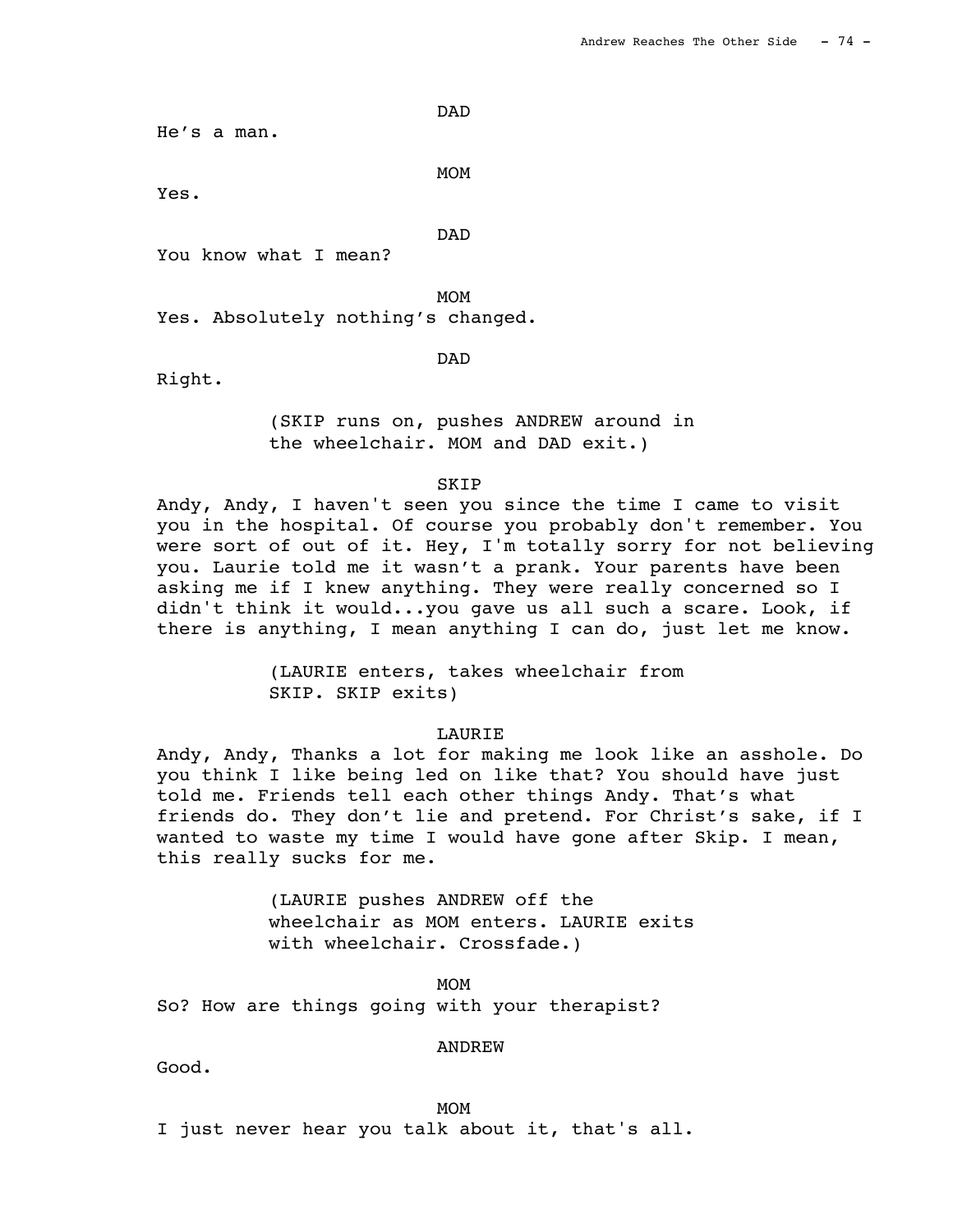DAD

He's a man.

MOM

Yes.

DAD

You know what I mean?

MOM

Yes. Absolutely nothing's changed.

DAD

Right.

(SKIP runs on, pushes ANDREW around in the wheelchair. MOM and DAD exit.)

SKIP

Andy, Andy, I haven't seen you since the time I came to visit you in the hospital. Of course you probably don't remember. You were sort of out of it. Hey, I'm totally sorry for not believing you. Laurie told me it wasn't a prank. Your parents have been asking me if I knew anything. They were really concerned so I didn't think it would...you gave us all such a scare. Look, if there is anything, I mean anything I can do, just let me know.

(LAURIE enters, takes wheelchair from SKIP. SKIP exits)

LAURIE

Andy, Andy, Thanks a lot for making me look like an asshole. Do you think I like being led on like that? You should have just told me. Friends tell each other things Andy. That's what friends do. They don't lie and pretend. For Christ's sake, if I wanted to waste my time I would have gone after Skip. I mean, this really sucks for me.

(LAURIE pushes ANDREW off the wheelchair as MOM enters. LAURIE exits with wheelchair. Crossfade.)

MOM

So? How are things going with your therapist?

ANDREW

Good.

MOM

I just never hear you talk about it, that's all.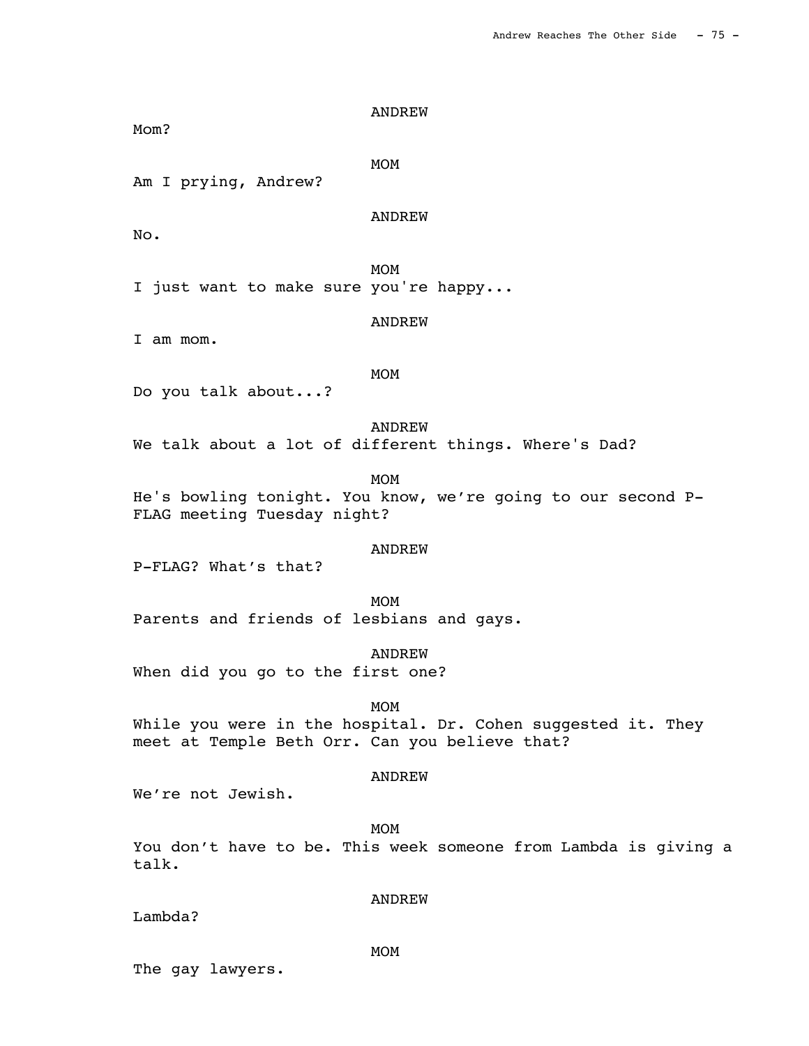ANDREW

Mom?

MOM

Am I prying, Andrew?

ANDREW

No.

MOM

I just want to make sure you're happy...

ANDREW

I am mom.

MOM

Do you talk about...?

ANDREW

We talk about a lot of different things. Where's Dad?

MOM

He's bowling tonight. You know, we're going to our second P-FLAG meeting Tuesday night?

ANDREW

P-FLAG? What's that?

MOM

Parents and friends of lesbians and gays.

ANDREW

When did you go to the first one?

MOM

While you were in the hospital. Dr. Cohen suggested it. They meet at Temple Beth Orr. Can you believe that?

ANDREW

We're not Jewish.

MOM

You don't have to be. This week someone from Lambda is giving a talk.

ANDREW

Lambda?

MOM

The gay lawyers.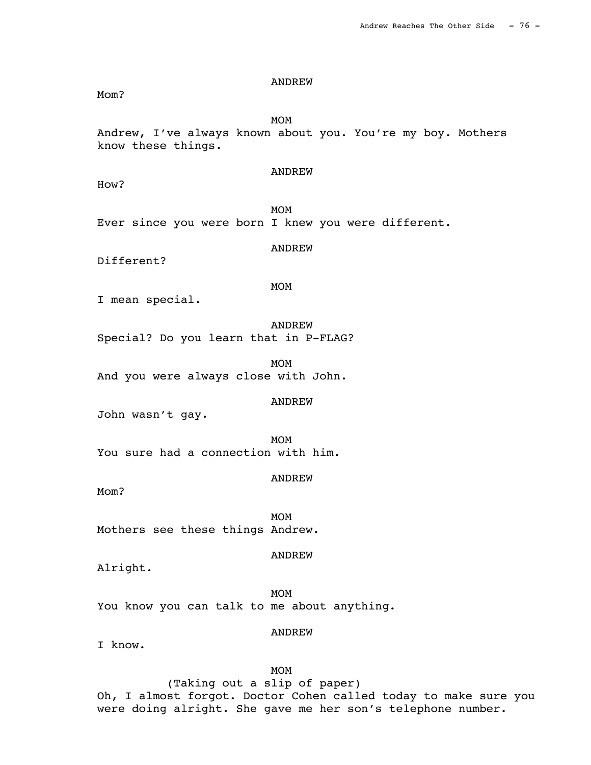ANDREW

Mom?

MOM

Andrew, I've always known about you. You're my boy. Mothers know these things.

ANDREW

How?

MOM

Ever since you were born I knew you were different.

ANDREW

Different?

MOM

I mean special.

ANDREW

Special? Do you learn that in P-FLAG?

MOM

And you were always close with John.

ANDREW

John wasn't gay.

MOM

You sure had a connection with him.

ANDREW

Mom?

MOM

Mothers see these things Andrew.

ANDREW

Alright.

MOM

You know you can talk to me about anything.

ANDREW

I know.

MOM

(Taking out a slip of paper)

Oh, I almost forgot. Doctor Cohen called today to make sure you were doing alright. She gave me her son's telephone number.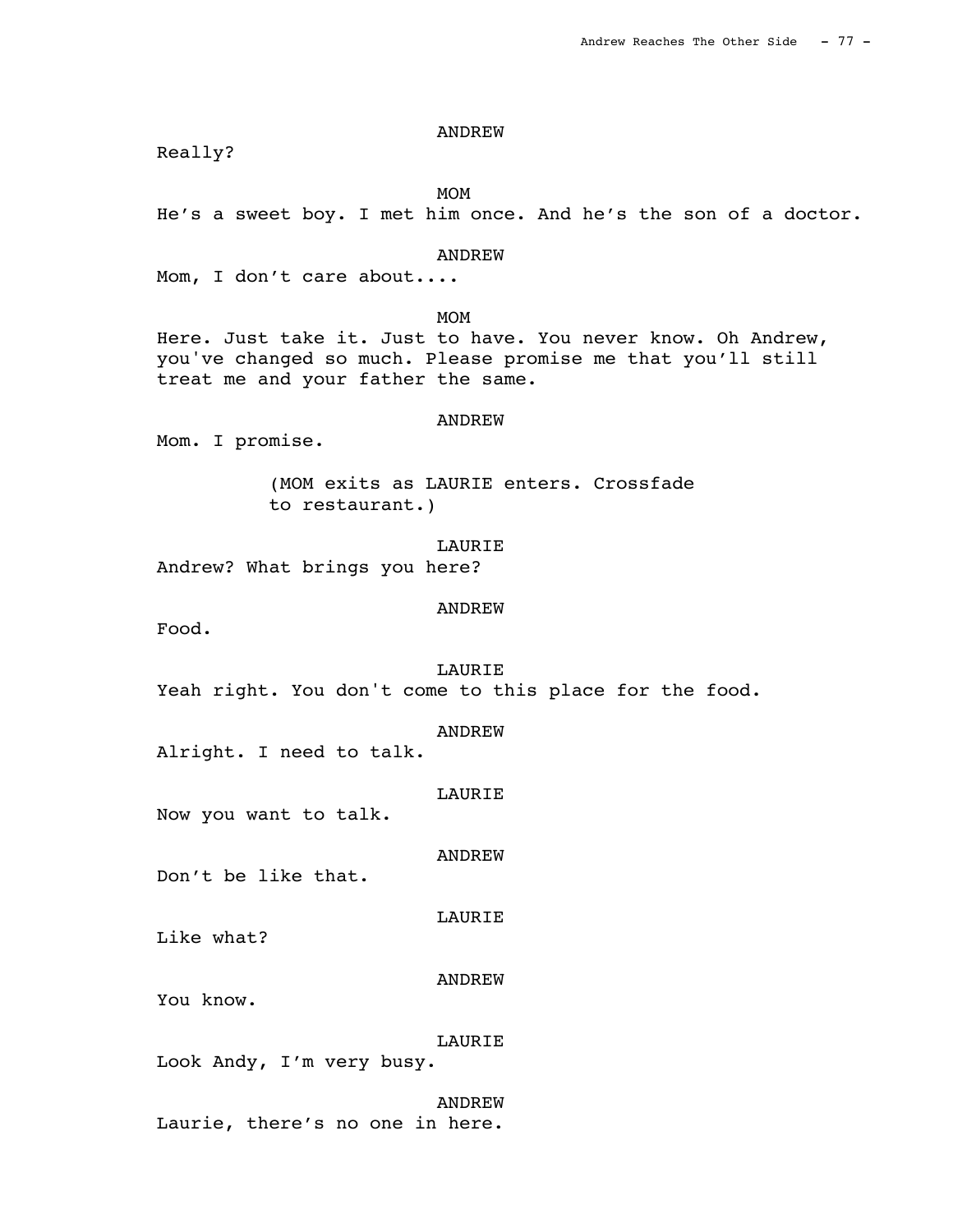ANDREW

Really?

MOM

He's a sweet boy. I met him once. And he's the son of a doctor.

ANDREW

Mom, I don't care about....

MOM

Here. Just take it. Just to have. You never know. Oh Andrew, you've changed so much. Please promise me that you'll still treat me and your father the same.

ANDREW

Mom. I promise.

(MOM exits as LAURIE enters. Crossfade to restaurant.)

LAURIE

Andrew? What brings you here?

ANDREW

Food.

LAURIE

Yeah right. You don't come to this place for the food.

ANDREW

Alright. I need to talk.

LAURIE

Now you want to talk.

ANDREW

Don't be like that.

LAURIE

Like what?

ANDREW

You know.

LAURIE

Look Andy, I'm very busy.

ANDREW

Laurie, there's no one in here.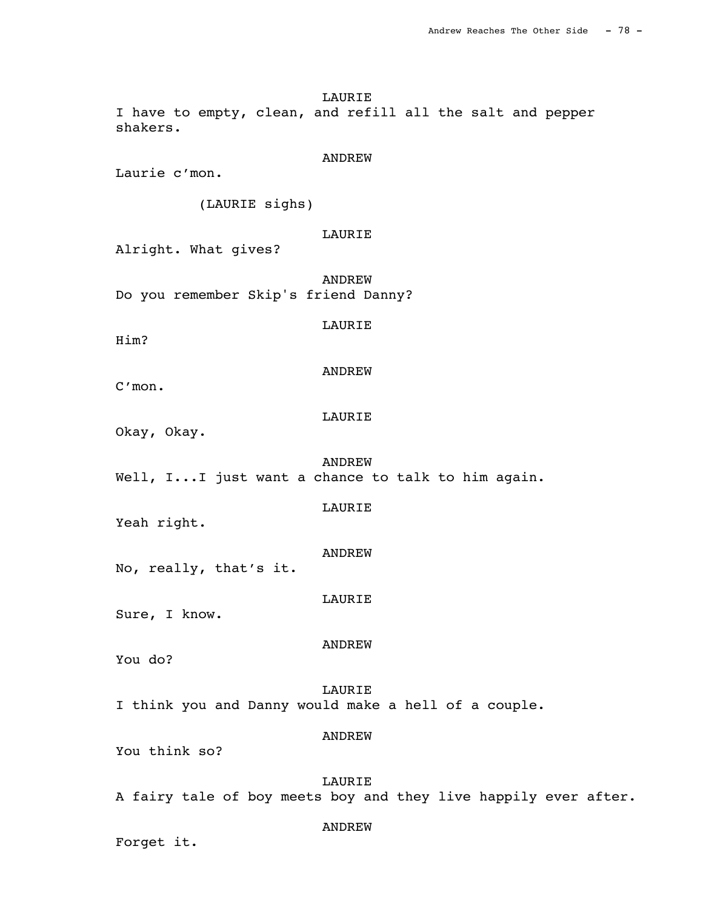LAURIE

I have to empty, clean, and refill all the salt and pepper shakers.

ANDREW

Laurie c'mon.

(LAURIE sighs)

LAURIE

Alright. What gives?

ANDREW

Do you remember Skip's friend Danny?

LAURIE

Him?

ANDREW

C'mon.

LAURIE

Okay, Okay.

ANDREW

Well, I...I just want a chance to talk to him again.

LAURIE

Yeah right.

ANDREW

No, really, that's it.

LAURIE

Sure, I know.

ANDREW

You do?

LAURIE

I think you and Danny would make a hell of a couple.

ANDREW

You think so?

LAURIE

A fairy tale of boy meets boy and they live happily ever after.

ANDREW

Forget it.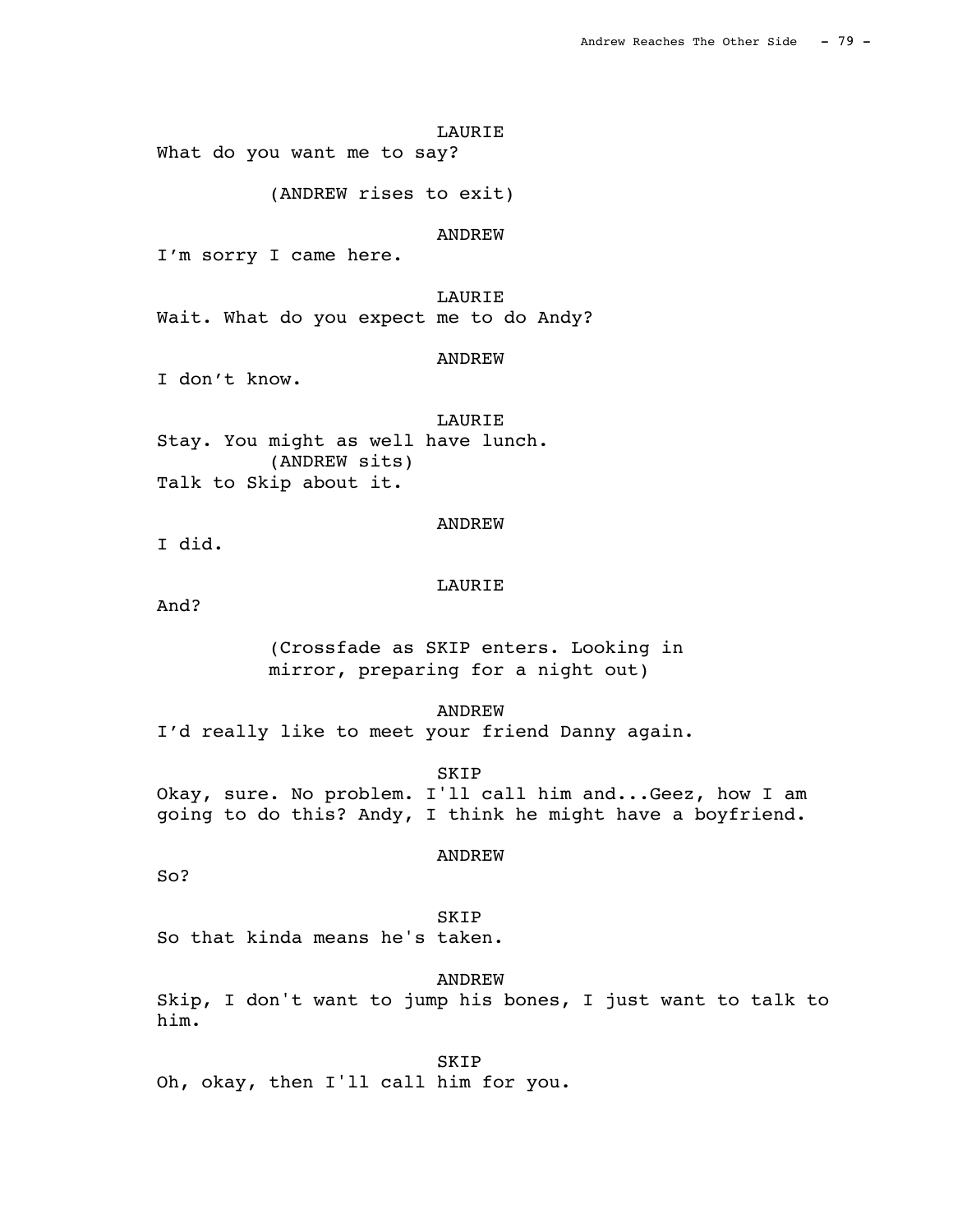LAURIE

What do you want me to say?

(ANDREW rises to exit)

ANDREW

I'm sorry I came here.

LAURIE

Wait. What do you expect me to do Andy?

ANDREW

I don't know.

LAURIE

Stay. You might as well have lunch.

(ANDREW sits)

Talk to Skip about it.

ANDREW

I did.

LAURIE

And?

(Crossfade as SKIP enters. Looking in mirror, preparing for a night out)

ANDREW

I'd really like to meet your friend Danny again.

SKIP

Okay, sure. No problem. I'll call him and...Geez, how I am going to do this? Andy, I think he might have a boyfriend.

ANDREW

So?

SKIP

So that kinda means he's taken.

ANDREW

Skip, I don't want to jump his bones, I just want to talk to him.

SKIP

Oh, okay, then I'll call him for you.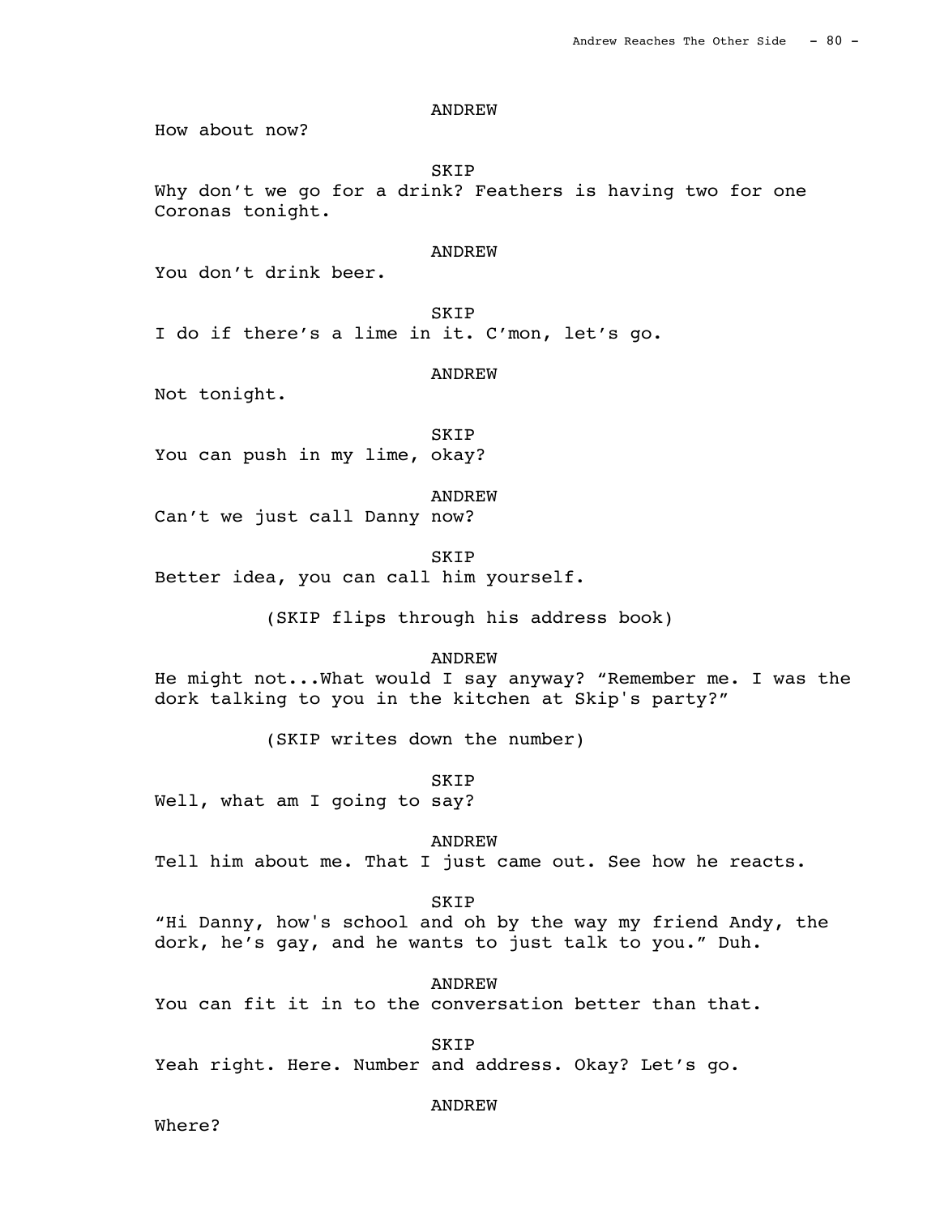ANDREW

How about now?

SKIP

Why don't we go for a drink? Feathers is having two for one Coronas tonight.

ANDREW

You don't drink beer.

SKIP

I do if there's a lime in it. C'mon, let's go.

ANDREW

Not tonight.

SKIP

You can push in my lime, okay?

ANDREW

Can't we just call Danny now?

SKIP

Better idea, you can call him yourself.

(SKIP flips through his address book)

ANDREW

He might not...What would I say anyway? "Remember me. I was the dork talking to you in the kitchen at Skip's party?"

(SKIP writes down the number)

SKIP

Well, what am I going to say?

ANDREW

Tell him about me. That I just came out. See how he reacts.

SKIP

"Hi Danny, how's school and oh by the way my friend Andy, the dork, he's gay, and he wants to just talk to you." Duh.

ANDREW

You can fit it in to the conversation better than that.

SKIP

Yeah right. Here. Number and address. Okay? Let's go.

ANDREW

Where?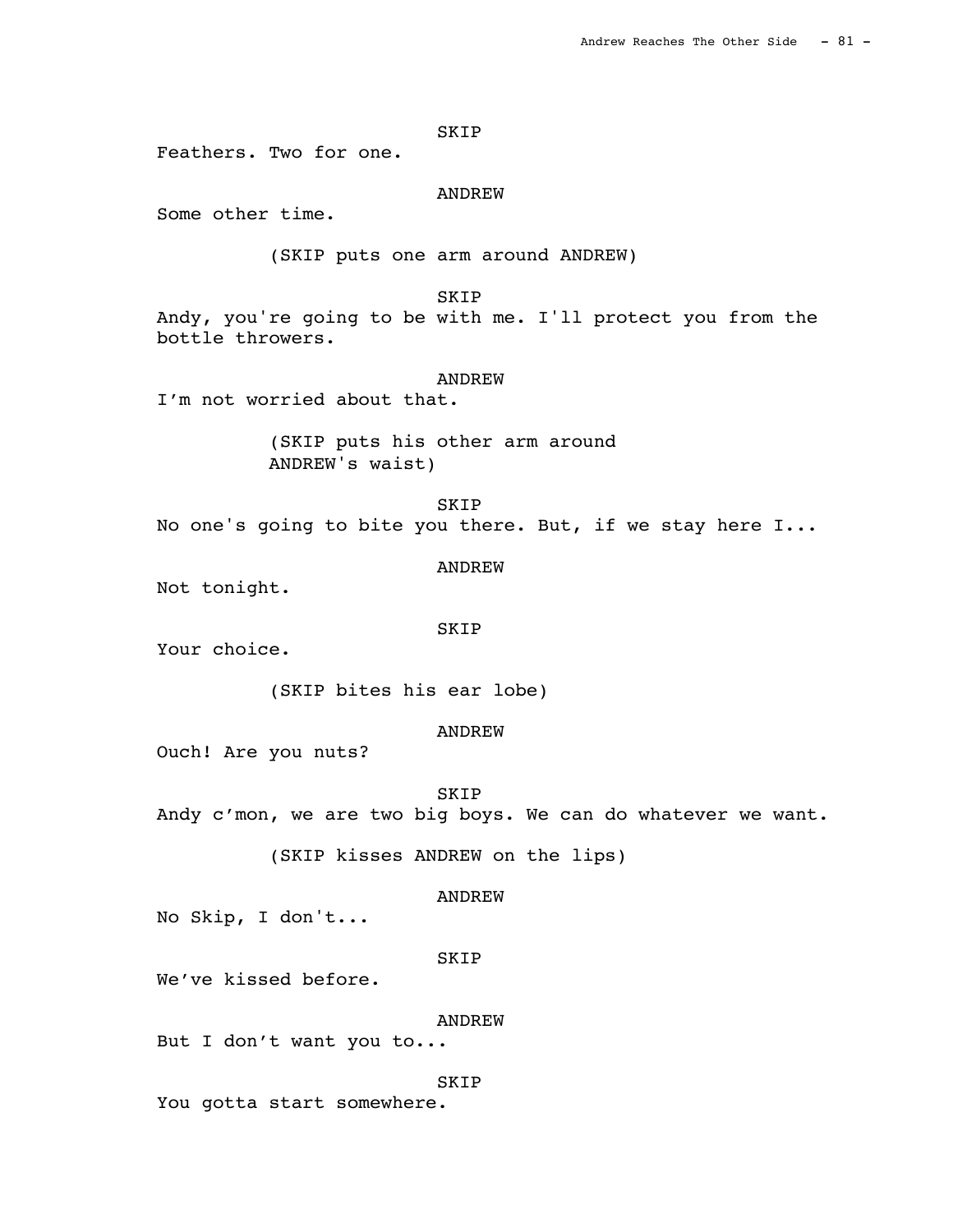SKIP

Feathers. Two for one.

ANDREW

Some other time.

(SKIP puts one arm around ANDREW)

SKIP

Andy, you're going to be with me. I'll protect you from the bottle throwers.

ANDREW

I'm not worried about that.

(SKIP puts his other arm around ANDREW's waist)

SKIP

No one's going to bite you there. But, if we stay here I...

ANDREW

Not tonight.

SKIP

Your choice.

(SKIP bites his ear lobe)

ANDREW

Ouch! Are you nuts?

SKIP

Andy c'mon, we are two big boys. We can do whatever we want.

(SKIP kisses ANDREW on the lips)

ANDREW

No Skip, I don't...

SKIP

We've kissed before.

ANDREW

But I don't want you to...

SKIP

You gotta start somewhere.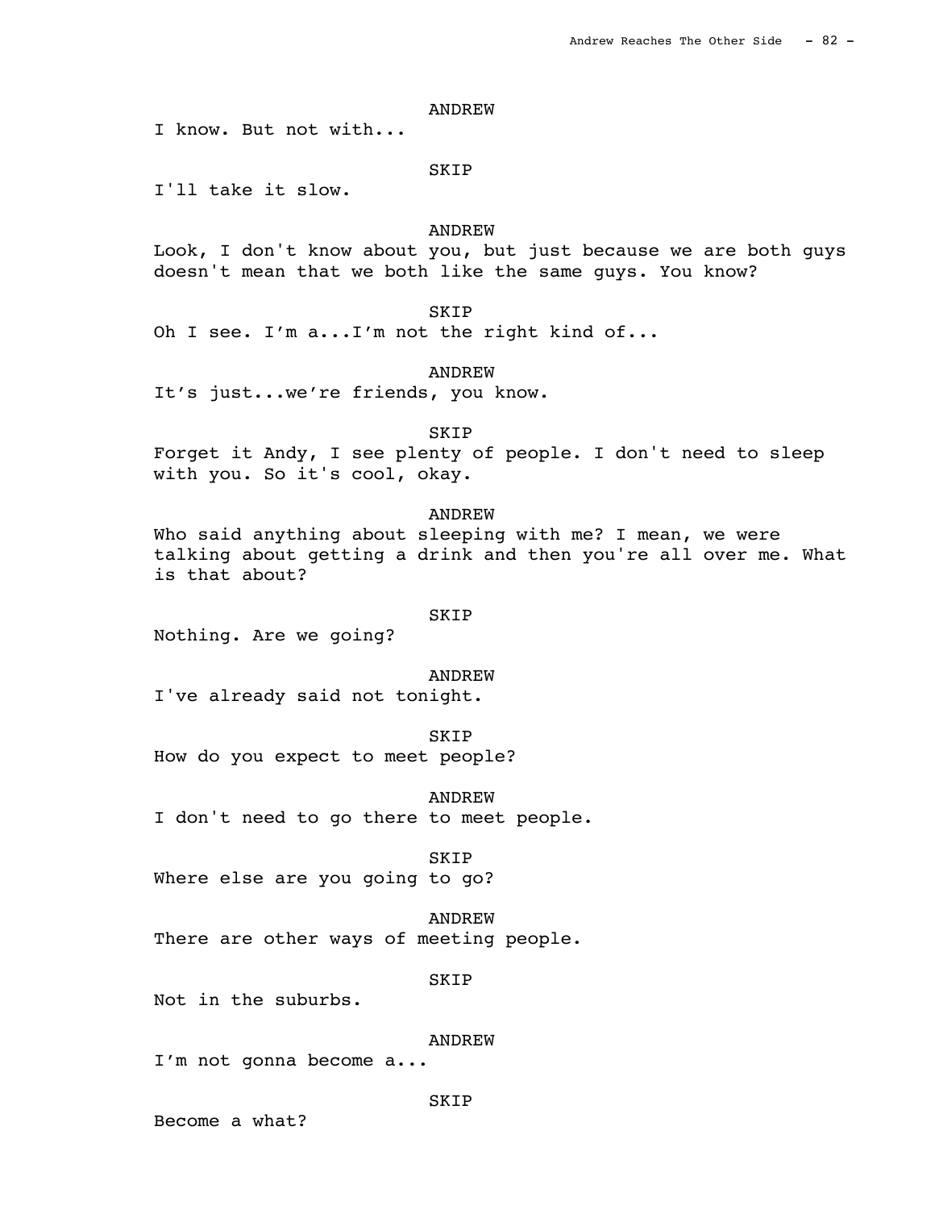ANDREW

I know. But not with...

SKIP

I'll take it slow.

ANDREW

Look, I don't know about you, but just because we are both guys doesn't mean that we both like the same guys. You know?

SKIP

Oh I see. I'm a...I'm not the right kind of...

ANDREW

It's just...we're friends, you know.

SKIP

Forget it Andy, I see plenty of people. I don't need to sleep with you. So it's cool, okay.

ANDREW

Who said anything about sleeping with me? I mean, we were talking about getting a drink and then you're all over me. What is that about?

SKIP

Nothing. Are we going?

ANDREW

I've already said not tonight.

SKIP

How do you expect to meet people?

ANDREW

I don't need to go there to meet people.

SKIP

Where else are you going to go?

ANDREW

There are other ways of meeting people.

SKIP

Not in the suburbs.

ANDREW

I'm not gonna become a...

SKIP

Become a what?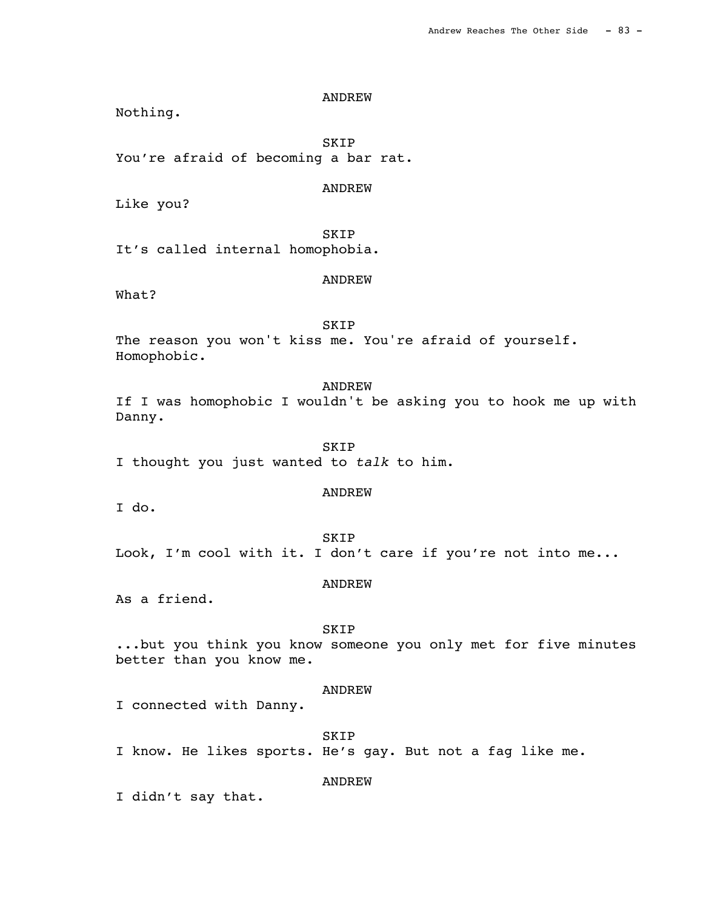ANDREW

Nothing.

SKIP

You're afraid of becoming a bar rat.

ANDREW

Like you?

SKIP

It's called internal homophobia.

ANDREW

What?

SKIP

The reason you won't kiss me. You're afraid of yourself. Homophobic.

ANDREW

If I was homophobic I wouldn't be asking you to hook me up with Danny.

SKIP

I thought you just wanted to *talk* to him.

ANDREW

I do.

SKIP

Look, I'm cool with it. I don't care if you're not into me...

ANDREW

As a friend.

SKIP

...but you think you know someone you only met for five minutes better than you know me.

ANDREW

I connected with Danny.

SKIP

I know. He likes sports. He's gay. But not a fag like me.

ANDREW

I didn't say that.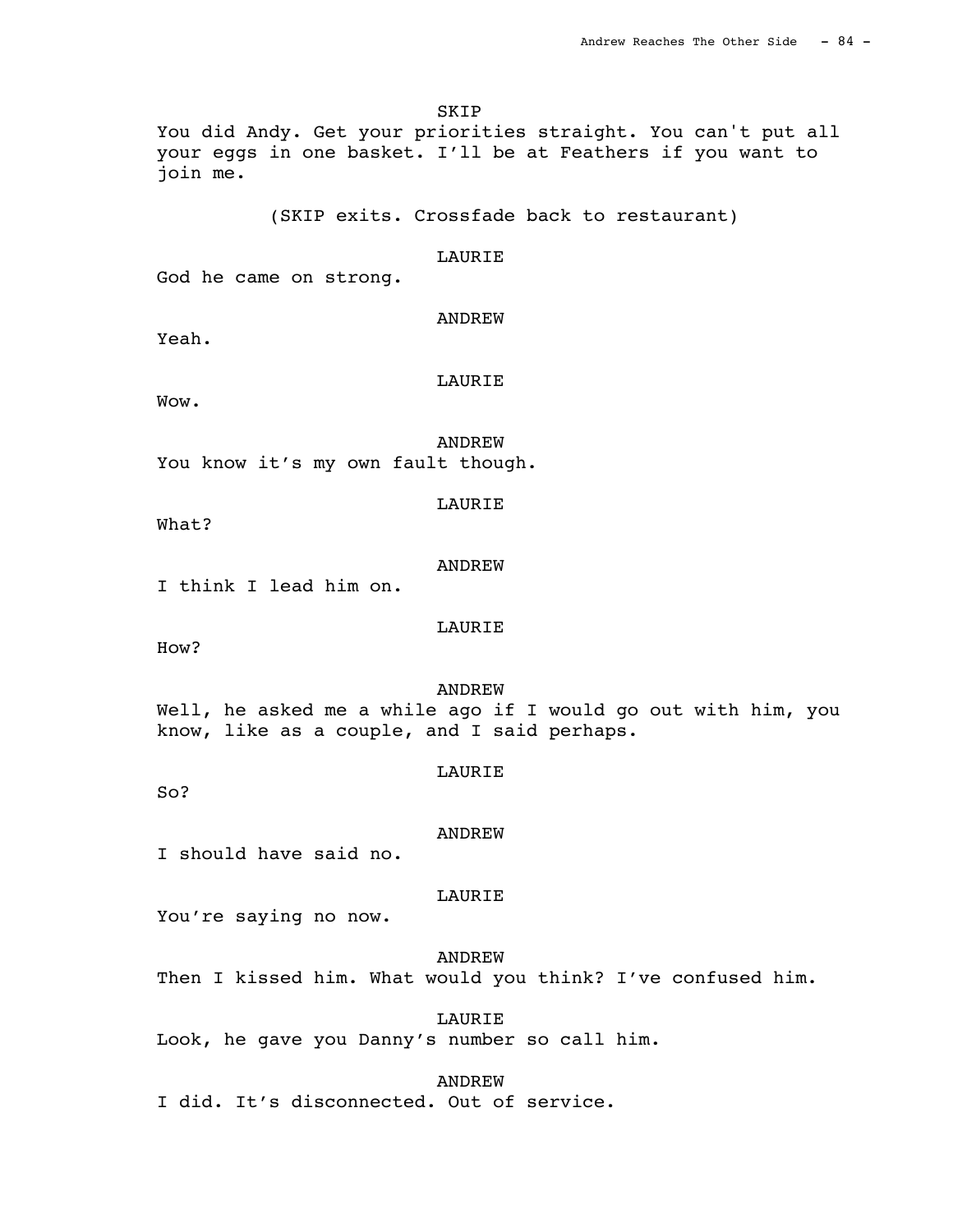SKIP

You did Andy. Get your priorities straight. You can't put all your eggs in one basket. I'll be at Feathers if you want to join me.

(SKIP exits. Crossfade back to restaurant)

LAURIE

God he came on strong.

ANDREW

Yeah.

LAURIE

Wow.

ANDREW

You know it's my own fault though.

LAURIE

What?

ANDREW

I think I lead him on.

LAURIE

How?

ANDREW

Well, he asked me a while ago if I would go out with him, you know, like as a couple, and I said perhaps.

LAURIE

So?

ANDREW

I should have said no.

LAURIE

You're saying no now.

ANDREW

Then I kissed him. What would you think? I've confused him.

LAURIE

Look, he gave you Danny's number so call him.

ANDREW

I did. It's disconnected. Out of service.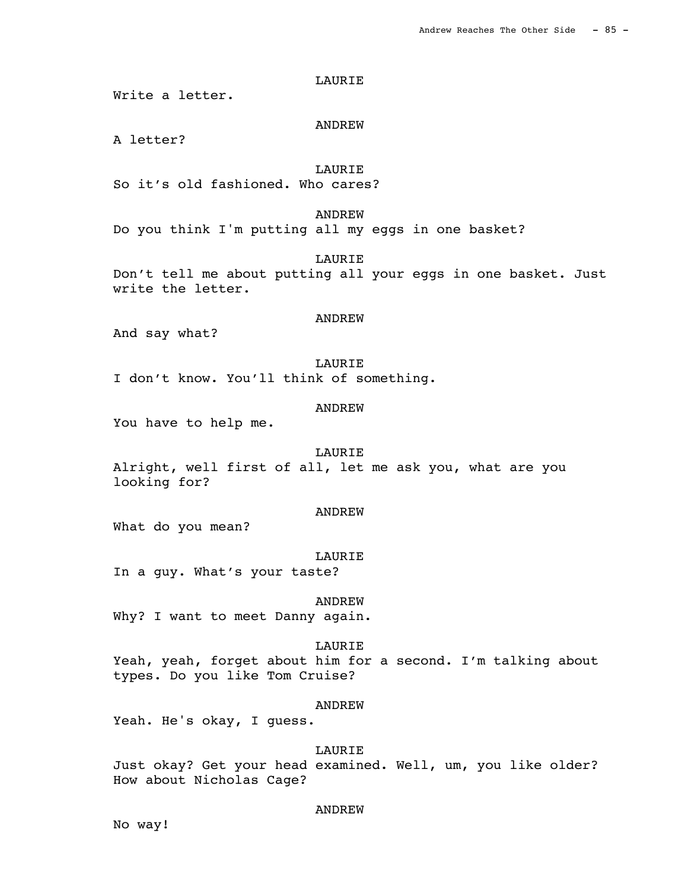LAURIE

Write a letter.

ANDREW

A letter?

LAURIE

So it's old fashioned. Who cares?

ANDREW

Do you think I'm putting all my eggs in one basket?

LAURIE

Don't tell me about putting all your eggs in one basket. Just write the letter.

ANDREW

And say what?

LAURIE

I don't know. You'll think of something.

ANDREW

You have to help me.

LAURIE

Alright, well first of all, let me ask you, what are you looking for?

ANDREW

What do you mean?

LAURIE

In a guy. What's your taste?

ANDREW

Why? I want to meet Danny again.

LAURIE

Yeah, yeah, forget about him for a second. I'm talking about types. Do you like Tom Cruise?

ANDREW

Yeah. He's okay, I guess.

LAURIE

Just okay? Get your head examined. Well, um, you like older? How about Nicholas Cage?

ANDREW

No way!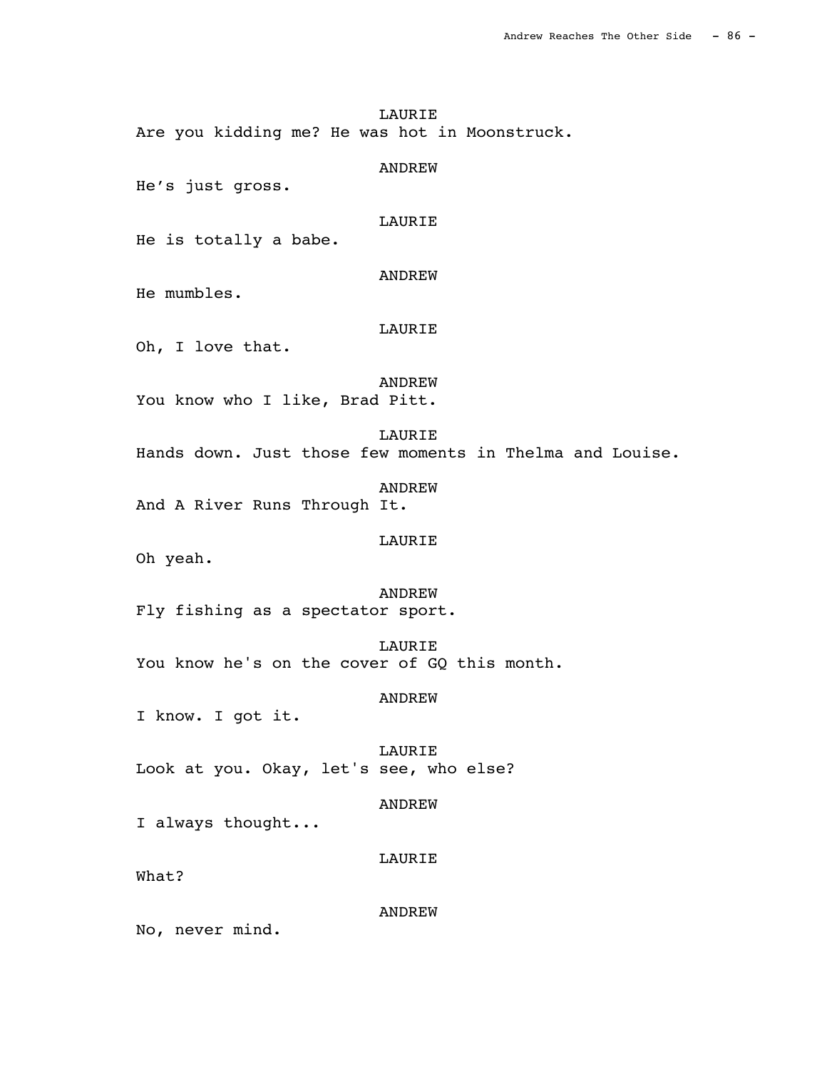LAURIE
Are you kidding me? He was hot in Moonstruck.

ANDREW
He's just gross.

LAURIE
He is totally a babe.

ANDREW
He mumbles.

LAURIE
Oh, I love that.

ANDREW
You know who I like, Brad Pitt.

LAURIE
Hands down. Just those few moments in Thelma and Louise.

ANDREW
And A River Runs Through It.

LAURIE
Oh yeah.

ANDREW
Fly fishing as a spectator sport.

LAURIE
You know he's on the cover of GQ this month.

ANDREW
I know. I got it.

LAURIE
Look at you. Okay, let's see, who else?

ANDREW
I always thought...

LAURIE
What?

ANDREW
No, never mind.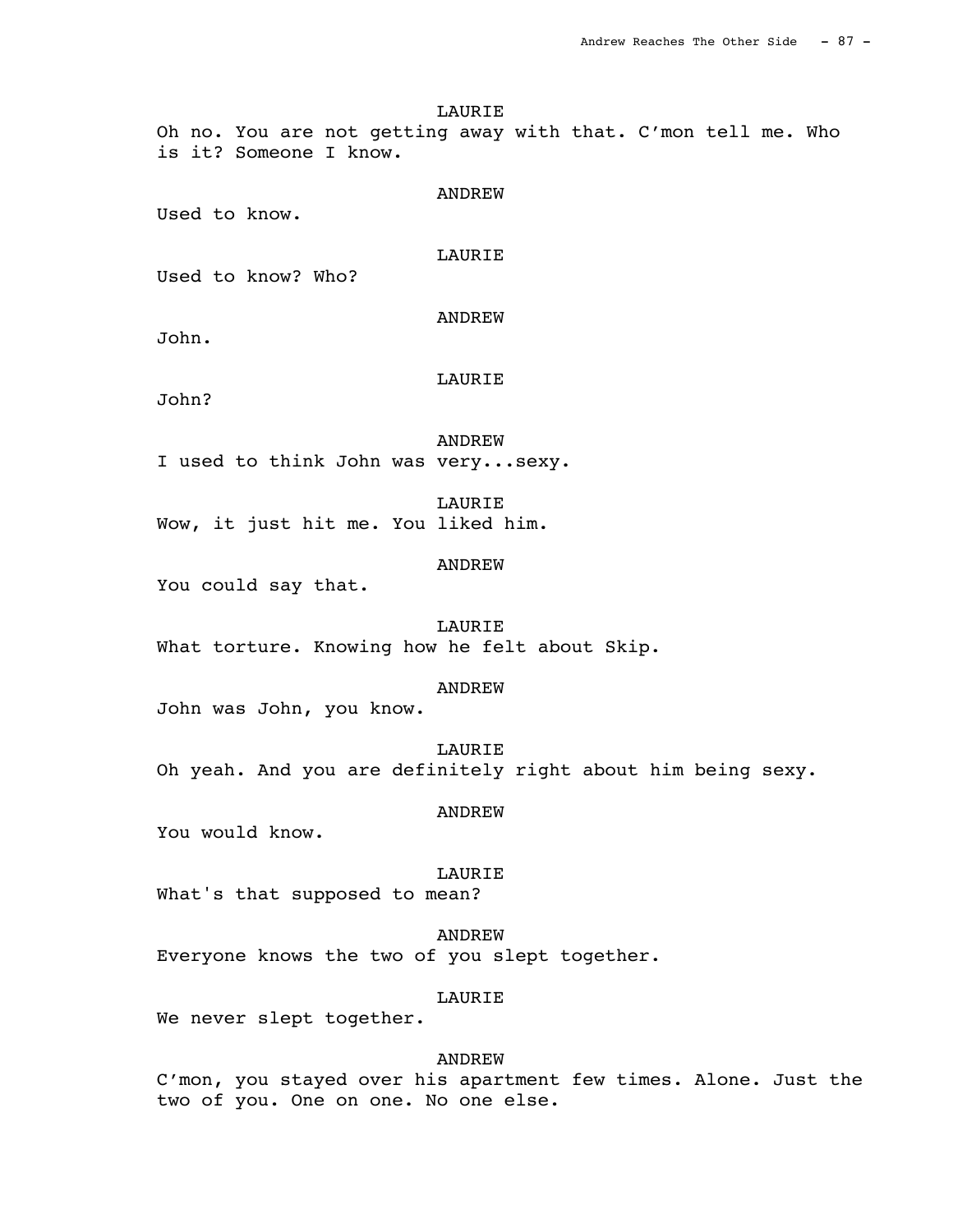LAURIE

Oh no. You are not getting away with that. C’mon tell me. Who is it? Someone I know.

ANDREW

Used to know.

LAURIE

Used to know? Who?

ANDREW

John.

LAURIE

John?

ANDREW

I used to think John was very...sexy.

LAURIE

Wow, it just hit me. You liked him.

ANDREW

You could say that.

LAURIE

What torture. Knowing how he felt about Skip.

ANDREW

John was John, you know.

LAURIE

Oh yeah. And you are definitely right about him being sexy.

ANDREW

You would know.

LAURIE

What's that supposed to mean?

ANDREW

Everyone knows the two of you slept together.

LAURIE

We never slept together.

ANDREW

C’mon, you stayed over his apartment few times. Alone. Just the two of you. One on one. No one else.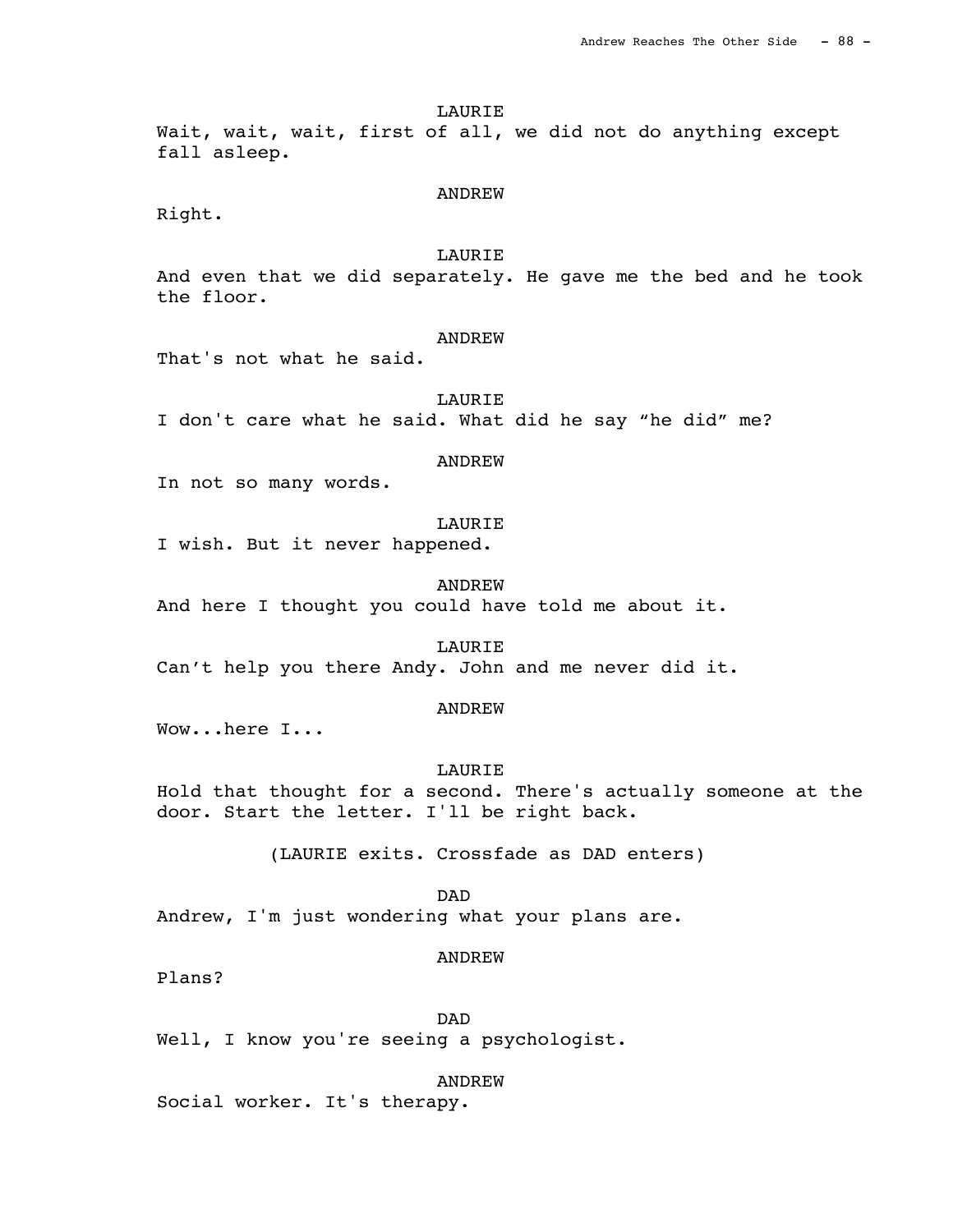LAURIE
Wait, wait, wait, first of all, we did not do anything except fall asleep.

ANDREW
Right.

LAURIE
And even that we did separately. He gave me the bed and he took the floor.

ANDREW
That's not what he said.

LAURIE
I don't care what he said. What did he say "he did" me?

ANDREW
In not so many words.

LAURIE
I wish. But it never happened.

ANDREW
And here I thought you could have told me about it.

LAURIE
Can't help you there Andy. John and me never did it.

ANDREW
Wow...here I...

LAURIE
Hold that thought for a second. There's actually someone at the door. Start the letter. I'll be right back.

(LAURIE exits. Crossfade as DAD enters)

DAD
Andrew, I'm just wondering what your plans are.

ANDREW
Plans?

DAD
Well, I know you're seeing a psychologist.

ANDREW
Social worker. It's therapy.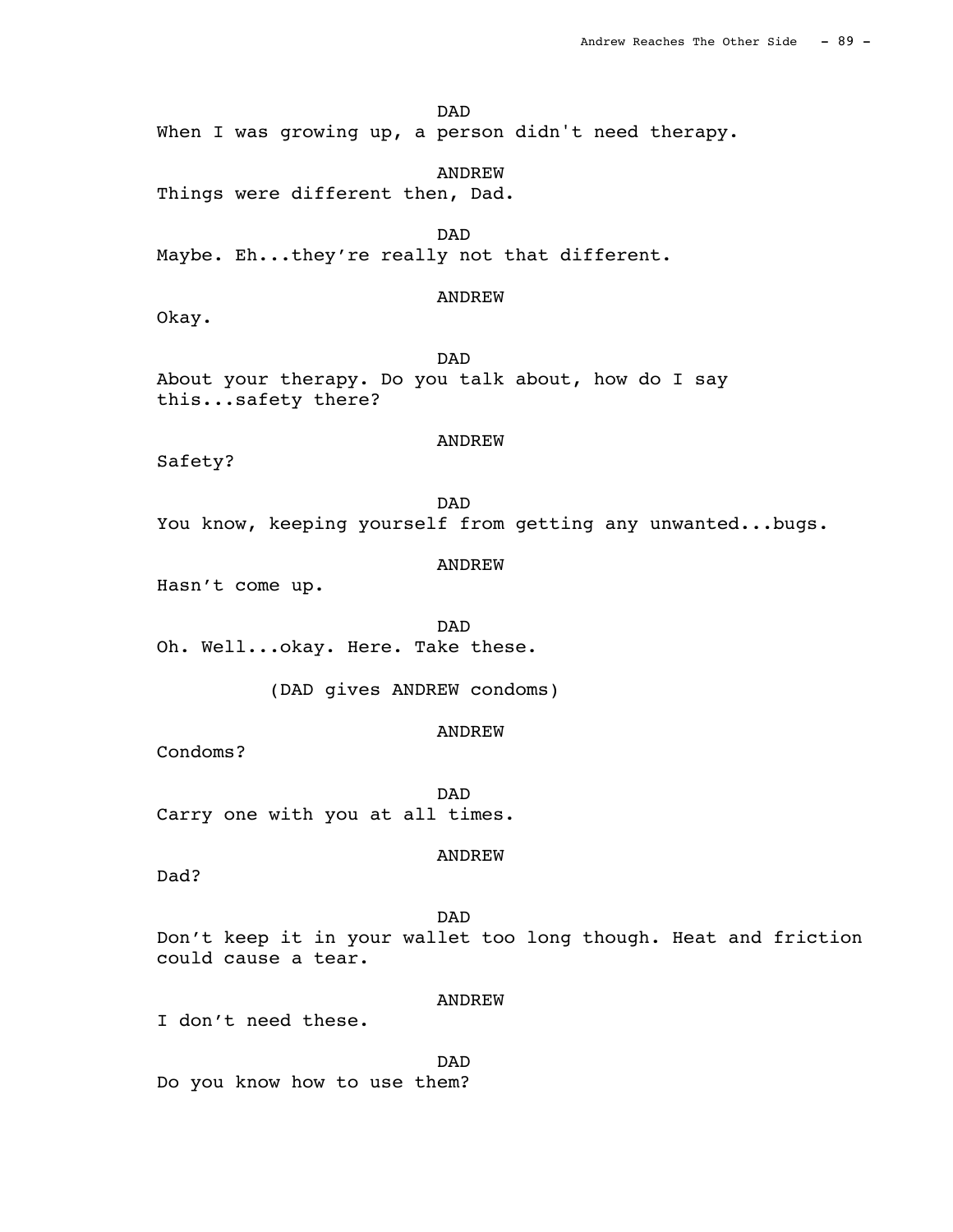DAD

When I was growing up, a person didn't need therapy.

ANDREW

Things were different then, Dad.

DAD

Maybe. Eh...they're really not that different.

ANDREW

Okay.

DAD

About your therapy. Do you talk about, how do I say this...safety there?

ANDREW

Safety?

DAD

You know, keeping yourself from getting any unwanted...bugs.

ANDREW

Hasn't come up.

DAD

Oh. Well...okay. Here. Take these.

(DAD gives ANDREW condoms)

ANDREW

Condoms?

DAD

Carry one with you at all times.

ANDREW

Dad?

DAD

Don't keep it in your wallet too long though. Heat and friction could cause a tear.

ANDREW

I don't need these.

DAD

Do you know how to use them?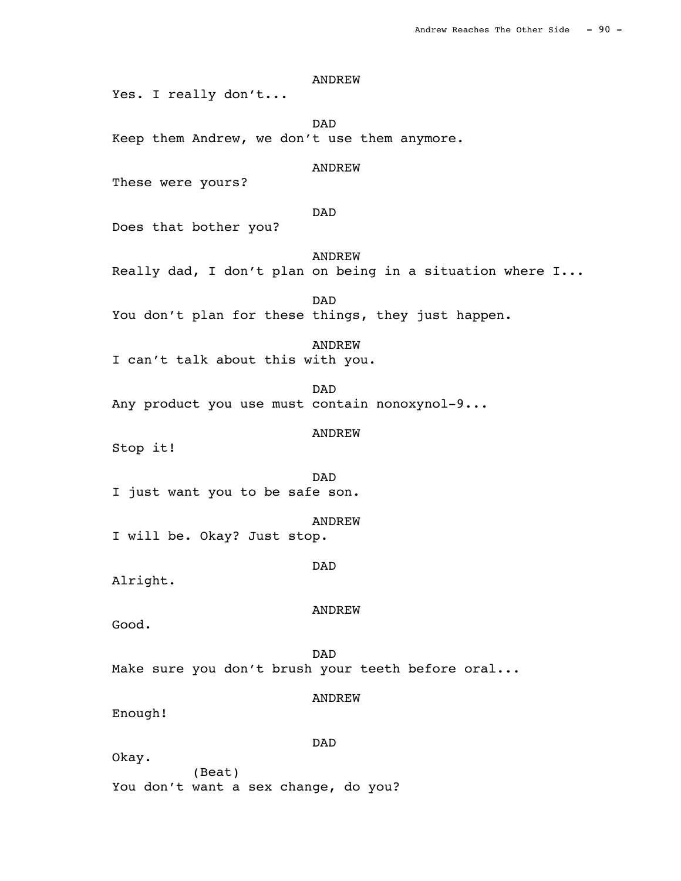ANDREW

Yes. I really don't...

DAD

Keep them Andrew, we don't use them anymore.

ANDREW

These were yours?

DAD

Does that bother you?

ANDREW

Really dad, I don't plan on being in a situation where I...

DAD

You don't plan for these things, they just happen.

ANDREW

I can't talk about this with you.

DAD

Any product you use must contain nonoxynol-9...

ANDREW

Stop it!

DAD

I just want you to be safe son.

ANDREW

I will be. Okay? Just stop.

DAD

Alright.

ANDREW

Good.

DAD

Make sure you don't brush your teeth before oral...

ANDREW

Enough!

DAD

Okay.

(Beat)

You don't want a sex change, do you?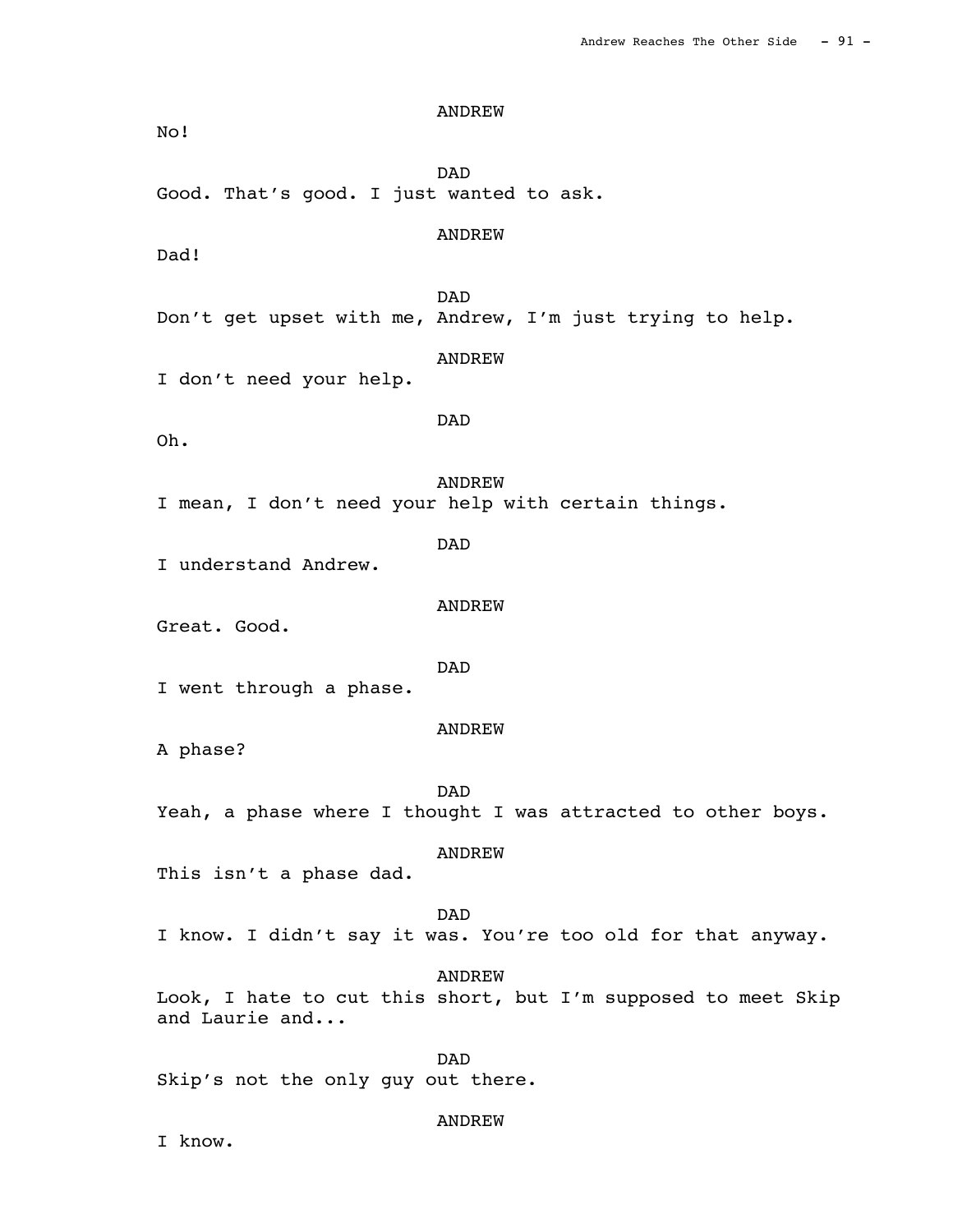ANDREW

No!

DAD

Good. That's good. I just wanted to ask.

ANDREW

Dad!

DAD

Don't get upset with me, Andrew, I'm just trying to help.

ANDREW

I don't need your help.

DAD

Oh.

ANDREW

I mean, I don't need your help with certain things.

DAD

I understand Andrew.

ANDREW

Great. Good.

DAD

I went through a phase.

ANDREW

A phase?

DAD

Yeah, a phase where I thought I was attracted to other boys.

ANDREW

This isn't a phase dad.

DAD

I know. I didn't say it was. You're too old for that anyway.

ANDREW

Look, I hate to cut this short, but I'm supposed to meet Skip and Laurie and...

DAD

Skip's not the only guy out there.

ANDREW

I know.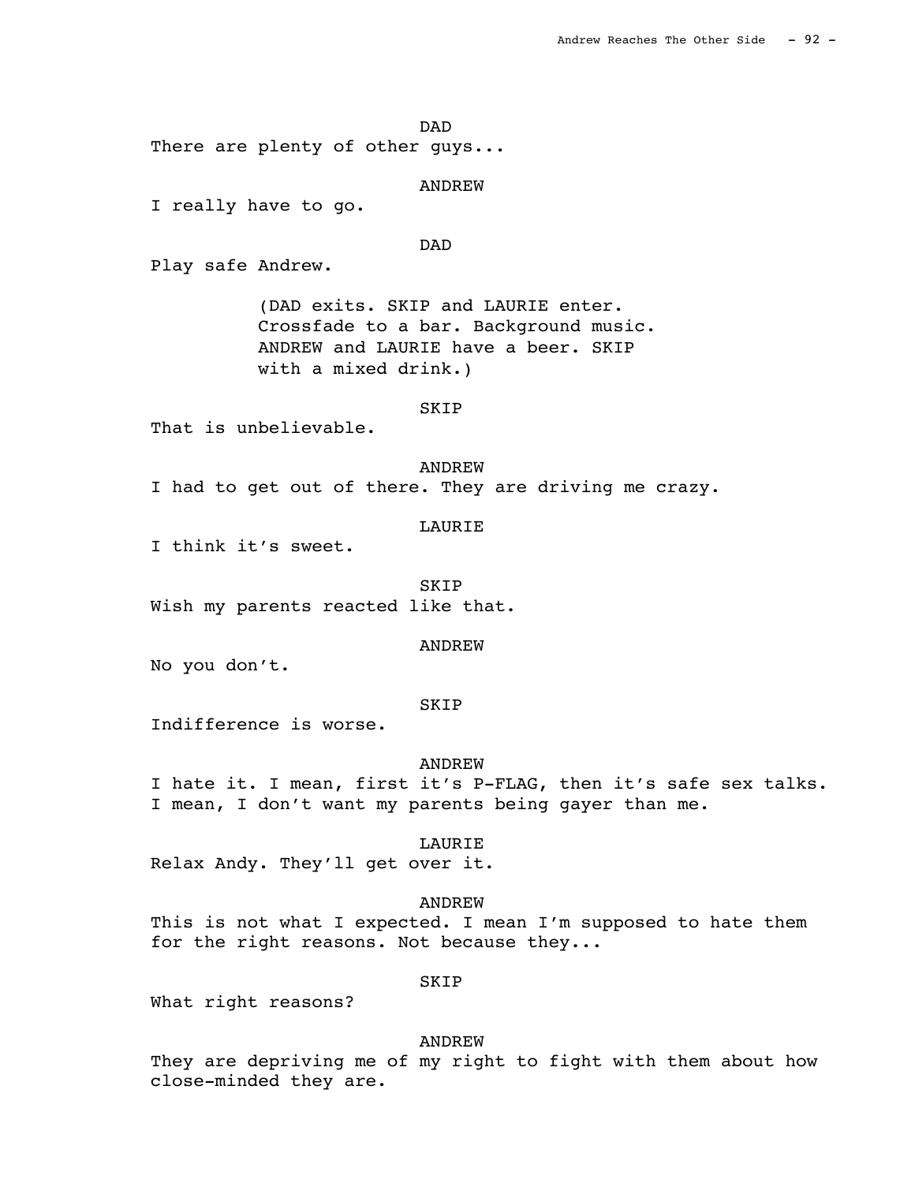DAD

There are plenty of other guys...

ANDREW

I really have to go.

DAD

Play safe Andrew.

(DAD exits. SKIP and LAURIE enter. Crossfade to a bar. Background music. ANDREW and LAURIE have a beer. SKIP with a mixed drink.)

SKIP

That is unbelievable.

ANDREW

I had to get out of there. They are driving me crazy.

LAURIE

I think it's sweet.

SKIP

Wish my parents reacted like that.

ANDREW

No you don't.

SKIP

Indifference is worse.

ANDREW

I hate it. I mean, first it's P-FLAG, then it's safe sex talks. I mean, I don't want my parents being gayer than me.

LAURIE

Relax Andy. They'll get over it.

ANDREW

This is not what I expected. I mean I'm supposed to hate them for the right reasons. Not because they...

SKIP

What right reasons?

ANDREW

They are depriving me of my right to fight with them about how close-minded they are.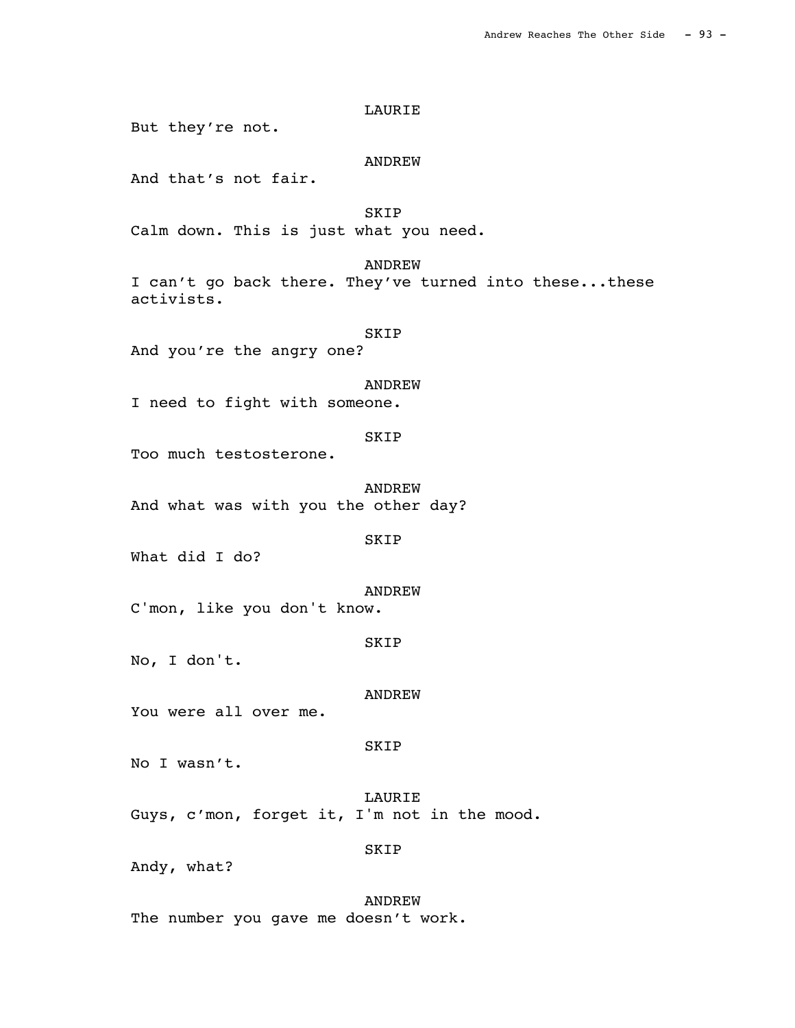LAURIE

But they're not.

ANDREW

And that's not fair.

SKIP

Calm down. This is just what you need.

ANDREW

I can't go back there. They've turned into these...these activists.

SKIP

And you're the angry one?

ANDREW

I need to fight with someone.

SKIP

Too much testosterone.

ANDREW

And what was with you the other day?

SKIP

What did I do?

ANDREW

C'mon, like you don't know.

SKIP

No, I don't.

ANDREW

You were all over me.

SKIP

No I wasn't.

LAURIE

Guys, c'mon, forget it, I'm not in the mood.

SKIP

Andy, what?

ANDREW

The number you gave me doesn't work.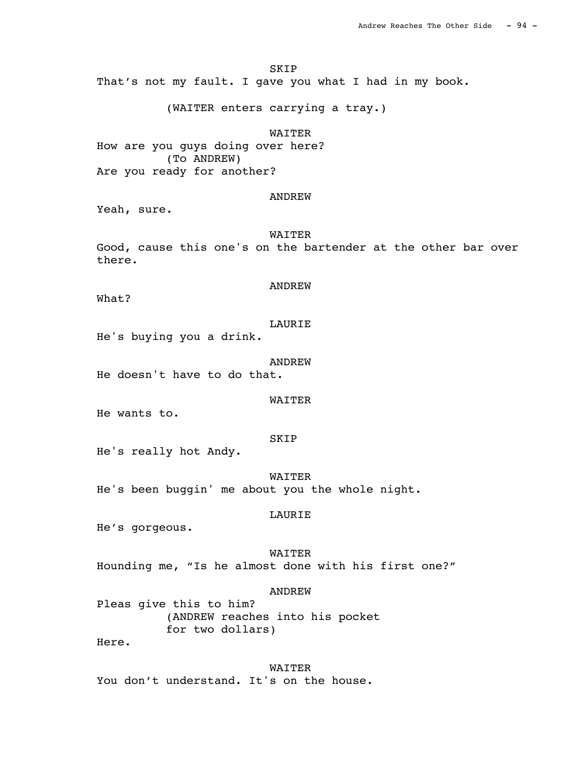SKIP

That's not my fault. I gave you what I had in my book.

(WAITER enters carrying a tray.)

WAITER

How are you guys doing over here?

(To ANDREW)

Are you ready for another?

ANDREW

Yeah, sure.

WAITER

Good, cause this one's on the bartender at the other bar over there.

ANDREW

What?

LAURIE

He's buying you a drink.

ANDREW

He doesn't have to do that.

WAITER

He wants to.

SKIP

He's really hot Andy.

WAITER

He's been buggin' me about you the whole night.

LAURIE

He's gorgeous.

WAITER

Hounding me, "Is he almost done with his first one?"

ANDREW

Pleas give this to him?

(ANDREW reaches into his pocket for two dollars)

Here.

WAITER

You don't understand. It's on the house.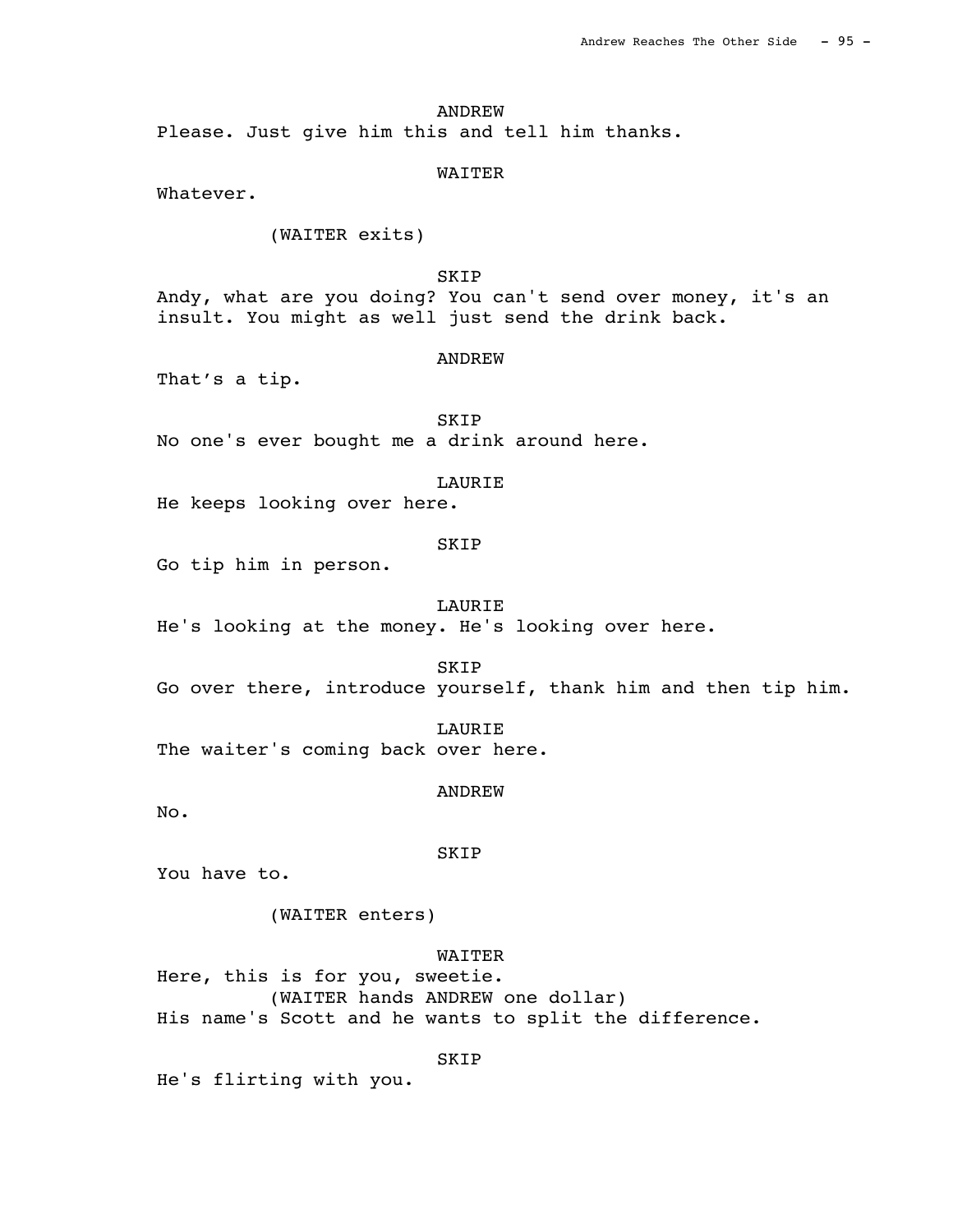ANDREW

Please. Just give him this and tell him thanks.

WAITER

Whatever.

(WAITER exits)

SKIP

Andy, what are you doing? You can't send over money, it's an insult. You might as well just send the drink back.

ANDREW

That's a tip.

SKIP

No one's ever bought me a drink around here.

LAURIE

He keeps looking over here.

SKIP

Go tip him in person.

LAURIE

He's looking at the money. He's looking over here.

SKIP

Go over there, introduce yourself, thank him and then tip him.

LAURIE

The waiter's coming back over here.

ANDREW

No.

SKIP

You have to.

(WAITER enters)

WAITER

Here, this is for you, sweetie.
(WAITER hands ANDREW one dollar)
His name's Scott and he wants to split the difference.

SKIP

He's flirting with you.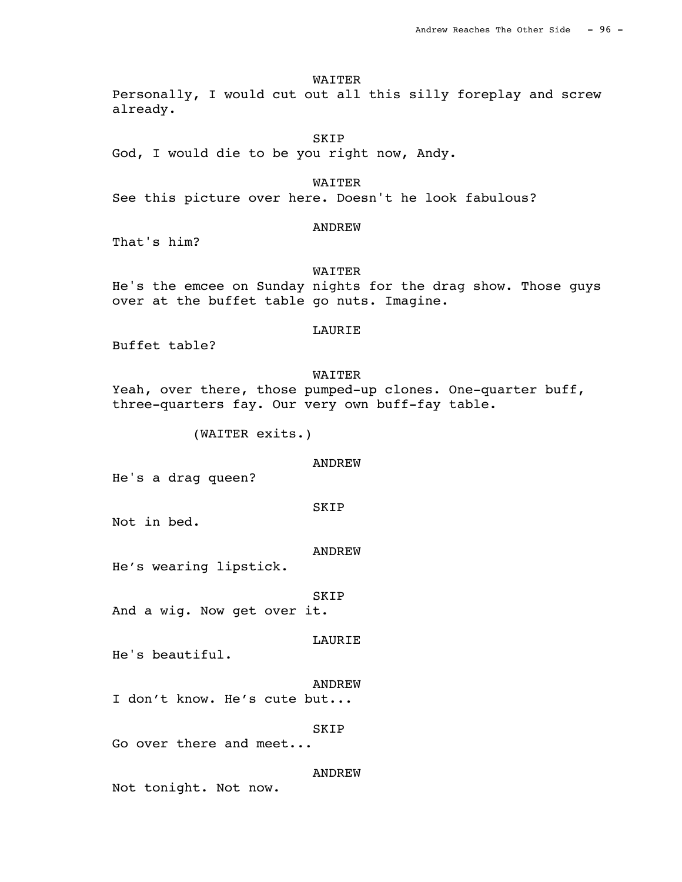WAITER

Personally, I would cut out all this silly foreplay and screw already.

SKIP

God, I would die to be you right now, Andy.

WAITER

See this picture over here. Doesn't he look fabulous?

ANDREW

That's him?

WAITER

He's the emcee on Sunday nights for the drag show. Those guys over at the buffet table go nuts. Imagine.

LAURIE

Buffet table?

WAITER

Yeah, over there, those pumped-up clones. One-quarter buff, three-quarters fay. Our very own buff-fay table.

(WAITER exits.)

ANDREW

He's a drag queen?

SKIP

Not in bed.

ANDREW

He's wearing lipstick.

SKIP

And a wig. Now get over it.

LAURIE

He's beautiful.

ANDREW

I don't know. He's cute but...

SKIP

Go over there and meet...

ANDREW

Not tonight. Not now.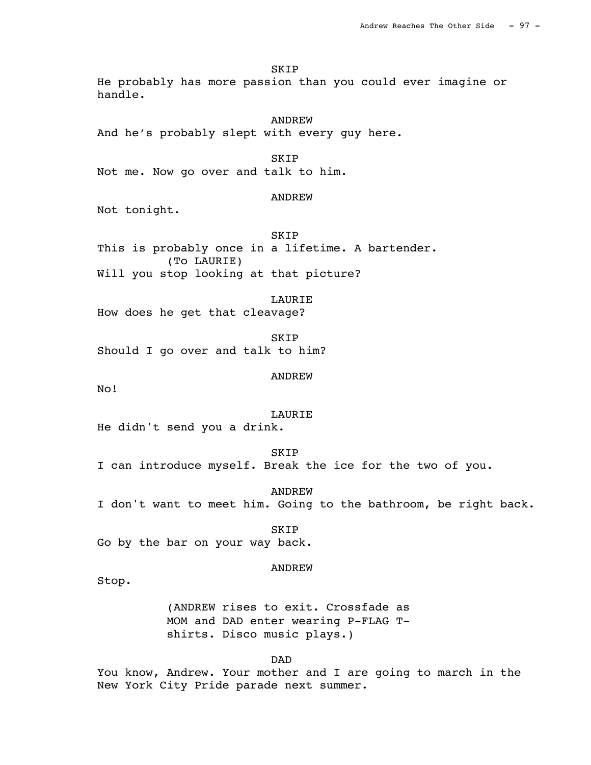SKIP

He probably has more passion than you could ever imagine or handle.

ANDREW

And he's probably slept with every guy here.

SKIP

Not me. Now go over and talk to him.

ANDREW

Not tonight.

SKIP

This is probably once in a lifetime. A bartender.

(To LAURIE)

Will you stop looking at that picture?

LAURIE

How does he get that cleavage?

SKIP

Should I go over and talk to him?

ANDREW

No!

LAURIE

He didn't send you a drink.

SKIP

I can introduce myself. Break the ice for the two of you.

ANDREW

I don't want to meet him. Going to the bathroom, be right back.

SKIP

Go by the bar on your way back.

ANDREW

Stop.

(ANDREW rises to exit. Crossfade as MOM and DAD enter wearing P-FLAG T-shirts. Disco music plays.)

DAD

You know, Andrew. Your mother and I are going to march in the New York City Pride parade next summer.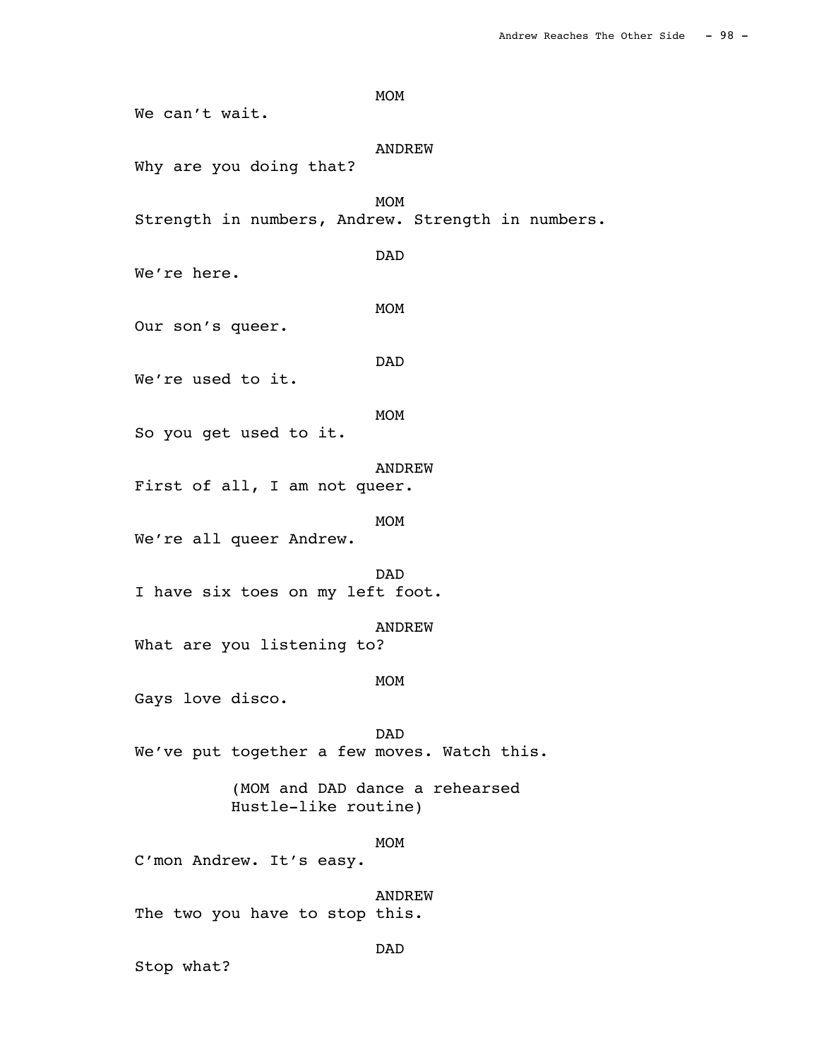MOM

We can't wait.

ANDREW

Why are you doing that?

MOM

Strength in numbers, Andrew. Strength in numbers.

DAD

We're here.

MOM

Our son's queer.

DAD

We're used to it.

MOM

So you get used to it.

ANDREW

First of all, I am not queer.

MOM

We're all queer Andrew.

DAD

I have six toes on my left foot.

ANDREW

What are you listening to?

MOM

Gays love disco.

DAD

We've put together a few moves. Watch this.

(MOM and DAD dance a rehearsed Hustle-like routine)

MOM

C'mon Andrew. It's easy.

ANDREW

The two you have to stop this.

DAD

Stop what?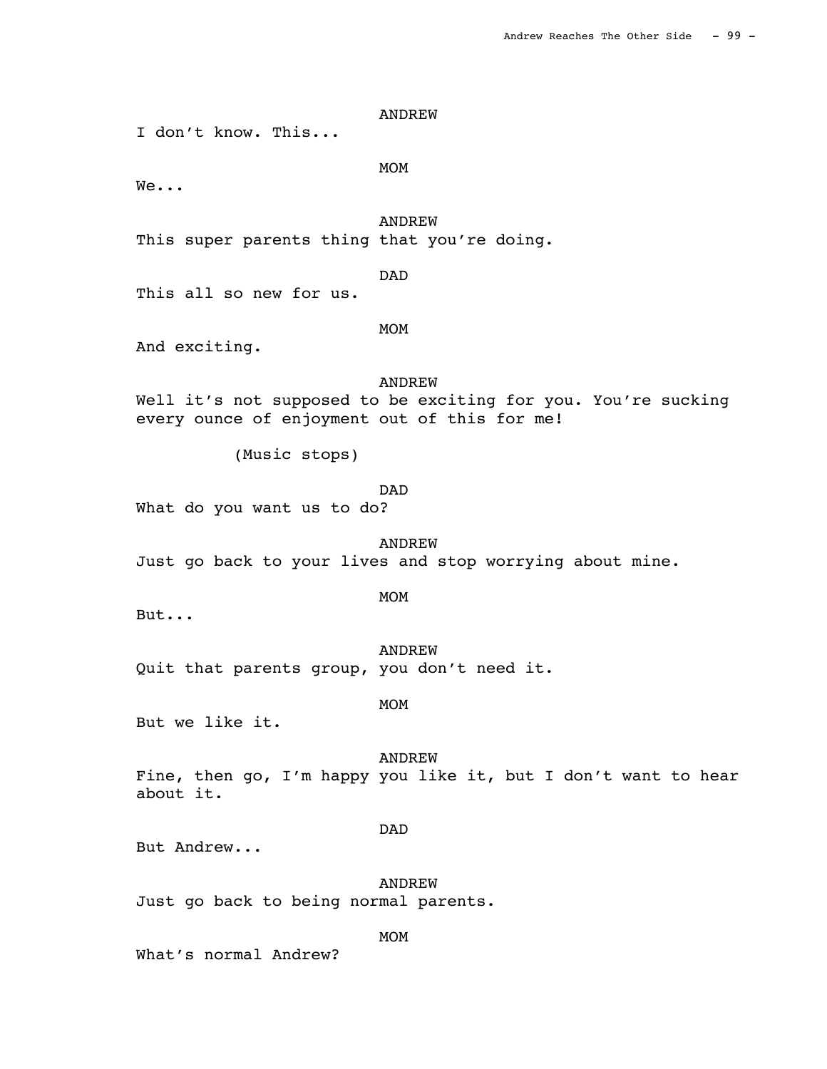ANDREW

I don't know. This...

MOM

We...

ANDREW

This super parents thing that you're doing.

DAD

This all so new for us.

MOM

And exciting.

ANDREW

Well it's not supposed to be exciting for you. You're sucking every ounce of enjoyment out of this for me!

(Music stops)

DAD

What do you want us to do?

ANDREW

Just go back to your lives and stop worrying about mine.

MOM

But...

ANDREW

Quit that parents group, you don't need it.

MOM

But we like it.

ANDREW

Fine, then go, I'm happy you like it, but I don't want to hear about it.

DAD

But Andrew...

ANDREW

Just go back to being normal parents.

MOM

What's normal Andrew?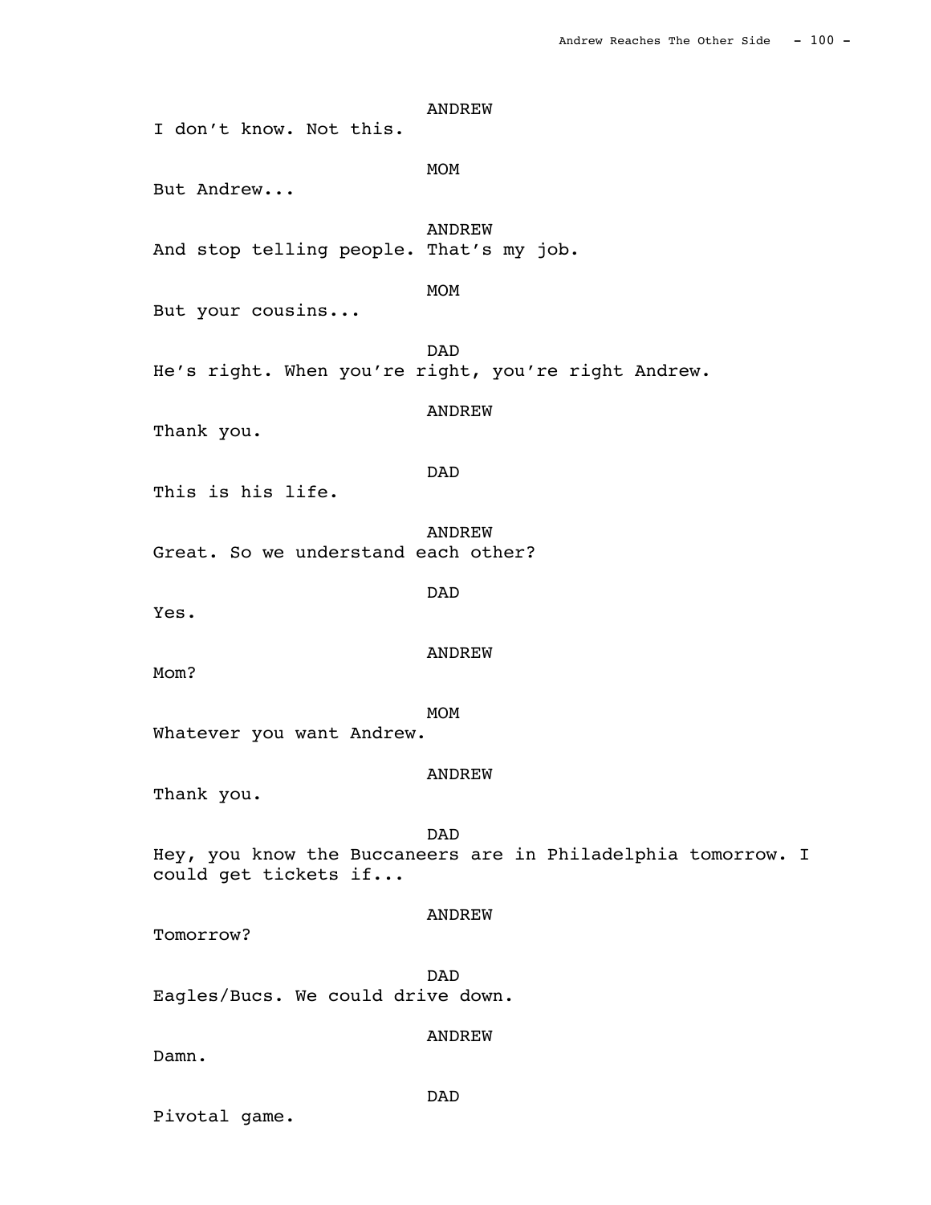ANDREW
I don't know. Not this.

MOM
But Andrew...

ANDREW
And stop telling people. That's my job.

MOM
But your cousins...

DAD
He's right. When you're right, you're right Andrew.

ANDREW
Thank you.

DAD
This is his life.

ANDREW
Great. So we understand each other?

DAD
Yes.

ANDREW
Mom?

MOM
Whatever you want Andrew.

ANDREW
Thank you.

DAD
Hey, you know the Buccaneers are in Philadelphia tomorrow. I could get tickets if...

ANDREW
Tomorrow?

DAD
Eagles/Bucs. We could drive down.

ANDREW
Damn.

DAD
Pivotal game.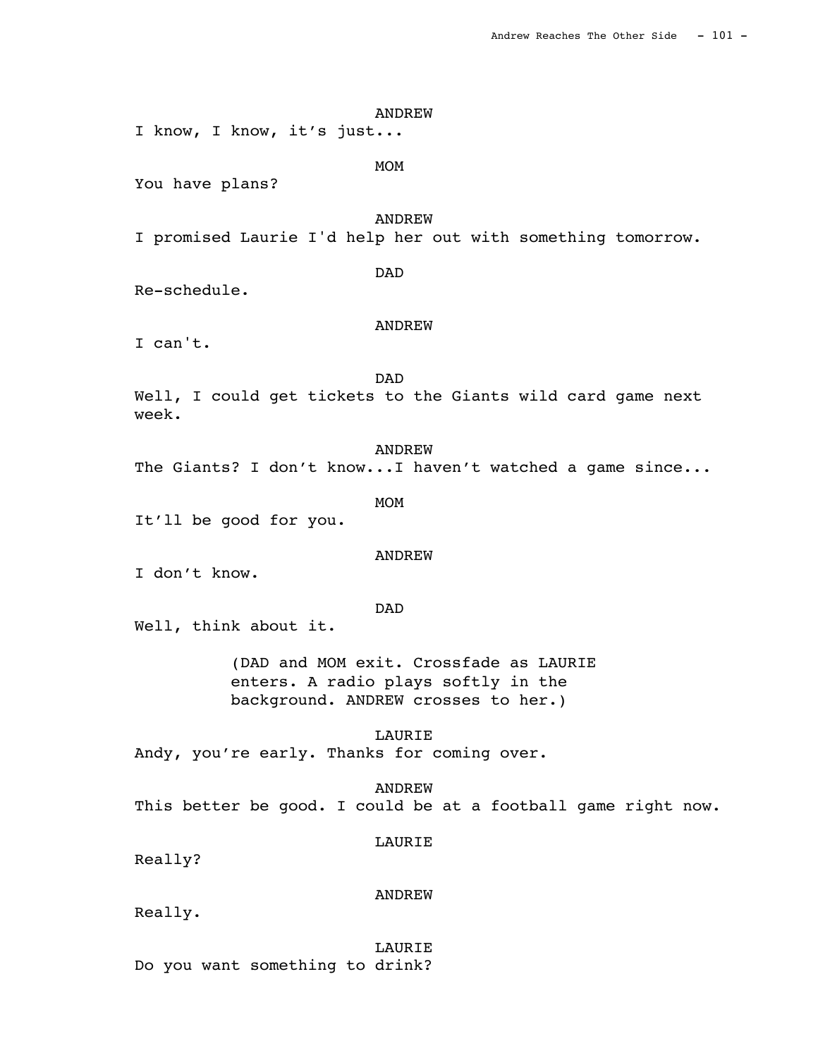ANDREW
I know, I know, it's just...

MOM
You have plans?

ANDREW
I promised Laurie I'd help her out with something tomorrow.

DAD
Re-schedule.

ANDREW
I can't.

DAD
Well, I could get tickets to the Giants wild card game next week.

ANDREW
The Giants? I don't know...I haven't watched a game since...

MOM
It'll be good for you.

ANDREW
I don't know.

DAD
Well, think about it.

(DAD and MOM exit. Crossfade as LAURIE enters. A radio plays softly in the background. ANDREW crosses to her.)

LAURIE
Andy, you're early. Thanks for coming over.

ANDREW
This better be good. I could be at a football game right now.

LAURIE
Really?

ANDREW
Really.

LAURIE
Do you want something to drink?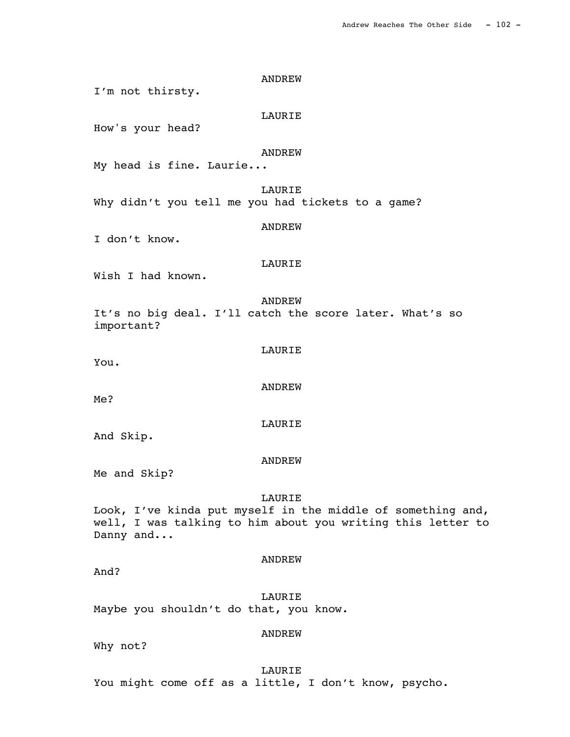ANDREW

I'm not thirsty.

LAURIE

How's your head?

ANDREW

My head is fine. Laurie...

LAURIE

Why didn't you tell me you had tickets to a game?

ANDREW

I don't know.

LAURIE

Wish I had known.

ANDREW

It's no big deal. I'll catch the score later. What's so important?

LAURIE

You.

ANDREW

Me?

LAURIE

And Skip.

ANDREW

Me and Skip?

LAURIE

Look, I've kinda put myself in the middle of something and, well, I was talking to him about you writing this letter to Danny and...

ANDREW

And?

LAURIE

Maybe you shouldn't do that, you know.

ANDREW

Why not?

LAURIE

You might come off as a little, I don't know, psycho.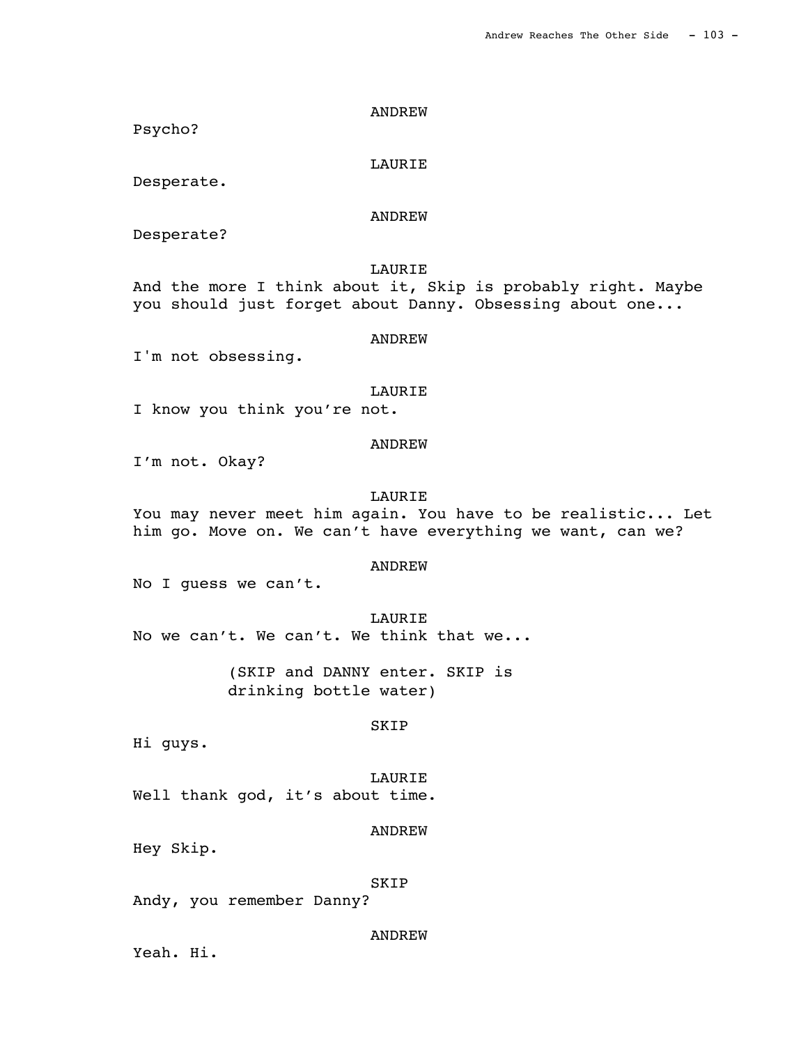ANDREW

Psycho?

LAURIE

Desperate.

ANDREW

Desperate?

LAURIE

And the more I think about it, Skip is probably right. Maybe you should just forget about Danny. Obsessing about one...

ANDREW

I'm not obsessing.

LAURIE

I know you think you're not.

ANDREW

I'm not. Okay?

LAURIE

You may never meet him again. You have to be realistic... Let him go. Move on. We can't have everything we want, can we?

ANDREW

No I guess we can't.

LAURIE

No we can't. We can't. We think that we...

(SKIP and DANNY enter. SKIP is drinking bottle water)

SKIP

Hi guys.

LAURIE

Well thank god, it's about time.

ANDREW

Hey Skip.

SKIP

Andy, you remember Danny?

ANDREW

Yeah. Hi.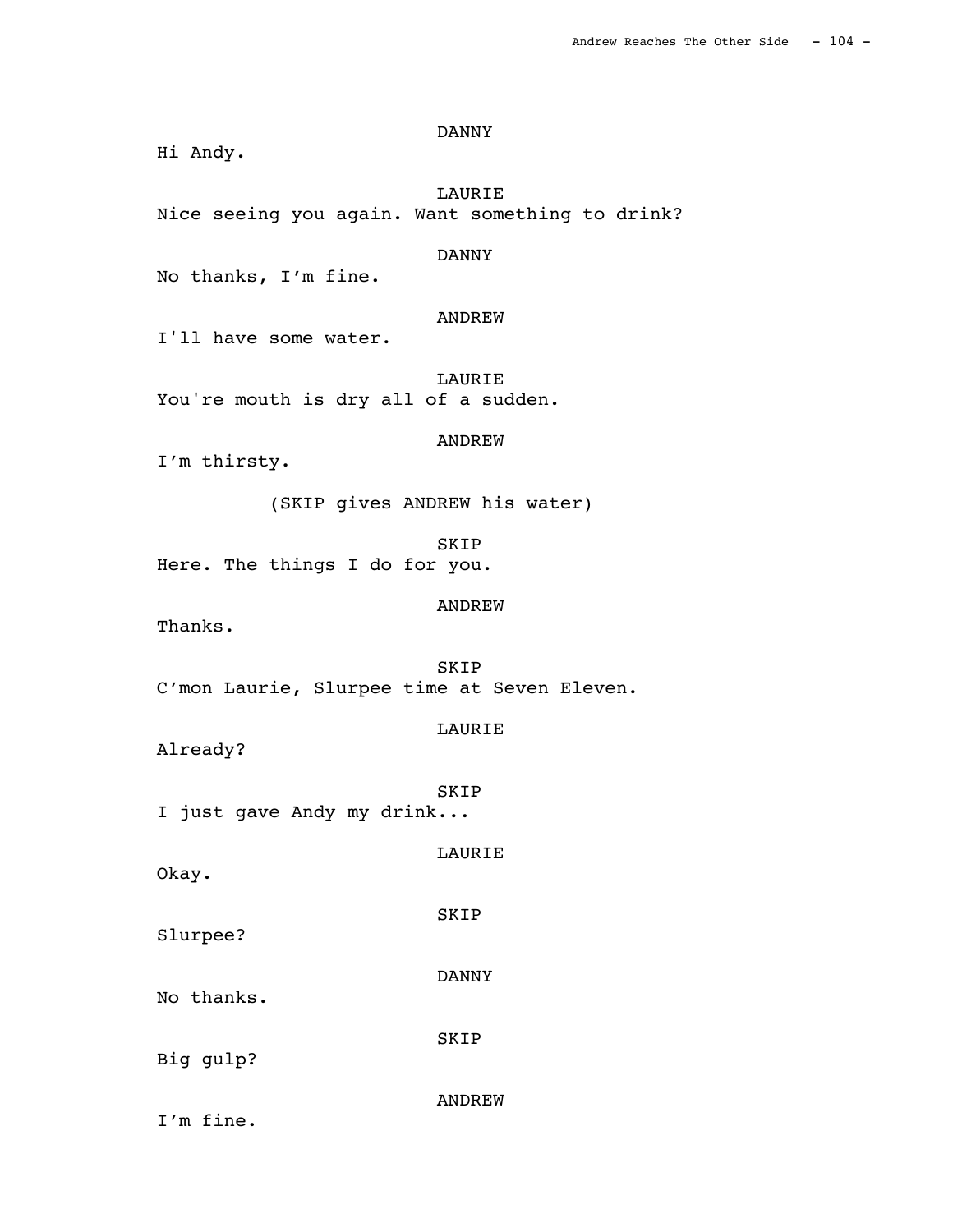DANNY

Hi Andy.

LAURIE

Nice seeing you again. Want something to drink?

DANNY

No thanks, I'm fine.

ANDREW

I'll have some water.

LAURIE

You're mouth is dry all of a sudden.

ANDREW

I'm thirsty.

(SKIP gives ANDREW his water)

SKIP

Here. The things I do for you.

ANDREW

Thanks.

SKIP

C'mon Laurie, Slurpee time at Seven Eleven.

LAURIE

Already?

SKIP

I just gave Andy my drink...

LAURIE

Okay.

SKIP

Slurpee?

DANNY

No thanks.

SKIP

Big gulp?

ANDREW

I'm fine.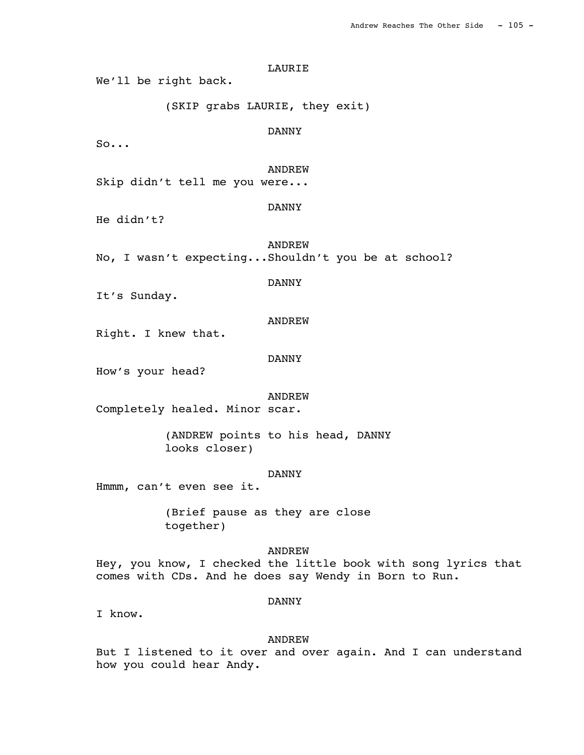LAURIE

We'll be right back.

(SKIP grabs LAURIE, they exit)

DANNY

So...

ANDREW

Skip didn't tell me you were...

DANNY

He didn't?

ANDREW

No, I wasn't expecting...Shouldn't you be at school?

DANNY

It's Sunday.

ANDREW

Right. I knew that.

DANNY

How's your head?

ANDREW

Completely healed. Minor scar.

(ANDREW points to his head, DANNY looks closer)

DANNY

Hmmm, can't even see it.

(Brief pause as they are close together)

ANDREW

Hey, you know, I checked the little book with song lyrics that comes with CDs. And he does say Wendy in Born to Run.

DANNY

I know.

ANDREW

But I listened to it over and over again. And I can understand how you could hear Andy.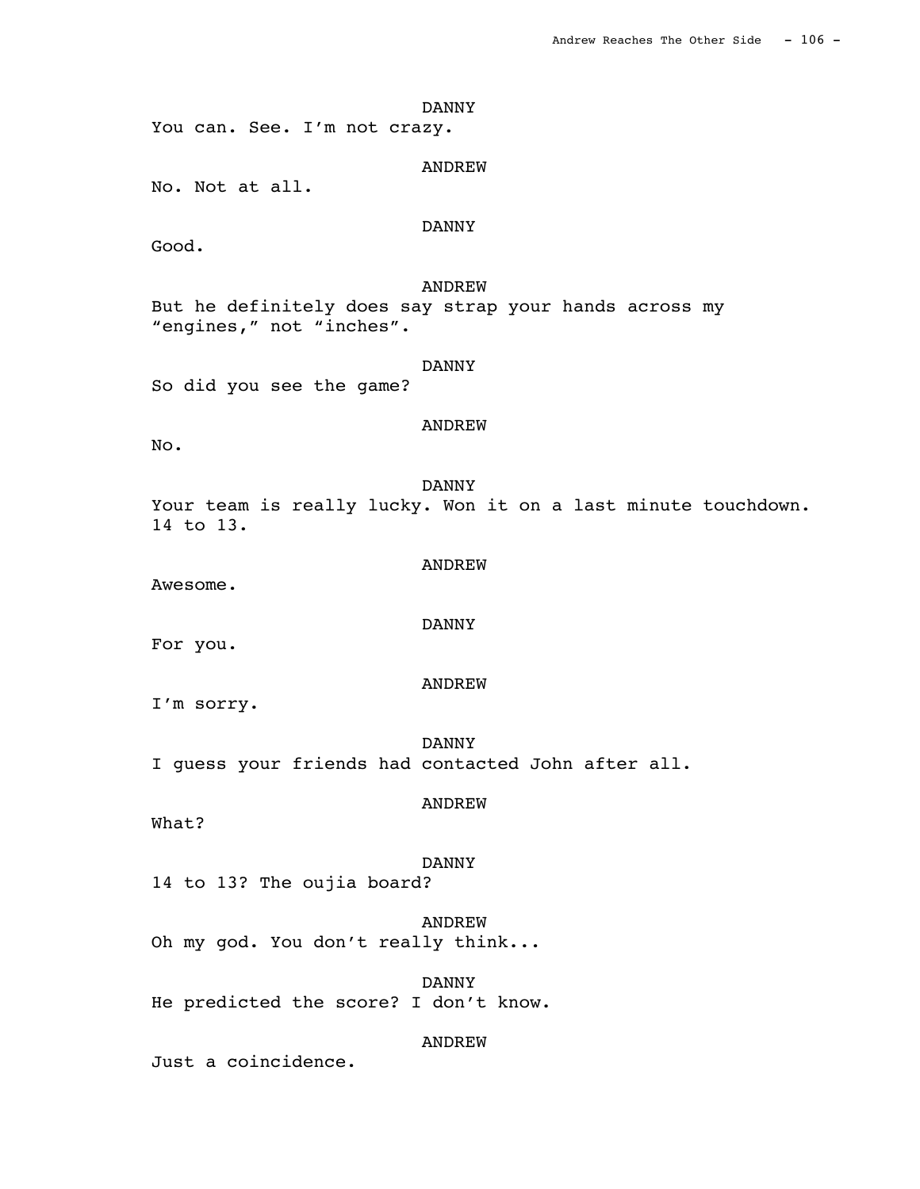DANNY

You can. See. I'm not crazy.

ANDREW

No. Not at all.

DANNY

Good.

ANDREW

But he definitely does say strap your hands across my "engines," not "inches".

DANNY

So did you see the game?

ANDREW

No.

DANNY

Your team is really lucky. Won it on a last minute touchdown. 14 to 13.

ANDREW

Awesome.

DANNY

For you.

ANDREW

I'm sorry.

DANNY

I guess your friends had contacted John after all.

ANDREW

What?

DANNY

14 to 13? The oujia board?

ANDREW

Oh my god. You don't really think...

DANNY

He predicted the score? I don't know.

ANDREW

Just a coincidence.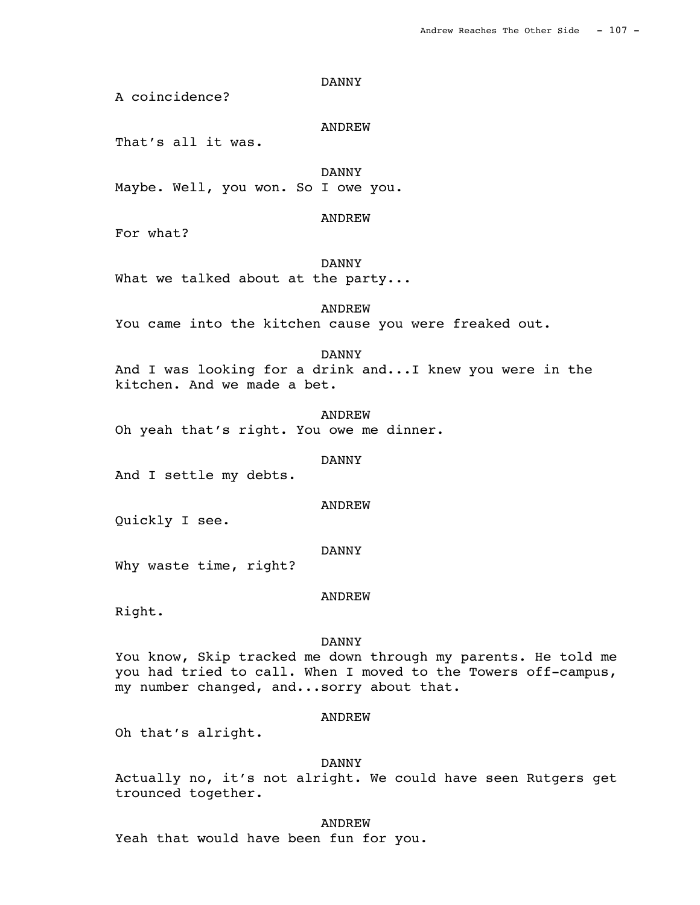DANNY

A coincidence?

ANDREW

That's all it was.

DANNY

Maybe. Well, you won. So I owe you.

ANDREW

For what?

DANNY

What we talked about at the party...

ANDREW

You came into the kitchen cause you were freaked out.

DANNY

And I was looking for a drink and...I knew you were in the kitchen. And we made a bet.

ANDREW

Oh yeah that's right. You owe me dinner.

DANNY

And I settle my debts.

ANDREW

Quickly I see.

DANNY

Why waste time, right?

ANDREW

Right.

DANNY

You know, Skip tracked me down through my parents. He told me you had tried to call. When I moved to the Towers off-campus, my number changed, and...sorry about that.

ANDREW

Oh that's alright.

DANNY

Actually no, it's not alright. We could have seen Rutgers get trounced together.

ANDREW

Yeah that would have been fun for you.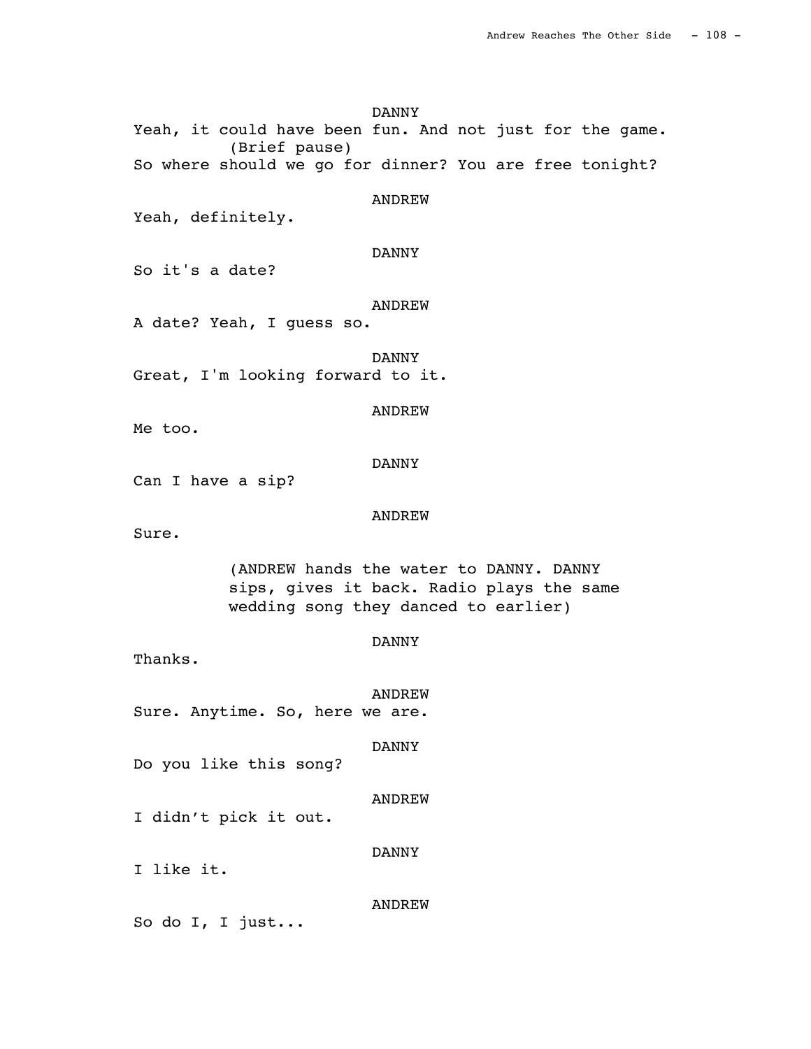DANNY

Yeah, it could have been fun. And not just for the game.

(Brief pause)

So where should we go for dinner? You are free tonight?

ANDREW

Yeah, definitely.

DANNY

So it's a date?

ANDREW

A date? Yeah, I guess so.

DANNY

Great, I'm looking forward to it.

ANDREW

Me too.

DANNY

Can I have a sip?

ANDREW

Sure.

(ANDREW hands the water to DANNY. DANNY sips, gives it back. Radio plays the same wedding song they danced to earlier)

DANNY

Thanks.

ANDREW

Sure. Anytime. So, here we are.

DANNY

Do you like this song?

ANDREW

I didn't pick it out.

DANNY

I like it.

ANDREW

So do I, I just...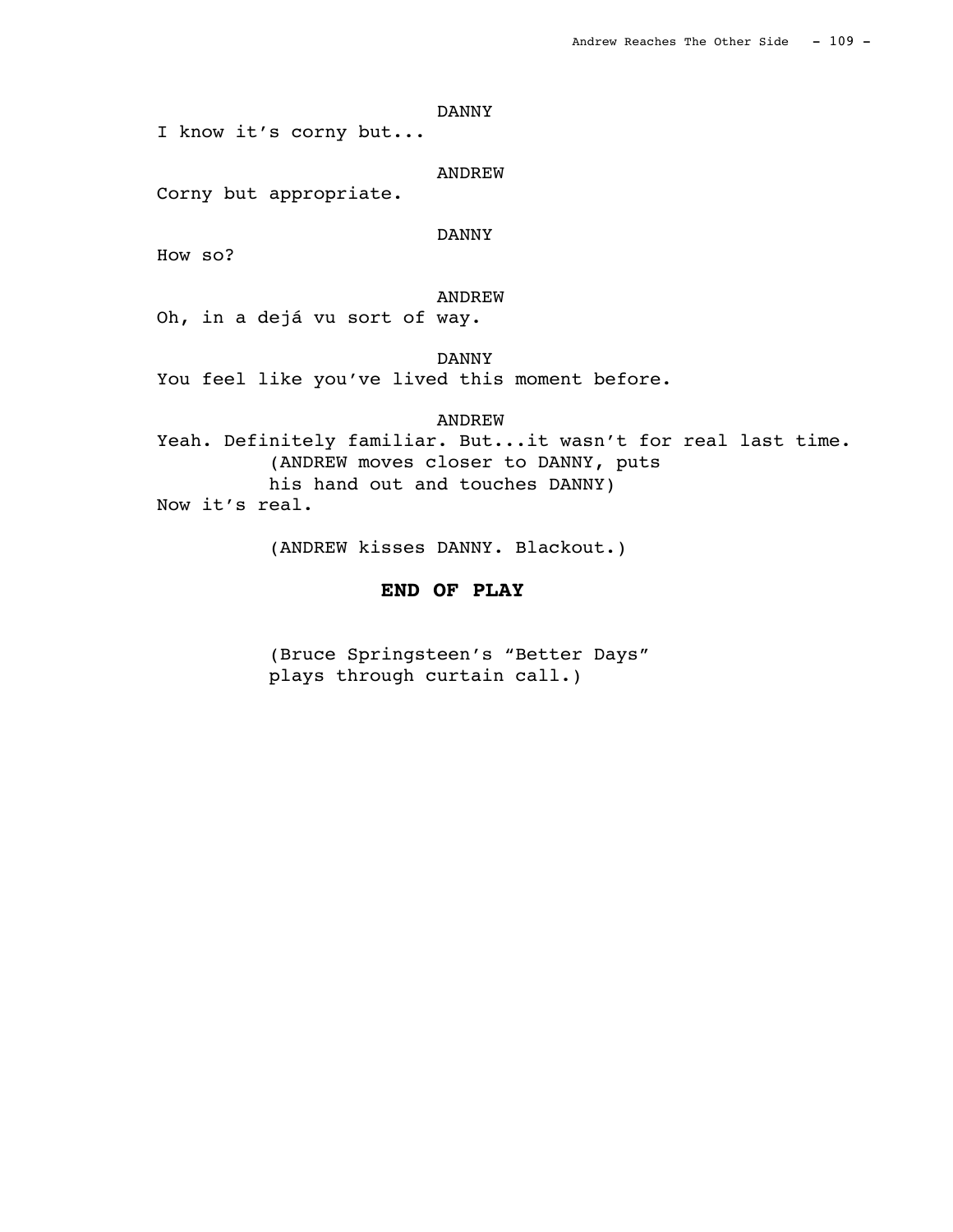DANNY

I know it's corny but...

ANDREW

Corny but appropriate.

DANNY

How so?

ANDREW

Oh, in a dejá vu sort of way.

DANNY

You feel like you've lived this moment before.

ANDREW

Yeah. Definitely familiar. But...it wasn't for real last time.

(ANDREW moves closer to DANNY, puts his hand out and touches DANNY)

Now it's real.

(ANDREW kisses DANNY. Blackout.)

**END OF PLAY**

(Bruce Springsteen's "Better Days" plays through curtain call.)